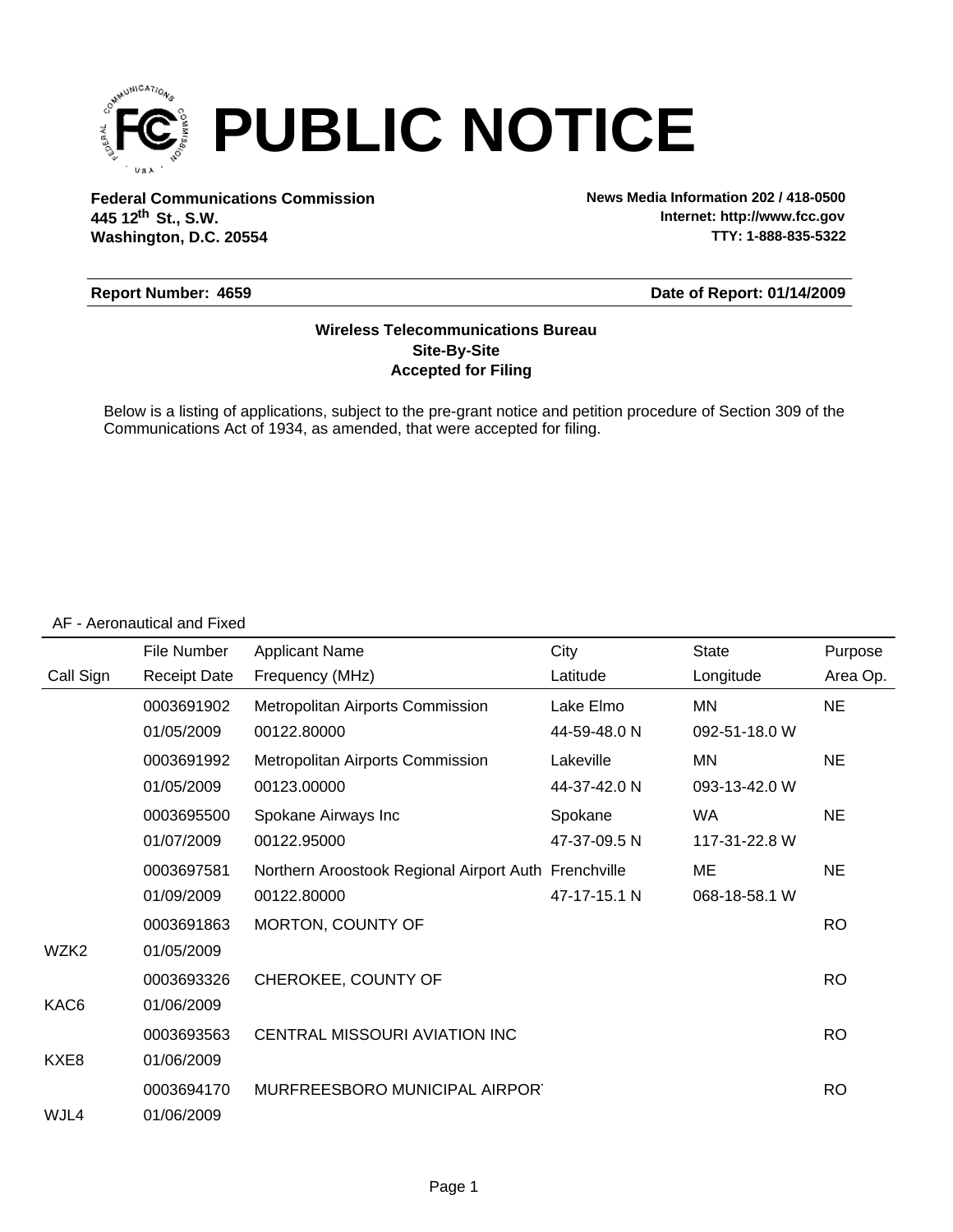# PUBLIC NOTICE

**Federal Communications Commission**
**445 12th St., S.W.**
**Washington, D.C. 20554**

**News Media Information 202 / 418-0500**
**Internet: http://www.fcc.gov**
**TTY: 1-888-835-5322**

**Report Number: 4659** | **Date of Report: 01/14/2009**

**Wireless Telecommunications Bureau**
**Site-By-Site**
**Accepted for Filing**

Below is a listing of applications, subject to the pre-grant notice and petition procedure of Section 309 of the Communications Act of 1934, as amended, that were accepted for filing.

AF - Aeronautical and Fixed

| Call Sign | File Number / Receipt Date | Applicant Name / Frequency (MHz) | City / Latitude | State / Longitude | Purpose / Area Op. |
|---|---|---|---|---|---|
| | 0003691902 | Metropolitan Airports Commission | Lake Elmo | MN | NE |
| | 01/05/2009 | 00122.80000 | 44-59-48.0 N | 092-51-18.0 W | |
| | 0003691992 | Metropolitan Airports Commission | Lakeville | MN | NE |
| | 01/05/2009 | 00123.00000 | 44-37-42.0 N | 093-13-42.0 W | |
| | 0003695500 | Spokane Airways Inc | Spokane | WA | NE |
| | 01/07/2009 | 00122.95000 | 47-37-09.5 N | 117-31-22.8 W | |
| | 0003697581 | Northern Aroostook Regional Airport Auth | Frenchville | ME | NE |
| | 01/09/2009 | 00122.80000 | 47-17-15.1 N | 068-18-58.1 W | |
| | 0003691863 | MORTON, COUNTY OF | | | RO |
| WZK2 | 01/05/2009 | | | | |
| | 0003693326 | CHEROKEE, COUNTY OF | | | RO |
| KAC6 | 01/06/2009 | | | | |
| | 0003693563 | CENTRAL MISSOURI AVIATION INC | | | RO |
| KXE8 | 01/06/2009 | | | | |
| | 0003694170 | MURFREESBORO MUNICIPAL AIRPOR | | | RO |
| WJL4 | 01/06/2009 | | | | |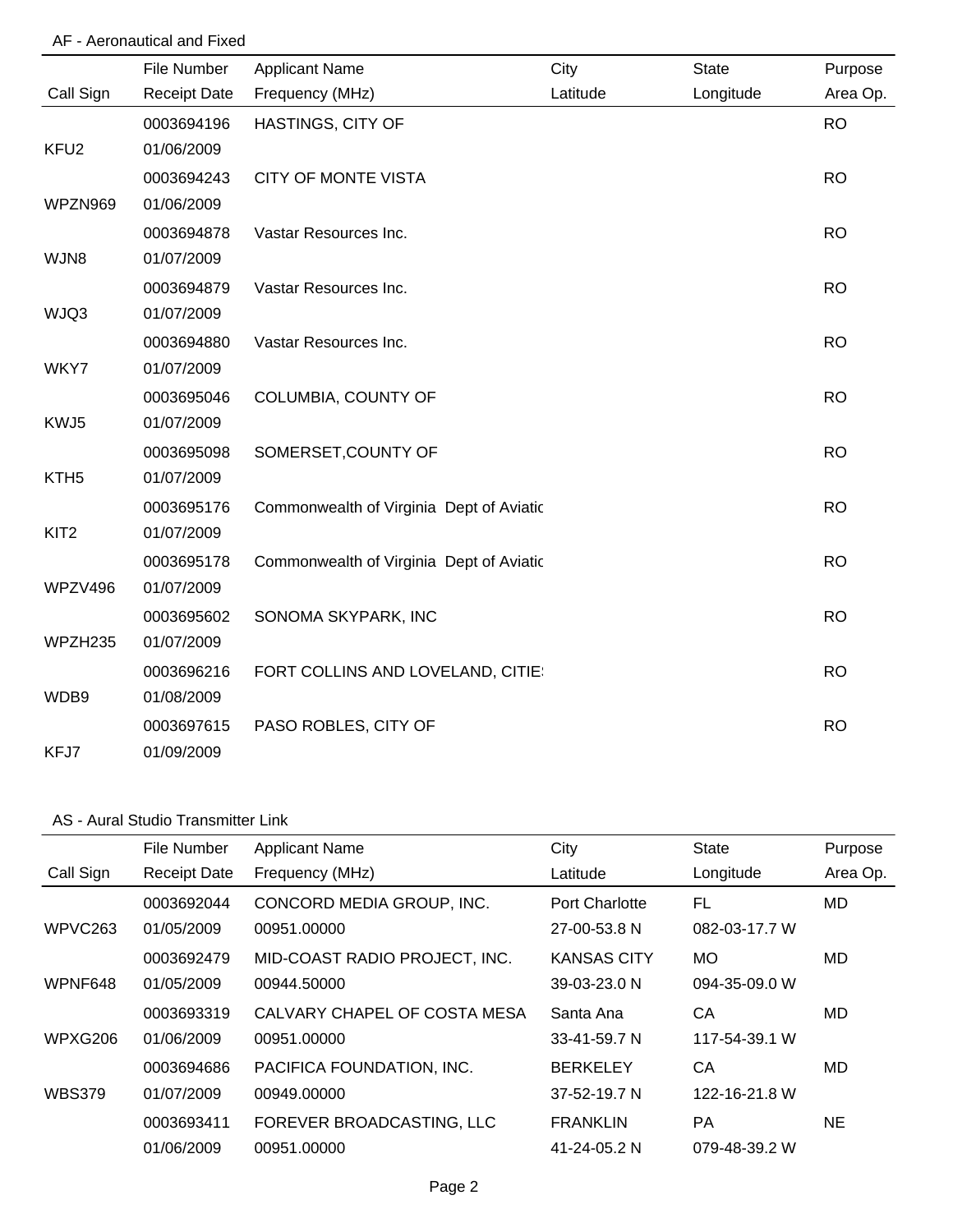AF - Aeronautical and Fixed

| Call Sign | File Number<br>Receipt Date | Applicant Name<br>Frequency (MHz) | City<br>Latitude | State<br>Longitude | Purpose<br>Area Op. |
|---|---|---|---|---|---|
| KFU2 | 0003694196<br>01/06/2009 | HASTINGS, CITY OF | | | RO |
| WPZN969 | 0003694243<br>01/06/2009 | CITY OF MONTE VISTA | | | RO |
| WJN8 | 0003694878<br>01/07/2009 | Vastar Resources Inc. | | | RO |
| WJQ3 | 0003694879<br>01/07/2009 | Vastar Resources Inc. | | | RO |
| WKY7 | 0003694880<br>01/07/2009 | Vastar Resources Inc. | | | RO |
| KWJ5 | 0003695046<br>01/07/2009 | COLUMBIA, COUNTY OF | | | RO |
| KTH5 | 0003695098<br>01/07/2009 | SOMERSET,COUNTY OF | | | RO |
| KIT2 | 0003695176<br>01/07/2009 | Commonwealth of Virginia Dept of Aviatic | | | RO |
| WPZV496 | 0003695178<br>01/07/2009 | Commonwealth of Virginia Dept of Aviatic | | | RO |
| WPZH235 | 0003695602<br>01/07/2009 | SONOMA SKYPARK, INC | | | RO |
| WDB9 | 0003696216<br>01/08/2009 | FORT COLLINS AND LOVELAND, CITIE! | | | RO |
| KFJ7 | 0003697615<br>01/09/2009 | PASO ROBLES, CITY OF | | | RO |

AS - Aural Studio Transmitter Link

| Call Sign | File Number<br>Receipt Date | Applicant Name<br>Frequency (MHz) | City<br>Latitude | State<br>Longitude | Purpose<br>Area Op. |
|---|---|---|---|---|---|
| WPVC263 | 0003692044<br>01/05/2009 | CONCORD MEDIA GROUP, INC.<br>00951.00000 | Port Charlotte<br>27-00-53.8 N | FL<br>082-03-17.7 W | MD |
| WPNF648 | 0003692479<br>01/05/2009 | MID-COAST RADIO PROJECT, INC.<br>00944.50000 | KANSAS CITY<br>39-03-23.0 N | MO<br>094-35-09.0 W | MD |
| WPXG206 | 0003693319<br>01/06/2009 | CALVARY CHAPEL OF COSTA MESA<br>00951.00000 | Santa Ana<br>33-41-59.7 N | CA<br>117-54-39.1 W | MD |
| WBS379 | 0003694686<br>01/07/2009 | PACIFICA FOUNDATION, INC.<br>00949.00000 | BERKELEY<br>37-52-19.7 N | CA<br>122-16-21.8 W | MD |
| | 0003693411<br>01/06/2009 | FOREVER BROADCASTING, LLC<br>00951.00000 | FRANKLIN<br>41-24-05.2 N | PA<br>079-48-39.2 W | NE |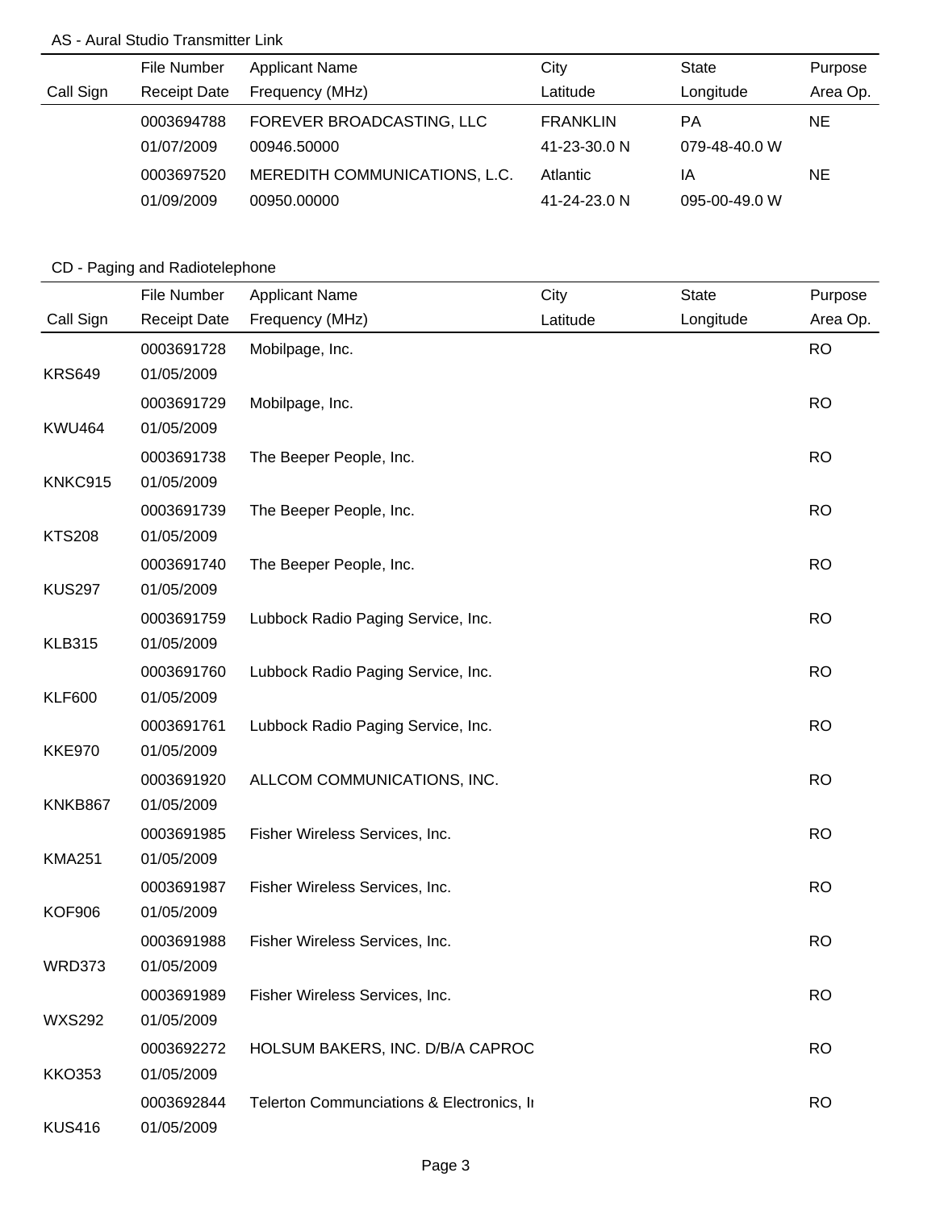## AS - Aural Studio Transmitter Link

| Call Sign | File Number<br>Receipt Date | Applicant Name<br>Frequency (MHz) | City<br>Latitude | State<br>Longitude | Purpose<br>Area Op. |
|---|---|---|---|---|---|
| | 0003694788<br>01/07/2009 | FOREVER BROADCASTING, LLC<br>00946.50000 | FRANKLIN<br>41-23-30.0 N | PA<br>079-48-40.0 W | NE |
| | 0003697520<br>01/09/2009 | MEREDITH COMMUNICATIONS, L.C.<br>00950.00000 | Atlantic<br>41-24-23.0 N | IA<br>095-00-49.0 W | NE |

## CD - Paging and Radiotelephone

| Call Sign | File Number<br>Receipt Date | Applicant Name<br>Frequency (MHz) | City<br>Latitude | State<br>Longitude | Purpose<br>Area Op. |
|---|---|---|---|---|---|
| KRS649 | 0003691728<br>01/05/2009 | Mobilpage, Inc. | | | RO |
| KWU464 | 0003691729<br>01/05/2009 | Mobilpage, Inc. | | | RO |
| KNKC915 | 0003691738<br>01/05/2009 | The Beeper People, Inc. | | | RO |
| KTS208 | 0003691739<br>01/05/2009 | The Beeper People, Inc. | | | RO |
| KUS297 | 0003691740<br>01/05/2009 | The Beeper People, Inc. | | | RO |
| KLB315 | 0003691759<br>01/05/2009 | Lubbock Radio Paging Service, Inc. | | | RO |
| KLF600 | 0003691760<br>01/05/2009 | Lubbock Radio Paging Service, Inc. | | | RO |
| KKE970 | 0003691761<br>01/05/2009 | Lubbock Radio Paging Service, Inc. | | | RO |
| KNKB867 | 0003691920<br>01/05/2009 | ALLCOM COMMUNICATIONS, INC. | | | RO |
| KMA251 | 0003691985<br>01/05/2009 | Fisher Wireless Services, Inc. | | | RO |
| KOF906 | 0003691987<br>01/05/2009 | Fisher Wireless Services, Inc. | | | RO |
| WRD373 | 0003691988<br>01/05/2009 | Fisher Wireless Services, Inc. | | | RO |
| WXS292 | 0003691989<br>01/05/2009 | Fisher Wireless Services, Inc. | | | RO |
| KKO353 | 0003692272<br>01/05/2009 | HOLSUM BAKERS, INC. D/B/A CAPROC | | | RO |
| KUS416 | 0003692844<br>01/05/2009 | Telerton Communciations & Electronics, In | | | RO |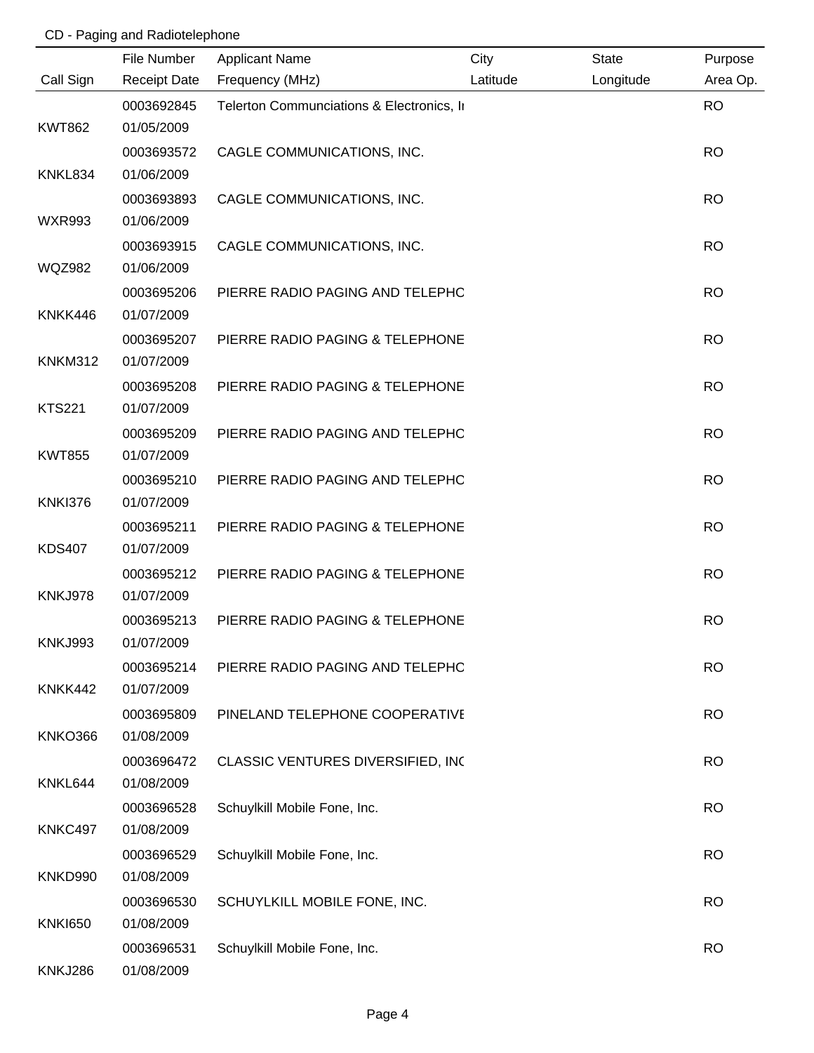CD - Paging and Radiotelephone

| Call Sign | File Number<br>Receipt Date | Applicant Name<br>Frequency (MHz) | City<br>Latitude | State<br>Longitude | Purpose<br>Area Op. |
|---|---|---|---|---|---|
| KWT862 | 0003692845<br>01/05/2009 | Telerton Communciations & Electronics, Ii | | | RO |
| KNKL834 | 0003693572<br>01/06/2009 | CAGLE COMMUNICATIONS, INC. | | | RO |
| WXR993 | 0003693893<br>01/06/2009 | CAGLE COMMUNICATIONS, INC. | | | RO |
| WQZ982 | 0003693915<br>01/06/2009 | CAGLE COMMUNICATIONS, INC. | | | RO |
| KNKK446 | 0003695206<br>01/07/2009 | PIERRE RADIO PAGING AND TELEPHC | | | RO |
| KNKM312 | 0003695207<br>01/07/2009 | PIERRE RADIO PAGING & TELEPHONE | | | RO |
| KTS221 | 0003695208<br>01/07/2009 | PIERRE RADIO PAGING & TELEPHONE | | | RO |
| KWT855 | 0003695209<br>01/07/2009 | PIERRE RADIO PAGING AND TELEPHC | | | RO |
| KNKI376 | 0003695210<br>01/07/2009 | PIERRE RADIO PAGING AND TELEPHC | | | RO |
| KDS407 | 0003695211<br>01/07/2009 | PIERRE RADIO PAGING & TELEPHONE | | | RO |
| KNKJ978 | 0003695212<br>01/07/2009 | PIERRE RADIO PAGING & TELEPHONE | | | RO |
| KNKJ993 | 0003695213<br>01/07/2009 | PIERRE RADIO PAGING & TELEPHONE | | | RO |
| KNKK442 | 0003695214<br>01/07/2009 | PIERRE RADIO PAGING AND TELEPHC | | | RO |
| KNKO366 | 0003695809<br>01/08/2009 | PINELAND TELEPHONE COOPERATIVE | | | RO |
| KNKL644 | 0003696472<br>01/08/2009 | CLASSIC VENTURES DIVERSIFIED, INC | | | RO |
| KNKC497 | 0003696528<br>01/08/2009 | Schuylkill Mobile Fone, Inc. | | | RO |
| KNKD990 | 0003696529<br>01/08/2009 | Schuylkill Mobile Fone, Inc. | | | RO |
| KNKI650 | 0003696530<br>01/08/2009 | SCHUYLKILL MOBILE FONE, INC. | | | RO |
| KNKJ286 | 0003696531<br>01/08/2009 | Schuylkill Mobile Fone, Inc. | | | RO |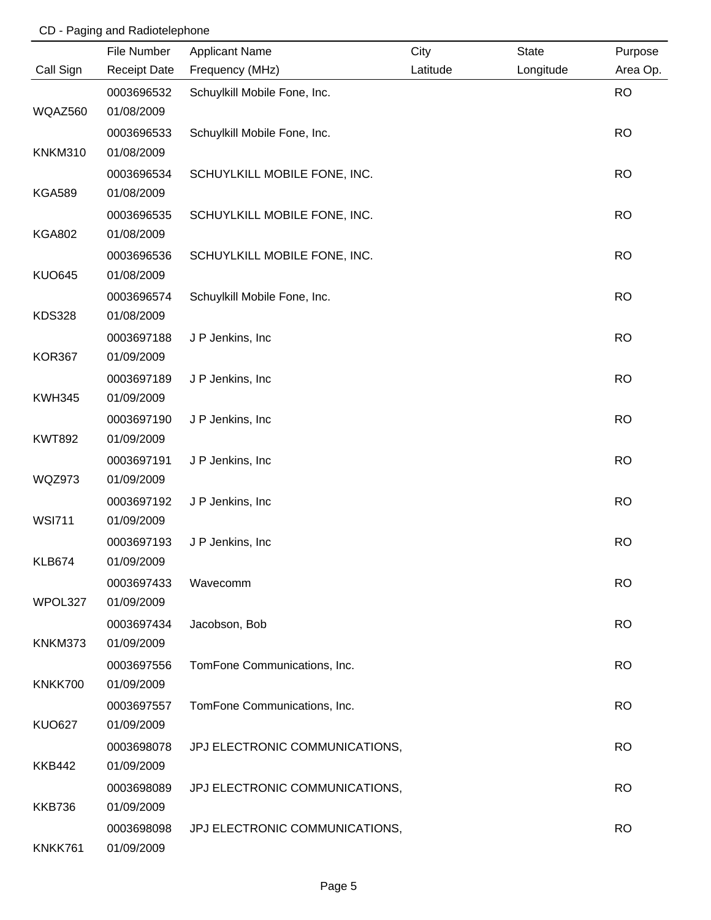CD - Paging and Radiotelephone

| Call Sign | File Number / Receipt Date | Applicant Name / Frequency (MHz) | City / Latitude | State / Longitude | Purpose / Area Op. |
|---|---|---|---|---|---|
| WQAZ560 | 0003696532 01/08/2009 | Schuylkill Mobile Fone, Inc. | | | RO |
| KNKM310 | 0003696533 01/08/2009 | Schuylkill Mobile Fone, Inc. | | | RO |
| KGA589 | 0003696534 01/08/2009 | SCHUYLKILL MOBILE FONE, INC. | | | RO |
| KGA802 | 0003696535 01/08/2009 | SCHUYLKILL MOBILE FONE, INC. | | | RO |
| KUO645 | 0003696536 01/08/2009 | SCHUYLKILL MOBILE FONE, INC. | | | RO |
| KDS328 | 0003696574 01/08/2009 | Schuylkill Mobile Fone, Inc. | | | RO |
| KOR367 | 0003697188 01/09/2009 | J P Jenkins, Inc | | | RO |
| KWH345 | 0003697189 01/09/2009 | J P Jenkins, Inc | | | RO |
| KWT892 | 0003697190 01/09/2009 | J P Jenkins, Inc | | | RO |
| WQZ973 | 0003697191 01/09/2009 | J P Jenkins, Inc | | | RO |
| WSI711 | 0003697192 01/09/2009 | J P Jenkins, Inc | | | RO |
| KLB674 | 0003697193 01/09/2009 | J P Jenkins, Inc | | | RO |
| WPOL327 | 0003697433 01/09/2009 | Wavecomm | | | RO |
| KNKM373 | 0003697434 01/09/2009 | Jacobson, Bob | | | RO |
| KNKK700 | 0003697556 01/09/2009 | TomFone Communications, Inc. | | | RO |
| KUO627 | 0003697557 01/09/2009 | TomFone Communications, Inc. | | | RO |
| KKB442 | 0003698078 01/09/2009 | JPJ ELECTRONIC COMMUNICATIONS, | | | RO |
| KKB736 | 0003698089 01/09/2009 | JPJ ELECTRONIC COMMUNICATIONS, | | | RO |
| KNKK761 | 0003698098 01/09/2009 | JPJ ELECTRONIC COMMUNICATIONS, | | | RO |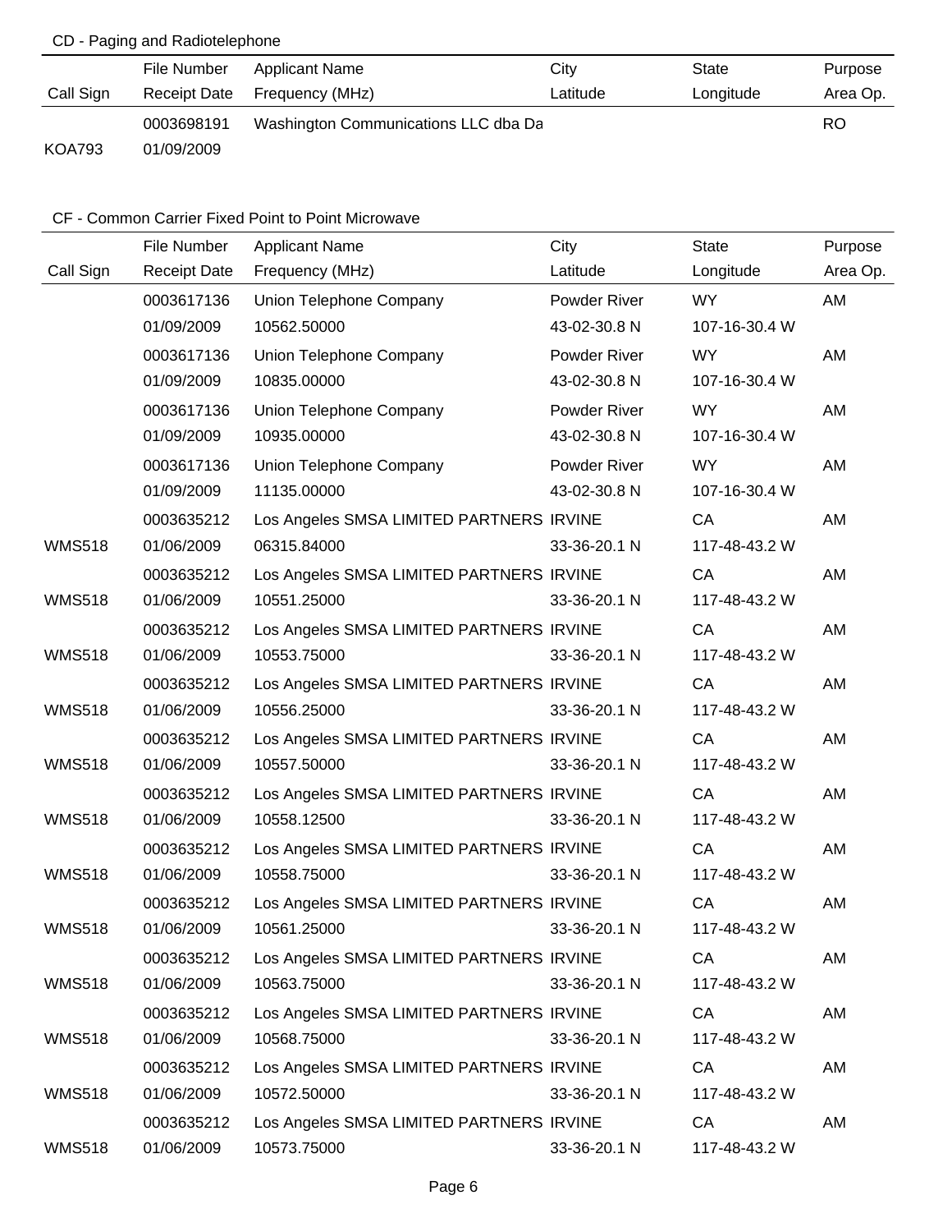CD - Paging and Radiotelephone

| Call Sign | File Number<br>Receipt Date | Applicant Name<br>Frequency (MHz) | City<br>Latitude | State<br>Longitude | Purpose<br>Area Op. |
|---|---|---|---|---|---|
| KOA793 | 0003698191<br>01/09/2009 | Washington Communications LLC dba Da | | | RO |

CF - Common Carrier Fixed Point to Point Microwave

| Call Sign | File Number<br>Receipt Date | Applicant Name<br>Frequency (MHz) | City<br>Latitude | State<br>Longitude | Purpose<br>Area Op. |
|---|---|---|---|---|---|
| | 0003617136<br>01/09/2009 | Union Telephone Company<br>10562.50000 | Powder River<br>43-02-30.8 N | WY<br>107-16-30.4 W | AM |
| | 0003617136<br>01/09/2009 | Union Telephone Company<br>10835.00000 | Powder River<br>43-02-30.8 N | WY<br>107-16-30.4 W | AM |
| | 0003617136<br>01/09/2009 | Union Telephone Company<br>10935.00000 | Powder River<br>43-02-30.8 N | WY<br>107-16-30.4 W | AM |
| | 0003617136<br>01/09/2009 | Union Telephone Company<br>11135.00000 | Powder River<br>43-02-30.8 N | WY<br>107-16-30.4 W | AM |
| WMS518 | 0003635212<br>01/06/2009 | Los Angeles SMSA LIMITED PARTNERS<br>06315.84000 | IRVINE<br>33-36-20.1 N | CA<br>117-48-43.2 W | AM |
| WMS518 | 0003635212<br>01/06/2009 | Los Angeles SMSA LIMITED PARTNERS<br>10551.25000 | IRVINE<br>33-36-20.1 N | CA<br>117-48-43.2 W | AM |
| WMS518 | 0003635212<br>01/06/2009 | Los Angeles SMSA LIMITED PARTNERS<br>10553.75000 | IRVINE<br>33-36-20.1 N | CA<br>117-48-43.2 W | AM |
| WMS518 | 0003635212<br>01/06/2009 | Los Angeles SMSA LIMITED PARTNERS<br>10556.25000 | IRVINE<br>33-36-20.1 N | CA<br>117-48-43.2 W | AM |
| WMS518 | 0003635212<br>01/06/2009 | Los Angeles SMSA LIMITED PARTNERS<br>10557.50000 | IRVINE<br>33-36-20.1 N | CA<br>117-48-43.2 W | AM |
| WMS518 | 0003635212<br>01/06/2009 | Los Angeles SMSA LIMITED PARTNERS<br>10558.12500 | IRVINE<br>33-36-20.1 N | CA<br>117-48-43.2 W | AM |
| WMS518 | 0003635212<br>01/06/2009 | Los Angeles SMSA LIMITED PARTNERS<br>10558.75000 | IRVINE<br>33-36-20.1 N | CA<br>117-48-43.2 W | AM |
| WMS518 | 0003635212<br>01/06/2009 | Los Angeles SMSA LIMITED PARTNERS<br>10561.25000 | IRVINE<br>33-36-20.1 N | CA<br>117-48-43.2 W | AM |
| WMS518 | 0003635212<br>01/06/2009 | Los Angeles SMSA LIMITED PARTNERS<br>10563.75000 | IRVINE<br>33-36-20.1 N | CA<br>117-48-43.2 W | AM |
| WMS518 | 0003635212<br>01/06/2009 | Los Angeles SMSA LIMITED PARTNERS<br>10568.75000 | IRVINE<br>33-36-20.1 N | CA<br>117-48-43.2 W | AM |
| WMS518 | 0003635212<br>01/06/2009 | Los Angeles SMSA LIMITED PARTNERS<br>10572.50000 | IRVINE<br>33-36-20.1 N | CA<br>117-48-43.2 W | AM |
| WMS518 | 0003635212<br>01/06/2009 | Los Angeles SMSA LIMITED PARTNERS<br>10573.75000 | IRVINE<br>33-36-20.1 N | CA<br>117-48-43.2 W | AM |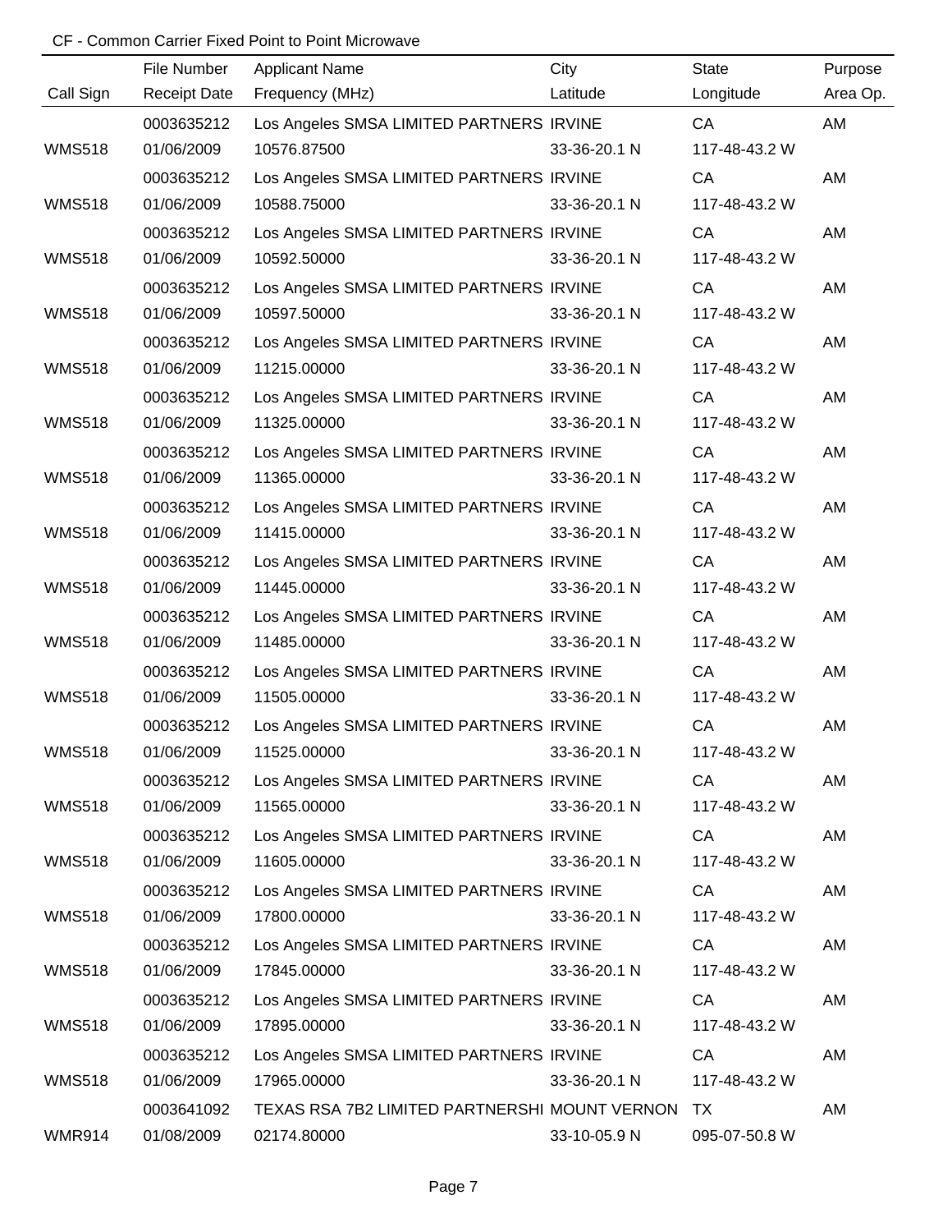CF - Common Carrier Fixed Point to Point Microwave

| Call Sign | File Number / Receipt Date | Applicant Name / Frequency (MHz) | City / Latitude | State / Longitude | Purpose / Area Op. |
|---|---|---|---|---|---|
| | 0003635212 | Los Angeles SMSA LIMITED PARTNERS | IRVINE | CA | AM |
| WMS518 | 01/06/2009 | 10576.87500 | 33-36-20.1 N | 117-48-43.2 W | |
| | 0003635212 | Los Angeles SMSA LIMITED PARTNERS | IRVINE | CA | AM |
| WMS518 | 01/06/2009 | 10588.75000 | 33-36-20.1 N | 117-48-43.2 W | |
| | 0003635212 | Los Angeles SMSA LIMITED PARTNERS | IRVINE | CA | AM |
| WMS518 | 01/06/2009 | 10592.50000 | 33-36-20.1 N | 117-48-43.2 W | |
| | 0003635212 | Los Angeles SMSA LIMITED PARTNERS | IRVINE | CA | AM |
| WMS518 | 01/06/2009 | 10597.50000 | 33-36-20.1 N | 117-48-43.2 W | |
| | 0003635212 | Los Angeles SMSA LIMITED PARTNERS | IRVINE | CA | AM |
| WMS518 | 01/06/2009 | 11215.00000 | 33-36-20.1 N | 117-48-43.2 W | |
| | 0003635212 | Los Angeles SMSA LIMITED PARTNERS | IRVINE | CA | AM |
| WMS518 | 01/06/2009 | 11325.00000 | 33-36-20.1 N | 117-48-43.2 W | |
| | 0003635212 | Los Angeles SMSA LIMITED PARTNERS | IRVINE | CA | AM |
| WMS518 | 01/06/2009 | 11365.00000 | 33-36-20.1 N | 117-48-43.2 W | |
| | 0003635212 | Los Angeles SMSA LIMITED PARTNERS | IRVINE | CA | AM |
| WMS518 | 01/06/2009 | 11415.00000 | 33-36-20.1 N | 117-48-43.2 W | |
| | 0003635212 | Los Angeles SMSA LIMITED PARTNERS | IRVINE | CA | AM |
| WMS518 | 01/06/2009 | 11445.00000 | 33-36-20.1 N | 117-48-43.2 W | |
| | 0003635212 | Los Angeles SMSA LIMITED PARTNERS | IRVINE | CA | AM |
| WMS518 | 01/06/2009 | 11485.00000 | 33-36-20.1 N | 117-48-43.2 W | |
| | 0003635212 | Los Angeles SMSA LIMITED PARTNERS | IRVINE | CA | AM |
| WMS518 | 01/06/2009 | 11505.00000 | 33-36-20.1 N | 117-48-43.2 W | |
| | 0003635212 | Los Angeles SMSA LIMITED PARTNERS | IRVINE | CA | AM |
| WMS518 | 01/06/2009 | 11525.00000 | 33-36-20.1 N | 117-48-43.2 W | |
| | 0003635212 | Los Angeles SMSA LIMITED PARTNERS | IRVINE | CA | AM |
| WMS518 | 01/06/2009 | 11565.00000 | 33-36-20.1 N | 117-48-43.2 W | |
| | 0003635212 | Los Angeles SMSA LIMITED PARTNERS | IRVINE | CA | AM |
| WMS518 | 01/06/2009 | 11605.00000 | 33-36-20.1 N | 117-48-43.2 W | |
| | 0003635212 | Los Angeles SMSA LIMITED PARTNERS | IRVINE | CA | AM |
| WMS518 | 01/06/2009 | 17800.00000 | 33-36-20.1 N | 117-48-43.2 W | |
| | 0003635212 | Los Angeles SMSA LIMITED PARTNERS | IRVINE | CA | AM |
| WMS518 | 01/06/2009 | 17845.00000 | 33-36-20.1 N | 117-48-43.2 W | |
| | 0003635212 | Los Angeles SMSA LIMITED PARTNERS | IRVINE | CA | AM |
| WMS518 | 01/06/2009 | 17895.00000 | 33-36-20.1 N | 117-48-43.2 W | |
| | 0003635212 | Los Angeles SMSA LIMITED PARTNERS | IRVINE | CA | AM |
| WMS518 | 01/06/2009 | 17965.00000 | 33-36-20.1 N | 117-48-43.2 W | |
| | 0003641092 | TEXAS RSA 7B2 LIMITED PARTNERSHI | MOUNT VERNON | TX | AM |
| WMR914 | 01/08/2009 | 02174.80000 | 33-10-05.9 N | 095-07-50.8 W | |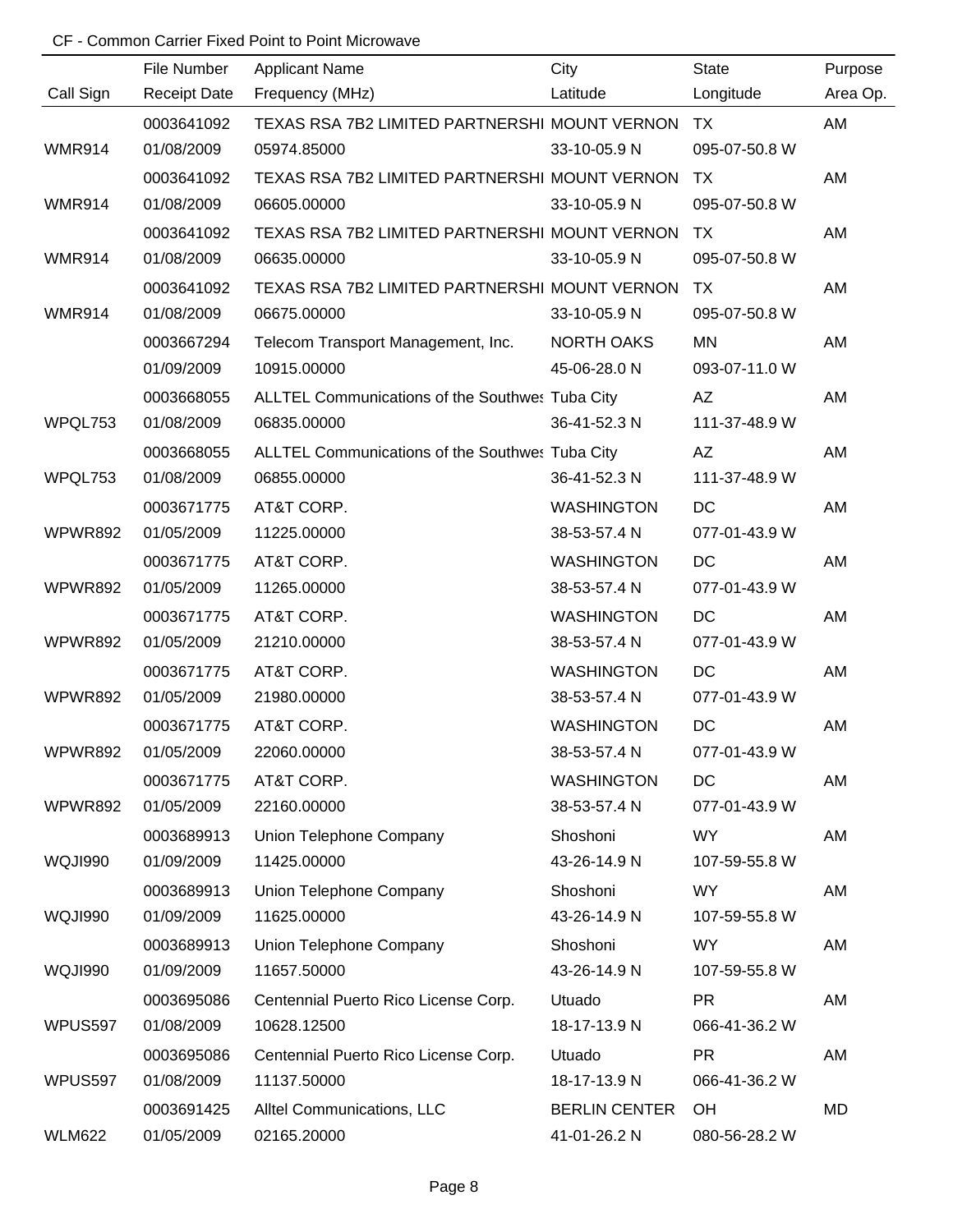CF - Common Carrier Fixed Point to Point Microwave

| Call Sign | File Number<br>Receipt Date | Applicant Name<br>Frequency (MHz) | City<br>Latitude | State<br>Longitude | Purpose<br>Area Op. |
|---|---|---|---|---|---|
| WMR914 | 0003641092<br>01/08/2009 | TEXAS RSA 7B2 LIMITED PARTNERSHI<br>05974.85000 | MOUNT VERNON<br>33-10-05.9 N | TX<br>095-07-50.8 W | AM |
| WMR914 | 0003641092<br>01/08/2009 | TEXAS RSA 7B2 LIMITED PARTNERSHI<br>06605.00000 | MOUNT VERNON<br>33-10-05.9 N | TX<br>095-07-50.8 W | AM |
| WMR914 | 0003641092<br>01/08/2009 | TEXAS RSA 7B2 LIMITED PARTNERSHI<br>06635.00000 | MOUNT VERNON<br>33-10-05.9 N | TX<br>095-07-50.8 W | AM |
| WMR914 | 0003641092<br>01/08/2009 | TEXAS RSA 7B2 LIMITED PARTNERSHI<br>06675.00000 | MOUNT VERNON<br>33-10-05.9 N | TX<br>095-07-50.8 W | AM |
| | 0003667294<br>01/09/2009 | Telecom Transport Management, Inc.<br>10915.00000 | NORTH OAKS<br>45-06-28.0 N | MN<br>093-07-11.0 W | AM |
| WPQL753 | 0003668055<br>01/08/2009 | ALLTEL Communications of the Southwes<br>06835.00000 | Tuba City<br>36-41-52.3 N | AZ<br>111-37-48.9 W | AM |
| WPQL753 | 0003668055<br>01/08/2009 | ALLTEL Communications of the Southwes<br>06855.00000 | Tuba City<br>36-41-52.3 N | AZ<br>111-37-48.9 W | AM |
| WPWR892 | 0003671775<br>01/05/2009 | AT&T CORP.<br>11225.00000 | WASHINGTON<br>38-53-57.4 N | DC<br>077-01-43.9 W | AM |
| WPWR892 | 0003671775<br>01/05/2009 | AT&T CORP.<br>11265.00000 | WASHINGTON<br>38-53-57.4 N | DC<br>077-01-43.9 W | AM |
| WPWR892 | 0003671775<br>01/05/2009 | AT&T CORP.<br>21210.00000 | WASHINGTON<br>38-53-57.4 N | DC<br>077-01-43.9 W | AM |
| WPWR892 | 0003671775<br>01/05/2009 | AT&T CORP.<br>21980.00000 | WASHINGTON<br>38-53-57.4 N | DC<br>077-01-43.9 W | AM |
| WPWR892 | 0003671775<br>01/05/2009 | AT&T CORP.<br>22060.00000 | WASHINGTON<br>38-53-57.4 N | DC<br>077-01-43.9 W | AM |
| WPWR892 | 0003671775<br>01/05/2009 | AT&T CORP.<br>22160.00000 | WASHINGTON<br>38-53-57.4 N | DC<br>077-01-43.9 W | AM |
| WQJI990 | 0003689913<br>01/09/2009 | Union Telephone Company<br>11425.00000 | Shoshoni<br>43-26-14.9 N | WY<br>107-59-55.8 W | AM |
| WQJI990 | 0003689913<br>01/09/2009 | Union Telephone Company<br>11625.00000 | Shoshoni<br>43-26-14.9 N | WY<br>107-59-55.8 W | AM |
| WQJI990 | 0003689913<br>01/09/2009 | Union Telephone Company<br>11657.50000 | Shoshoni<br>43-26-14.9 N | WY<br>107-59-55.8 W | AM |
| WPUS597 | 0003695086<br>01/08/2009 | Centennial Puerto Rico License Corp.<br>10628.12500 | Utuado<br>18-17-13.9 N | PR<br>066-41-36.2 W | AM |
| WPUS597 | 0003695086<br>01/08/2009 | Centennial Puerto Rico License Corp.<br>11137.50000 | Utuado<br>18-17-13.9 N | PR<br>066-41-36.2 W | AM |
| WLM622 | 0003691425<br>01/05/2009 | Alltel Communications, LLC<br>02165.20000 | BERLIN CENTER<br>41-01-26.2 N | OH<br>080-56-28.2 W | MD |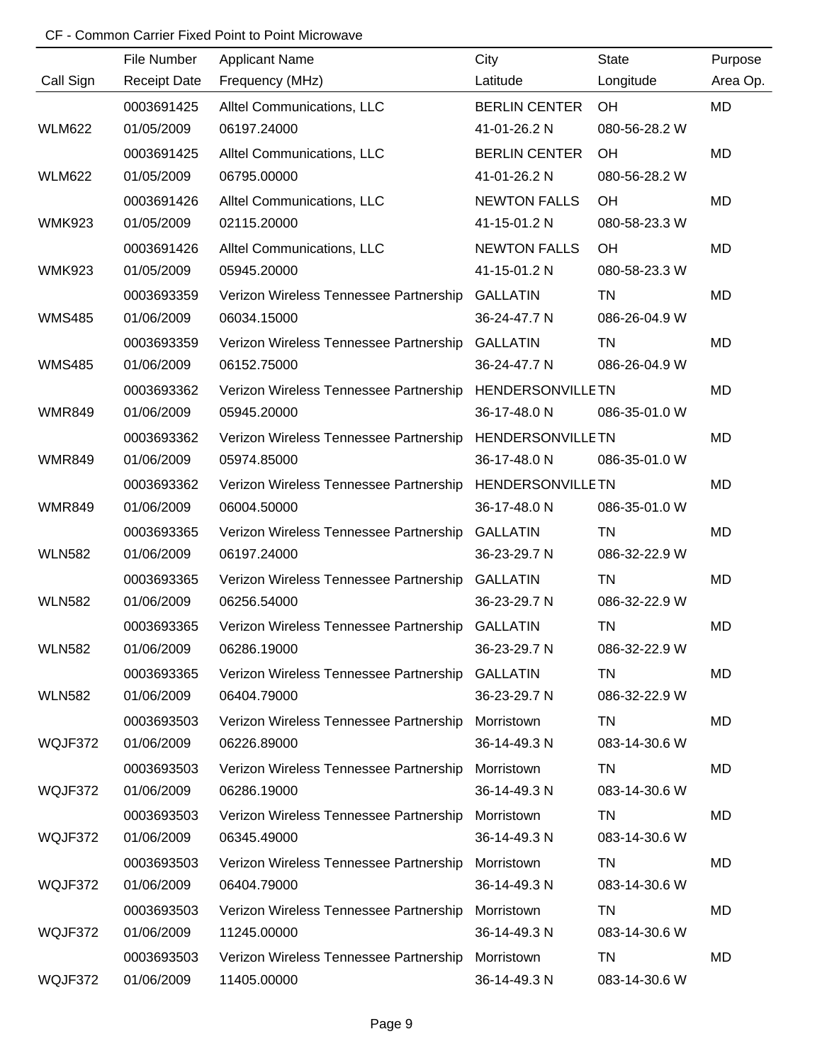CF - Common Carrier Fixed Point to Point Microwave

| Call Sign | File Number<br>Receipt Date | Applicant Name<br>Frequency (MHz) | City<br>Latitude | State<br>Longitude | Purpose<br>Area Op. |
|---|---|---|---|---|---|
| WLM622 | 0003691425<br>01/05/2009 | Alltel Communications, LLC<br>06197.24000 | BERLIN CENTER<br>41-01-26.2 N | OH<br>080-56-28.2 W | MD |
| WLM622 | 0003691425<br>01/05/2009 | Alltel Communications, LLC<br>06795.00000 | BERLIN CENTER<br>41-01-26.2 N | OH<br>080-56-28.2 W | MD |
| WMK923 | 0003691426<br>01/05/2009 | Alltel Communications, LLC<br>02115.20000 | NEWTON FALLS<br>41-15-01.2 N | OH<br>080-58-23.3 W | MD |
| WMK923 | 0003691426<br>01/05/2009 | Alltel Communications, LLC<br>05945.20000 | NEWTON FALLS<br>41-15-01.2 N | OH<br>080-58-23.3 W | MD |
| WMS485 | 0003693359<br>01/06/2009 | Verizon Wireless Tennessee Partnership<br>06034.15000 | GALLATIN<br>36-24-47.7 N | TN<br>086-26-04.9 W | MD |
| WMS485 | 0003693359<br>01/06/2009 | Verizon Wireless Tennessee Partnership<br>06152.75000 | GALLATIN<br>36-24-47.7 N | TN<br>086-26-04.9 W | MD |
| WMR849 | 0003693362<br>01/06/2009 | Verizon Wireless Tennessee Partnership<br>05945.20000 | HENDERSONVILLE<br>36-17-48.0 N | TN<br>086-35-01.0 W | MD |
| WMR849 | 0003693362<br>01/06/2009 | Verizon Wireless Tennessee Partnership<br>05974.85000 | HENDERSONVILLE<br>36-17-48.0 N | TN<br>086-35-01.0 W | MD |
| WMR849 | 0003693362<br>01/06/2009 | Verizon Wireless Tennessee Partnership<br>06004.50000 | HENDERSONVILLE<br>36-17-48.0 N | TN<br>086-35-01.0 W | MD |
| WLN582 | 0003693365<br>01/06/2009 | Verizon Wireless Tennessee Partnership<br>06197.24000 | GALLATIN<br>36-23-29.7 N | TN<br>086-32-22.9 W | MD |
| WLN582 | 0003693365<br>01/06/2009 | Verizon Wireless Tennessee Partnership<br>06256.54000 | GALLATIN<br>36-23-29.7 N | TN<br>086-32-22.9 W | MD |
| WLN582 | 0003693365<br>01/06/2009 | Verizon Wireless Tennessee Partnership<br>06286.19000 | GALLATIN<br>36-23-29.7 N | TN<br>086-32-22.9 W | MD |
| WLN582 | 0003693365<br>01/06/2009 | Verizon Wireless Tennessee Partnership<br>06404.79000 | GALLATIN<br>36-23-29.7 N | TN<br>086-32-22.9 W | MD |
| WQJF372 | 0003693503<br>01/06/2009 | Verizon Wireless Tennessee Partnership<br>06226.89000 | Morristown<br>36-14-49.3 N | TN<br>083-14-30.6 W | MD |
| WQJF372 | 0003693503<br>01/06/2009 | Verizon Wireless Tennessee Partnership<br>06286.19000 | Morristown<br>36-14-49.3 N | TN<br>083-14-30.6 W | MD |
| WQJF372 | 0003693503<br>01/06/2009 | Verizon Wireless Tennessee Partnership<br>06345.49000 | Morristown<br>36-14-49.3 N | TN<br>083-14-30.6 W | MD |
| WQJF372 | 0003693503<br>01/06/2009 | Verizon Wireless Tennessee Partnership<br>06404.79000 | Morristown<br>36-14-49.3 N | TN<br>083-14-30.6 W | MD |
| WQJF372 | 0003693503<br>01/06/2009 | Verizon Wireless Tennessee Partnership<br>11245.00000 | Morristown<br>36-14-49.3 N | TN<br>083-14-30.6 W | MD |
| WQJF372 | 0003693503<br>01/06/2009 | Verizon Wireless Tennessee Partnership<br>11405.00000 | Morristown<br>36-14-49.3 N | TN<br>083-14-30.6 W | MD |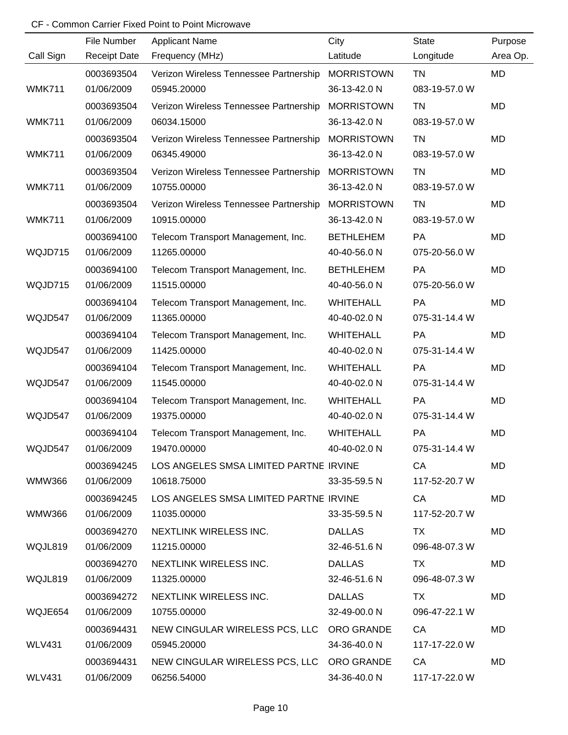CF - Common Carrier Fixed Point to Point Microwave

| Call Sign | File Number / Receipt Date | Applicant Name / Frequency (MHz) | City / Latitude | State / Longitude | Purpose / Area Op. |
|---|---|---|---|---|---|
| WMK711 | 0003693504<br>01/06/2009 | Verizon Wireless Tennessee Partnership<br>05945.20000 | MORRISTOWN<br>36-13-42.0 N | TN<br>083-19-57.0 W | MD |
| WMK711 | 0003693504<br>01/06/2009 | Verizon Wireless Tennessee Partnership<br>06034.15000 | MORRISTOWN<br>36-13-42.0 N | TN<br>083-19-57.0 W | MD |
| WMK711 | 0003693504<br>01/06/2009 | Verizon Wireless Tennessee Partnership<br>06345.49000 | MORRISTOWN<br>36-13-42.0 N | TN<br>083-19-57.0 W | MD |
| WMK711 | 0003693504<br>01/06/2009 | Verizon Wireless Tennessee Partnership<br>10755.00000 | MORRISTOWN<br>36-13-42.0 N | TN<br>083-19-57.0 W | MD |
| WMK711 | 0003693504<br>01/06/2009 | Verizon Wireless Tennessee Partnership<br>10915.00000 | MORRISTOWN<br>36-13-42.0 N | TN<br>083-19-57.0 W | MD |
| WQJD715 | 0003694100<br>01/06/2009 | Telecom Transport Management, Inc.<br>11265.00000 | BETHLEHEM<br>40-40-56.0 N | PA<br>075-20-56.0 W | MD |
| WQJD715 | 0003694100<br>01/06/2009 | Telecom Transport Management, Inc.<br>11515.00000 | BETHLEHEM<br>40-40-56.0 N | PA<br>075-20-56.0 W | MD |
| WQJD547 | 0003694104<br>01/06/2009 | Telecom Transport Management, Inc.<br>11365.00000 | WHITEHALL<br>40-40-02.0 N | PA<br>075-31-14.4 W | MD |
| WQJD547 | 0003694104<br>01/06/2009 | Telecom Transport Management, Inc.<br>11425.00000 | WHITEHALL<br>40-40-02.0 N | PA<br>075-31-14.4 W | MD |
| WQJD547 | 0003694104<br>01/06/2009 | Telecom Transport Management, Inc.<br>11545.00000 | WHITEHALL<br>40-40-02.0 N | PA<br>075-31-14.4 W | MD |
| WQJD547 | 0003694104<br>01/06/2009 | Telecom Transport Management, Inc.<br>19375.00000 | WHITEHALL<br>40-40-02.0 N | PA<br>075-31-14.4 W | MD |
| WQJD547 | 0003694104<br>01/06/2009 | Telecom Transport Management, Inc.<br>19470.00000 | WHITEHALL<br>40-40-02.0 N | PA<br>075-31-14.4 W | MD |
| WMW366 | 0003694245<br>01/06/2009 | LOS ANGELES SMSA LIMITED PARTNE<br>10618.75000 | IRVINE<br>33-35-59.5 N | CA<br>117-52-20.7 W | MD |
| WMW366 | 0003694245<br>01/06/2009 | LOS ANGELES SMSA LIMITED PARTNE<br>11035.00000 | IRVINE<br>33-35-59.5 N | CA<br>117-52-20.7 W | MD |
| WQJL819 | 0003694270<br>01/06/2009 | NEXTLINK WIRELESS INC.<br>11215.00000 | DALLAS<br>32-46-51.6 N | TX<br>096-48-07.3 W | MD |
| WQJL819 | 0003694270<br>01/06/2009 | NEXTLINK WIRELESS INC.<br>11325.00000 | DALLAS<br>32-46-51.6 N | TX<br>096-48-07.3 W | MD |
| WQJE654 | 0003694272<br>01/06/2009 | NEXTLINK WIRELESS INC.<br>10755.00000 | DALLAS<br>32-49-00.0 N | TX<br>096-47-22.1 W | MD |
| WLV431 | 0003694431<br>01/06/2009 | NEW CINGULAR WIRELESS PCS, LLC<br>05945.20000 | ORO GRANDE<br>34-36-40.0 N | CA<br>117-17-22.0 W | MD |
| WLV431 | 0003694431<br>01/06/2009 | NEW CINGULAR WIRELESS PCS, LLC<br>06256.54000 | ORO GRANDE<br>34-36-40.0 N | CA<br>117-17-22.0 W | MD |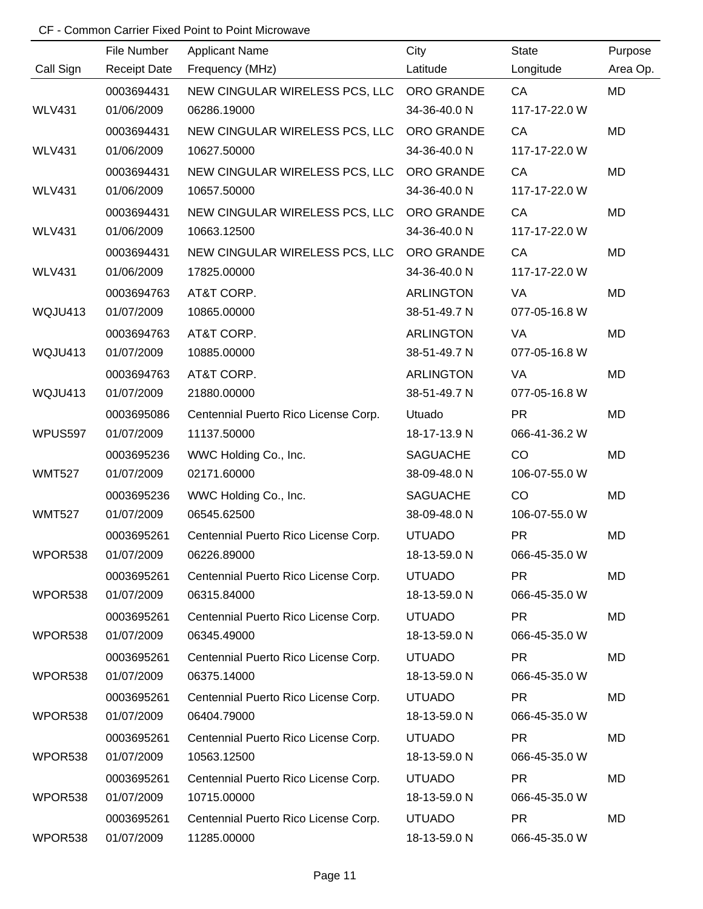CF - Common Carrier Fixed Point to Point Microwave

| Call Sign | File Number / Receipt Date | Applicant Name / Frequency (MHz) | City / Latitude | State / Longitude | Purpose / Area Op. |
|---|---|---|---|---|---|
| | 0003694431 | NEW CINGULAR WIRELESS PCS, LLC | ORO GRANDE | CA | MD |
| WLV431 | 01/06/2009 | 06286.19000 | 34-36-40.0 N | 117-17-22.0 W | |
| | 0003694431 | NEW CINGULAR WIRELESS PCS, LLC | ORO GRANDE | CA | MD |
| WLV431 | 01/06/2009 | 10627.50000 | 34-36-40.0 N | 117-17-22.0 W | |
| | 0003694431 | NEW CINGULAR WIRELESS PCS, LLC | ORO GRANDE | CA | MD |
| WLV431 | 01/06/2009 | 10657.50000 | 34-36-40.0 N | 117-17-22.0 W | |
| | 0003694431 | NEW CINGULAR WIRELESS PCS, LLC | ORO GRANDE | CA | MD |
| WLV431 | 01/06/2009 | 10663.12500 | 34-36-40.0 N | 117-17-22.0 W | |
| | 0003694431 | NEW CINGULAR WIRELESS PCS, LLC | ORO GRANDE | CA | MD |
| WLV431 | 01/06/2009 | 17825.00000 | 34-36-40.0 N | 117-17-22.0 W | |
| | 0003694763 | AT&T CORP. | ARLINGTON | VA | MD |
| WQJU413 | 01/07/2009 | 10865.00000 | 38-51-49.7 N | 077-05-16.8 W | |
| | 0003694763 | AT&T CORP. | ARLINGTON | VA | MD |
| WQJU413 | 01/07/2009 | 10885.00000 | 38-51-49.7 N | 077-05-16.8 W | |
| | 0003694763 | AT&T CORP. | ARLINGTON | VA | MD |
| WQJU413 | 01/07/2009 | 21880.00000 | 38-51-49.7 N | 077-05-16.8 W | |
| | 0003695086 | Centennial Puerto Rico License Corp. | Utuado | PR | MD |
| WPUS597 | 01/07/2009 | 11137.50000 | 18-17-13.9 N | 066-41-36.2 W | |
| | 0003695236 | WWC Holding Co., Inc. | SAGUACHE | CO | MD |
| WMT527 | 01/07/2009 | 02171.60000 | 38-09-48.0 N | 106-07-55.0 W | |
| | 0003695236 | WWC Holding Co., Inc. | SAGUACHE | CO | MD |
| WMT527 | 01/07/2009 | 06545.62500 | 38-09-48.0 N | 106-07-55.0 W | |
| | 0003695261 | Centennial Puerto Rico License Corp. | UTUADO | PR | MD |
| WPOR538 | 01/07/2009 | 06226.89000 | 18-13-59.0 N | 066-45-35.0 W | |
| | 0003695261 | Centennial Puerto Rico License Corp. | UTUADO | PR | MD |
| WPOR538 | 01/07/2009 | 06315.84000 | 18-13-59.0 N | 066-45-35.0 W | |
| | 0003695261 | Centennial Puerto Rico License Corp. | UTUADO | PR | MD |
| WPOR538 | 01/07/2009 | 06345.49000 | 18-13-59.0 N | 066-45-35.0 W | |
| | 0003695261 | Centennial Puerto Rico License Corp. | UTUADO | PR | MD |
| WPOR538 | 01/07/2009 | 06375.14000 | 18-13-59.0 N | 066-45-35.0 W | |
| | 0003695261 | Centennial Puerto Rico License Corp. | UTUADO | PR | MD |
| WPOR538 | 01/07/2009 | 06404.79000 | 18-13-59.0 N | 066-45-35.0 W | |
| | 0003695261 | Centennial Puerto Rico License Corp. | UTUADO | PR | MD |
| WPOR538 | 01/07/2009 | 10563.12500 | 18-13-59.0 N | 066-45-35.0 W | |
| | 0003695261 | Centennial Puerto Rico License Corp. | UTUADO | PR | MD |
| WPOR538 | 01/07/2009 | 10715.00000 | 18-13-59.0 N | 066-45-35.0 W | |
| | 0003695261 | Centennial Puerto Rico License Corp. | UTUADO | PR | MD |
| WPOR538 | 01/07/2009 | 11285.00000 | 18-13-59.0 N | 066-45-35.0 W | |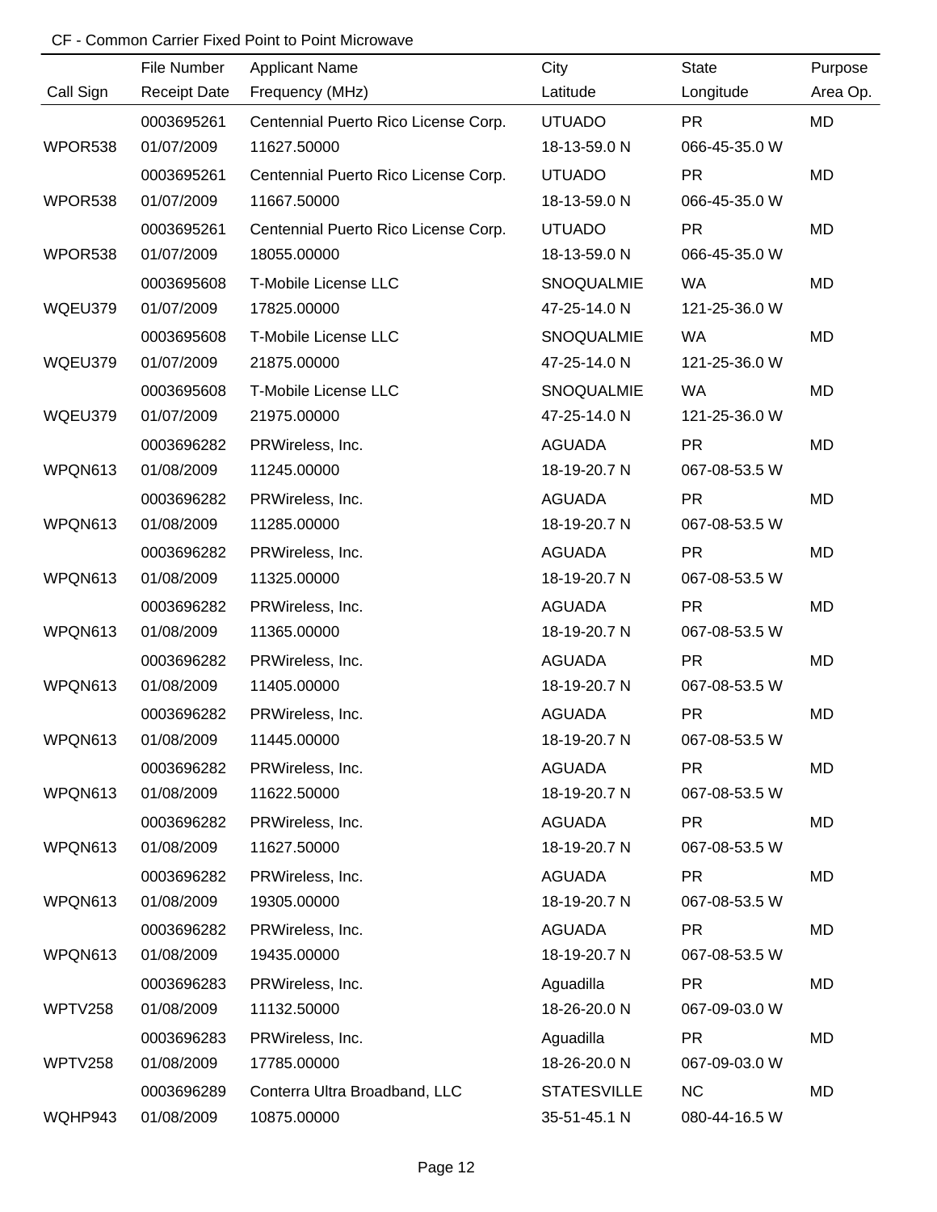CF - Common Carrier Fixed Point to Point Microwave

| Call Sign | File Number<br>Receipt Date | Applicant Name<br>Frequency (MHz) | City<br>Latitude | State<br>Longitude | Purpose<br>Area Op. |
|---|---|---|---|---|---|
| WPOR538 | 0003695261<br>01/07/2009 | Centennial Puerto Rico License Corp.<br>11627.50000 | UTUADO<br>18-13-59.0 N | PR<br>066-45-35.0 W | MD |
| WPOR538 | 0003695261<br>01/07/2009 | Centennial Puerto Rico License Corp.<br>11667.50000 | UTUADO<br>18-13-59.0 N | PR<br>066-45-35.0 W | MD |
| WPOR538 | 0003695261<br>01/07/2009 | Centennial Puerto Rico License Corp.<br>18055.00000 | UTUADO<br>18-13-59.0 N | PR<br>066-45-35.0 W | MD |
| WQEU379 | 0003695608<br>01/07/2009 | T-Mobile License LLC<br>17825.00000 | SNOQUALMIE<br>47-25-14.0 N | WA<br>121-25-36.0 W | MD |
| WQEU379 | 0003695608<br>01/07/2009 | T-Mobile License LLC<br>21875.00000 | SNOQUALMIE<br>47-25-14.0 N | WA<br>121-25-36.0 W | MD |
| WQEU379 | 0003695608<br>01/07/2009 | T-Mobile License LLC<br>21975.00000 | SNOQUALMIE<br>47-25-14.0 N | WA<br>121-25-36.0 W | MD |
| WPQN613 | 0003696282<br>01/08/2009 | PRWireless, Inc.<br>11245.00000 | AGUADA<br>18-19-20.7 N | PR<br>067-08-53.5 W | MD |
| WPQN613 | 0003696282<br>01/08/2009 | PRWireless, Inc.<br>11285.00000 | AGUADA<br>18-19-20.7 N | PR<br>067-08-53.5 W | MD |
| WPQN613 | 0003696282<br>01/08/2009 | PRWireless, Inc.<br>11325.00000 | AGUADA<br>18-19-20.7 N | PR<br>067-08-53.5 W | MD |
| WPQN613 | 0003696282<br>01/08/2009 | PRWireless, Inc.<br>11365.00000 | AGUADA<br>18-19-20.7 N | PR<br>067-08-53.5 W | MD |
| WPQN613 | 0003696282<br>01/08/2009 | PRWireless, Inc.<br>11405.00000 | AGUADA<br>18-19-20.7 N | PR<br>067-08-53.5 W | MD |
| WPQN613 | 0003696282<br>01/08/2009 | PRWireless, Inc.<br>11445.00000 | AGUADA<br>18-19-20.7 N | PR<br>067-08-53.5 W | MD |
| WPQN613 | 0003696282<br>01/08/2009 | PRWireless, Inc.<br>11622.50000 | AGUADA<br>18-19-20.7 N | PR<br>067-08-53.5 W | MD |
| WPQN613 | 0003696282<br>01/08/2009 | PRWireless, Inc.<br>11627.50000 | AGUADA<br>18-19-20.7 N | PR<br>067-08-53.5 W | MD |
| WPQN613 | 0003696282<br>01/08/2009 | PRWireless, Inc.<br>19305.00000 | AGUADA<br>18-19-20.7 N | PR<br>067-08-53.5 W | MD |
| WPQN613 | 0003696282<br>01/08/2009 | PRWireless, Inc.<br>19435.00000 | AGUADA<br>18-19-20.7 N | PR<br>067-08-53.5 W | MD |
| WPTV258 | 0003696283<br>01/08/2009 | PRWireless, Inc.<br>11132.50000 | Aguadilla<br>18-26-20.0 N | PR<br>067-09-03.0 W | MD |
| WPTV258 | 0003696283<br>01/08/2009 | PRWireless, Inc.<br>17785.00000 | Aguadilla<br>18-26-20.0 N | PR<br>067-09-03.0 W | MD |
| WQHP943 | 0003696289<br>01/08/2009 | Conterra Ultra Broadband, LLC<br>10875.00000 | STATESVILLE<br>35-51-45.1 N | NC<br>080-44-16.5 W | MD |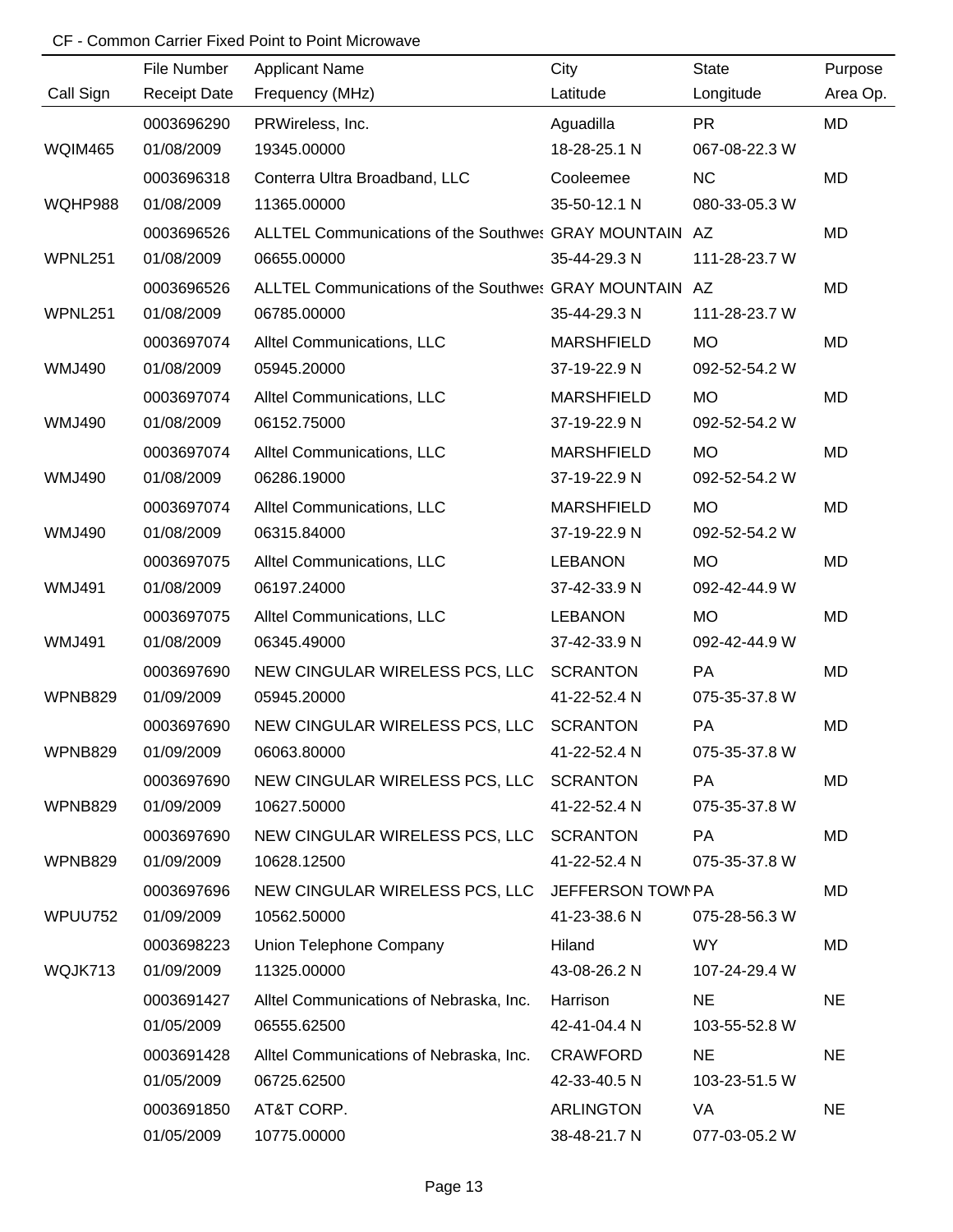CF - Common Carrier Fixed Point to Point Microwave

| Call Sign | File Number<br>Receipt Date | Applicant Name<br>Frequency (MHz) | City<br>Latitude | State<br>Longitude | Purpose<br>Area Op. |
|---|---|---|---|---|---|
| WQIM465 | 0003696290<br>01/08/2009 | PRWireless, Inc.<br>19345.00000 | Aguadilla<br>18-28-25.1 N | PR<br>067-08-22.3 W | MD |
| WQHP988 | 0003696318<br>01/08/2009 | Conterra Ultra Broadband, LLC<br>11365.00000 | Cooleemee<br>35-50-12.1 N | NC<br>080-33-05.3 W | MD |
| WPNL251 | 0003696526<br>01/08/2009 | ALLTEL Communications of the Southwes<br>06655.00000 | GRAY MOUNTAIN<br>35-44-29.3 N | AZ<br>111-28-23.7 W | MD |
| WPNL251 | 0003696526<br>01/08/2009 | ALLTEL Communications of the Southwes<br>06785.00000 | GRAY MOUNTAIN<br>35-44-29.3 N | AZ<br>111-28-23.7 W | MD |
| WMJ490 | 0003697074<br>01/08/2009 | Alltel Communications, LLC<br>05945.20000 | MARSHFIELD<br>37-19-22.9 N | MO<br>092-52-54.2 W | MD |
| WMJ490 | 0003697074<br>01/08/2009 | Alltel Communications, LLC<br>06152.75000 | MARSHFIELD<br>37-19-22.9 N | MO<br>092-52-54.2 W | MD |
| WMJ490 | 0003697074<br>01/08/2009 | Alltel Communications, LLC<br>06286.19000 | MARSHFIELD<br>37-19-22.9 N | MO<br>092-52-54.2 W | MD |
| WMJ490 | 0003697074<br>01/08/2009 | Alltel Communications, LLC<br>06315.84000 | MARSHFIELD<br>37-19-22.9 N | MO<br>092-52-54.2 W | MD |
| WMJ491 | 0003697075<br>01/08/2009 | Alltel Communications, LLC<br>06197.24000 | LEBANON<br>37-42-33.9 N | MO<br>092-42-44.9 W | MD |
| WMJ491 | 0003697075<br>01/08/2009 | Alltel Communications, LLC<br>06345.49000 | LEBANON<br>37-42-33.9 N | MO<br>092-42-44.9 W | MD |
| WPNB829 | 0003697690<br>01/09/2009 | NEW CINGULAR WIRELESS PCS, LLC<br>05945.20000 | SCRANTON<br>41-22-52.4 N | PA<br>075-35-37.8 W | MD |
| WPNB829 | 0003697690<br>01/09/2009 | NEW CINGULAR WIRELESS PCS, LLC<br>06063.80000 | SCRANTON<br>41-22-52.4 N | PA<br>075-35-37.8 W | MD |
| WPNB829 | 0003697690<br>01/09/2009 | NEW CINGULAR WIRELESS PCS, LLC<br>10627.50000 | SCRANTON<br>41-22-52.4 N | PA<br>075-35-37.8 W | MD |
| WPNB829 | 0003697690<br>01/09/2009 | NEW CINGULAR WIRELESS PCS, LLC<br>10628.12500 | SCRANTON<br>41-22-52.4 N | PA<br>075-35-37.8 W | MD |
| WPUU752 | 0003697696<br>01/09/2009 | NEW CINGULAR WIRELESS PCS, LLC<br>10562.50000 | JEFFERSON TOWI<br>41-23-38.6 N | PA<br>075-28-56.3 W | MD |
| WQJK713 | 0003698223<br>01/09/2009 | Union Telephone Company<br>11325.00000 | Hiland<br>43-08-26.2 N | WY<br>107-24-29.4 W | MD |
| | 0003691427<br>01/05/2009 | Alltel Communications of Nebraska, Inc.<br>06555.62500 | Harrison<br>42-41-04.4 N | NE<br>103-55-52.8 W | NE |
| | 0003691428<br>01/05/2009 | Alltel Communications of Nebraska, Inc.<br>06725.62500 | CRAWFORD<br>42-33-40.5 N | NE<br>103-23-51.5 W | NE |
| | 0003691850<br>01/05/2009 | AT&T CORP.<br>10775.00000 | ARLINGTON<br>38-48-21.7 N | VA<br>077-03-05.2 W | NE |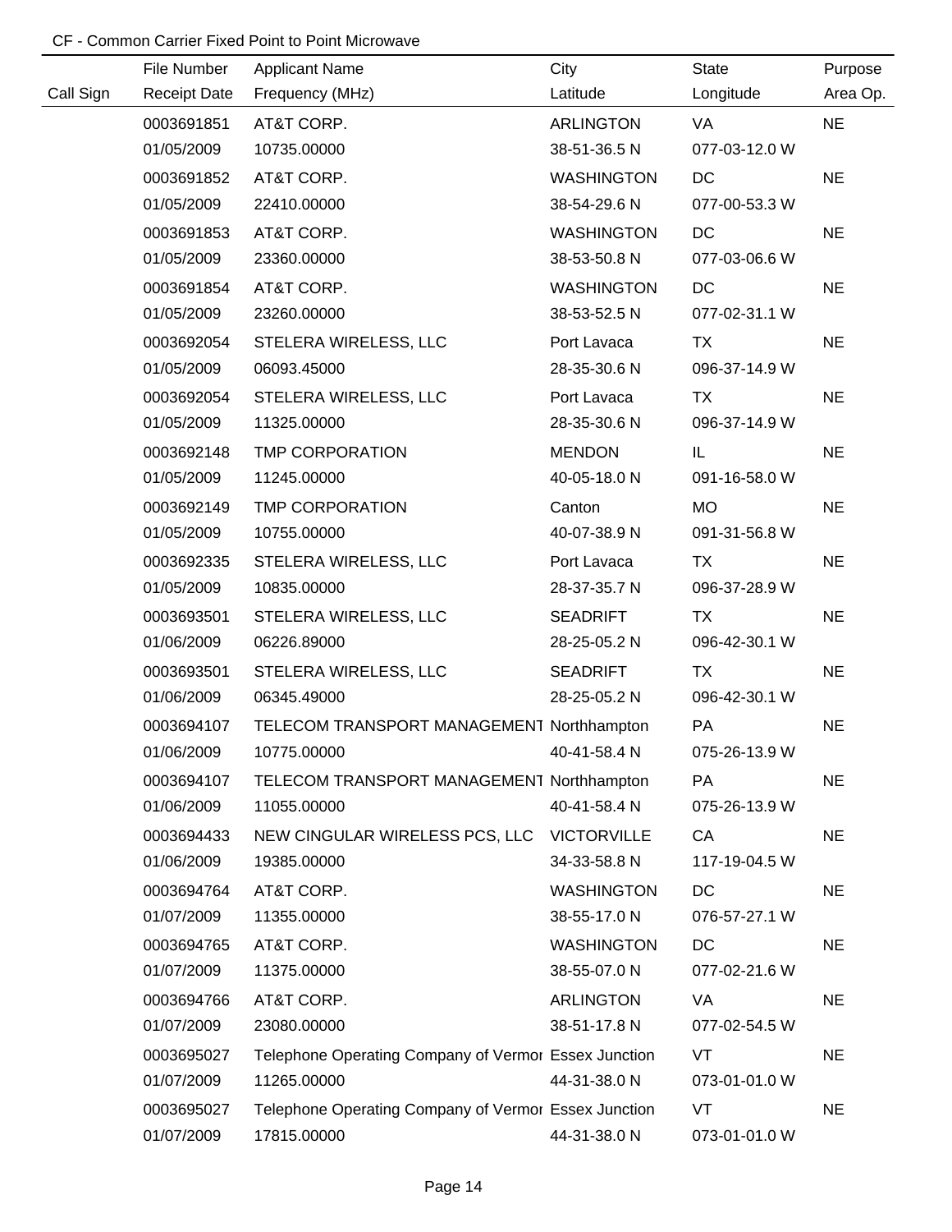CF - Common Carrier Fixed Point to Point Microwave

| Call Sign | File Number<br>Receipt Date | Applicant Name<br>Frequency (MHz) | City<br>Latitude | State<br>Longitude | Purpose<br>Area Op. |
|---|---|---|---|---|---|
| | 0003691851<br>01/05/2009 | AT&T CORP.<br>10735.00000 | ARLINGTON<br>38-51-36.5 N | VA<br>077-03-12.0 W | NE |
| | 0003691852<br>01/05/2009 | AT&T CORP.<br>22410.00000 | WASHINGTON<br>38-54-29.6 N | DC<br>077-00-53.3 W | NE |
| | 0003691853<br>01/05/2009 | AT&T CORP.<br>23360.00000 | WASHINGTON<br>38-53-50.8 N | DC<br>077-03-06.6 W | NE |
| | 0003691854<br>01/05/2009 | AT&T CORP.<br>23260.00000 | WASHINGTON<br>38-53-52.5 N | DC<br>077-02-31.1 W | NE |
| | 0003692054<br>01/05/2009 | STELERA WIRELESS, LLC<br>06093.45000 | Port Lavaca<br>28-35-30.6 N | TX<br>096-37-14.9 W | NE |
| | 0003692054<br>01/05/2009 | STELERA WIRELESS, LLC<br>11325.00000 | Port Lavaca<br>28-35-30.6 N | TX<br>096-37-14.9 W | NE |
| | 0003692148<br>01/05/2009 | TMP CORPORATION<br>11245.00000 | MENDON<br>40-05-18.0 N | IL<br>091-16-58.0 W | NE |
| | 0003692149<br>01/05/2009 | TMP CORPORATION<br>10755.00000 | Canton<br>40-07-38.9 N | MO<br>091-31-56.8 W | NE |
| | 0003692335<br>01/05/2009 | STELERA WIRELESS, LLC<br>10835.00000 | Port Lavaca<br>28-37-35.7 N | TX<br>096-37-28.9 W | NE |
| | 0003693501<br>01/06/2009 | STELERA WIRELESS, LLC<br>06226.89000 | SEADRIFT<br>28-25-05.2 N | TX<br>096-42-30.1 W | NE |
| | 0003693501<br>01/06/2009 | STELERA WIRELESS, LLC<br>06345.49000 | SEADRIFT<br>28-25-05.2 N | TX<br>096-42-30.1 W | NE |
| | 0003694107<br>01/06/2009 | TELECOM TRANSPORT MANAGEMENT<br>10775.00000 | Northhampton<br>40-41-58.4 N | PA<br>075-26-13.9 W | NE |
| | 0003694107<br>01/06/2009 | TELECOM TRANSPORT MANAGEMENT<br>11055.00000 | Northhampton<br>40-41-58.4 N | PA<br>075-26-13.9 W | NE |
| | 0003694433<br>01/06/2009 | NEW CINGULAR WIRELESS PCS, LLC<br>19385.00000 | VICTORVILLE<br>34-33-58.8 N | CA<br>117-19-04.5 W | NE |
| | 0003694764<br>01/07/2009 | AT&T CORP.<br>11355.00000 | WASHINGTON<br>38-55-17.0 N | DC<br>076-57-27.1 W | NE |
| | 0003694765<br>01/07/2009 | AT&T CORP.<br>11375.00000 | WASHINGTON<br>38-55-07.0 N | DC<br>077-02-21.6 W | NE |
| | 0003694766<br>01/07/2009 | AT&T CORP.<br>23080.00000 | ARLINGTON<br>38-51-17.8 N | VA<br>077-02-54.5 W | NE |
| | 0003695027<br>01/07/2009 | Telephone Operating Company of Vermor<br>11265.00000 | Essex Junction<br>44-31-38.0 N | VT<br>073-01-01.0 W | NE |
| | 0003695027<br>01/07/2009 | Telephone Operating Company of Vermor<br>17815.00000 | Essex Junction<br>44-31-38.0 N | VT<br>073-01-01.0 W | NE |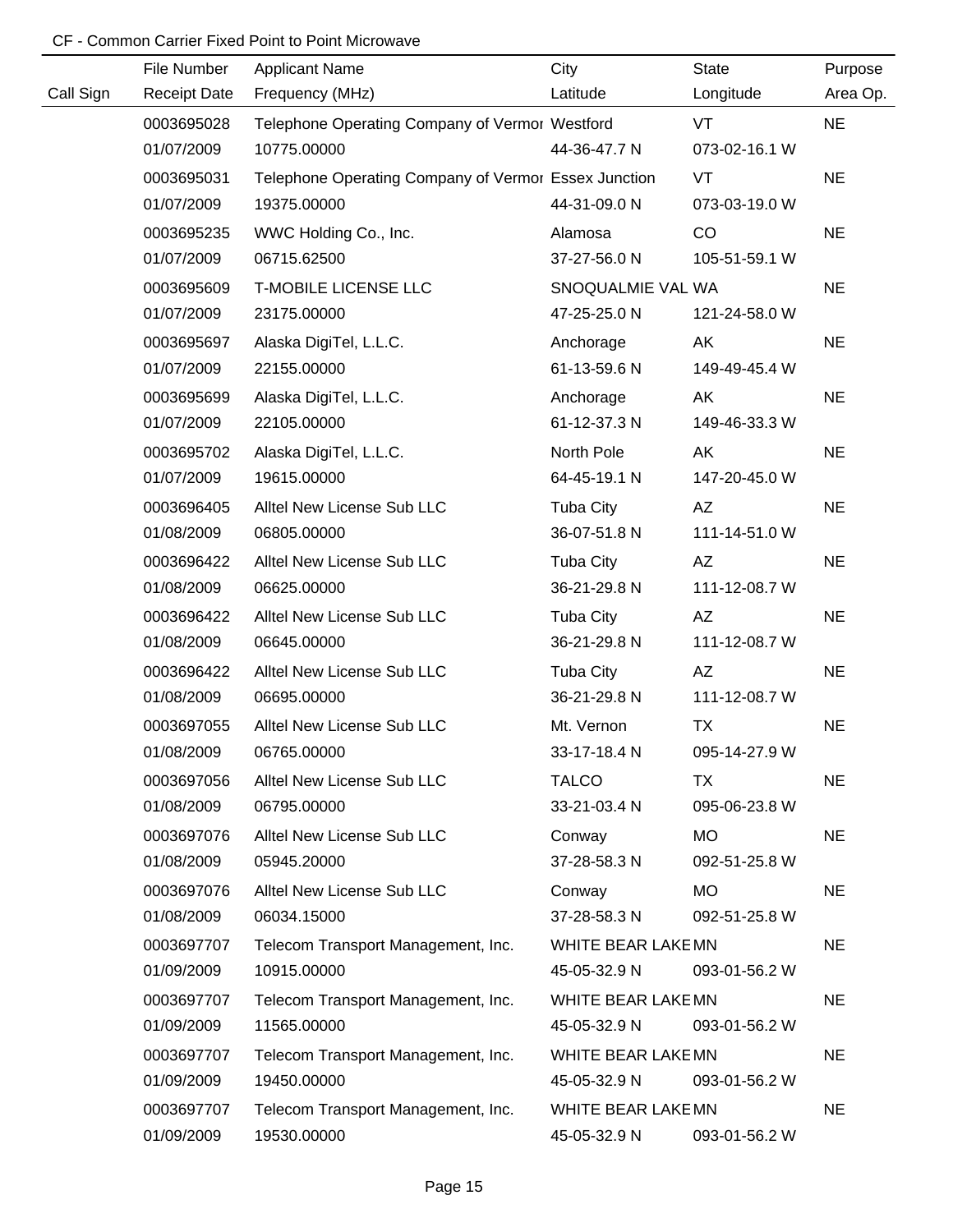CF - Common Carrier Fixed Point to Point Microwave

| Call Sign | File Number<br>Receipt Date | Applicant Name<br>Frequency (MHz) | City<br>Latitude | State<br>Longitude | Purpose<br>Area Op. |
|---|---|---|---|---|---|
| | 0003695028<br>01/07/2009 | Telephone Operating Company of Vermor<br>10775.00000 | Westford<br>44-36-47.7 N | VT<br>073-02-16.1 W | NE |
| | 0003695031<br>01/07/2009 | Telephone Operating Company of Vermor<br>19375.00000 | Essex Junction<br>44-31-09.0 N | VT<br>073-03-19.0 W | NE |
| | 0003695235<br>01/07/2009 | WWC Holding Co., Inc.<br>06715.62500 | Alamosa<br>37-27-56.0 N | CO<br>105-51-59.1 W | NE |
| | 0003695609<br>01/07/2009 | T-MOBILE LICENSE LLC<br>23175.00000 | SNOQUALMIE VAL<br>47-25-25.0 N | WA<br>121-24-58.0 W | NE |
| | 0003695697<br>01/07/2009 | Alaska DigiTel, L.L.C.<br>22155.00000 | Anchorage<br>61-13-59.6 N | AK<br>149-49-45.4 W | NE |
| | 0003695699<br>01/07/2009 | Alaska DigiTel, L.L.C.<br>22105.00000 | Anchorage<br>61-12-37.3 N | AK<br>149-46-33.3 W | NE |
| | 0003695702<br>01/07/2009 | Alaska DigiTel, L.L.C.<br>19615.00000 | North Pole<br>64-45-19.1 N | AK<br>147-20-45.0 W | NE |
| | 0003696405<br>01/08/2009 | Alltel New License Sub LLC<br>06805.00000 | Tuba City<br>36-07-51.8 N | AZ<br>111-14-51.0 W | NE |
| | 0003696422<br>01/08/2009 | Alltel New License Sub LLC<br>06625.00000 | Tuba City<br>36-21-29.8 N | AZ<br>111-12-08.7 W | NE |
| | 0003696422<br>01/08/2009 | Alltel New License Sub LLC<br>06645.00000 | Tuba City<br>36-21-29.8 N | AZ<br>111-12-08.7 W | NE |
| | 0003696422<br>01/08/2009 | Alltel New License Sub LLC<br>06695.00000 | Tuba City<br>36-21-29.8 N | AZ<br>111-12-08.7 W | NE |
| | 0003697055<br>01/08/2009 | Alltel New License Sub LLC<br>06765.00000 | Mt. Vernon<br>33-17-18.4 N | TX<br>095-14-27.9 W | NE |
| | 0003697056<br>01/08/2009 | Alltel New License Sub LLC<br>06795.00000 | TALCO<br>33-21-03.4 N | TX<br>095-06-23.8 W | NE |
| | 0003697076<br>01/08/2009 | Alltel New License Sub LLC<br>05945.20000 | Conway<br>37-28-58.3 N | MO<br>092-51-25.8 W | NE |
| | 0003697076<br>01/08/2009 | Alltel New License Sub LLC<br>06034.15000 | Conway<br>37-28-58.3 N | MO<br>092-51-25.8 W | NE |
| | 0003697707<br>01/09/2009 | Telecom Transport Management, Inc.<br>10915.00000 | WHITE BEAR LAKE<br>45-05-32.9 N | MN<br>093-01-56.2 W | NE |
| | 0003697707<br>01/09/2009 | Telecom Transport Management, Inc.<br>11565.00000 | WHITE BEAR LAKE<br>45-05-32.9 N | MN<br>093-01-56.2 W | NE |
| | 0003697707<br>01/09/2009 | Telecom Transport Management, Inc.<br>19450.00000 | WHITE BEAR LAKE<br>45-05-32.9 N | MN<br>093-01-56.2 W | NE |
| | 0003697707<br>01/09/2009 | Telecom Transport Management, Inc.<br>19530.00000 | WHITE BEAR LAKE<br>45-05-32.9 N | MN<br>093-01-56.2 W | NE |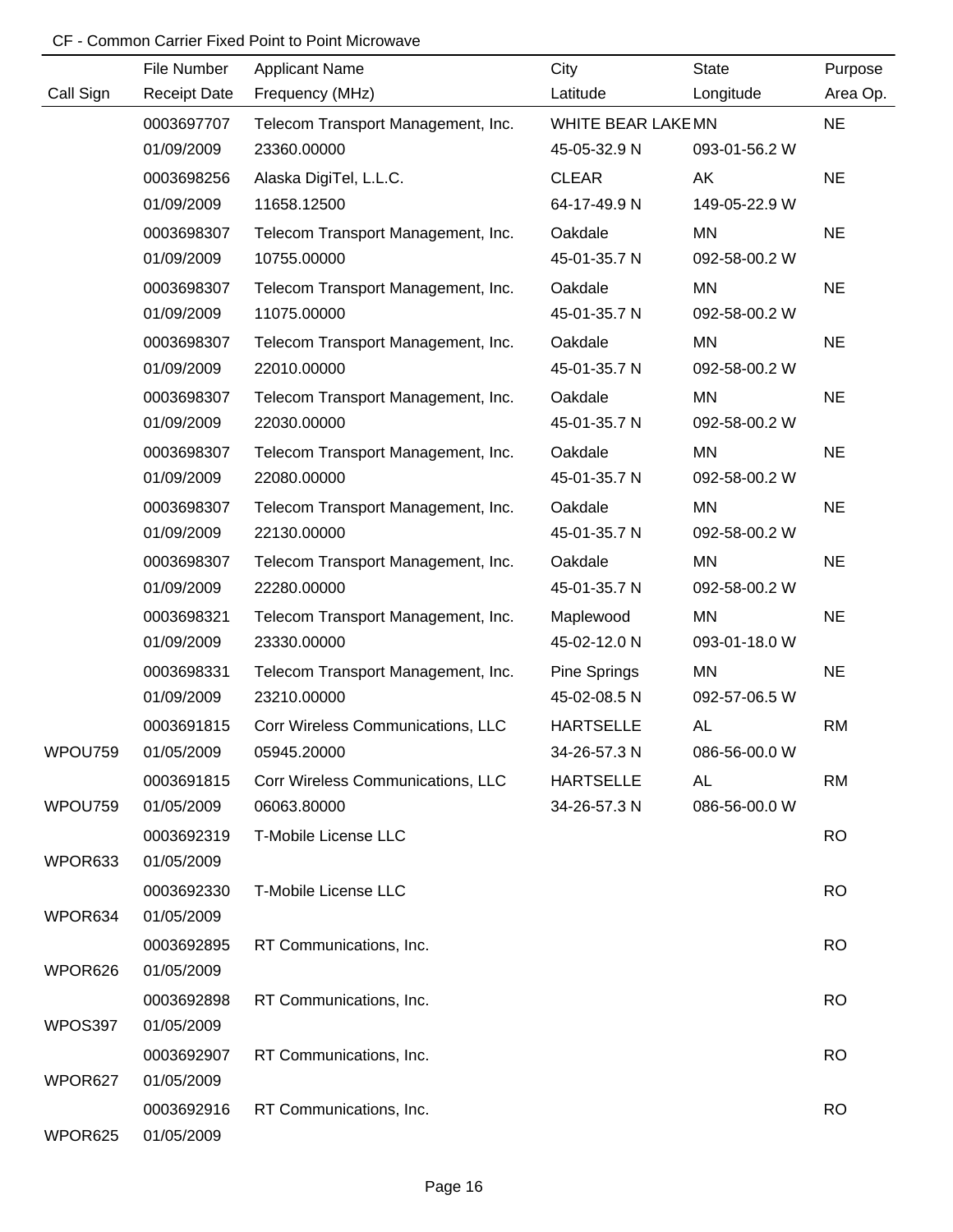CF - Common Carrier Fixed Point to Point Microwave

| Call Sign | File Number / Receipt Date | Applicant Name / Frequency (MHz) | City / Latitude | State / Longitude | Purpose / Area Op. |
|---|---|---|---|---|---|
| | 0003697707 | Telecom Transport Management, Inc. | WHITE BEAR LAKE | MN | NE |
| | 01/09/2009 | 23360.00000 | 45-05-32.9 N | 093-01-56.2 W | |
| | 0003698256 | Alaska DigiTel, L.L.C. | CLEAR | AK | NE |
| | 01/09/2009 | 11658.12500 | 64-17-49.9 N | 149-05-22.9 W | |
| | 0003698307 | Telecom Transport Management, Inc. | Oakdale | MN | NE |
| | 01/09/2009 | 10755.00000 | 45-01-35.7 N | 092-58-00.2 W | |
| | 0003698307 | Telecom Transport Management, Inc. | Oakdale | MN | NE |
| | 01/09/2009 | 11075.00000 | 45-01-35.7 N | 092-58-00.2 W | |
| | 0003698307 | Telecom Transport Management, Inc. | Oakdale | MN | NE |
| | 01/09/2009 | 22010.00000 | 45-01-35.7 N | 092-58-00.2 W | |
| | 0003698307 | Telecom Transport Management, Inc. | Oakdale | MN | NE |
| | 01/09/2009 | 22030.00000 | 45-01-35.7 N | 092-58-00.2 W | |
| | 0003698307 | Telecom Transport Management, Inc. | Oakdale | MN | NE |
| | 01/09/2009 | 22080.00000 | 45-01-35.7 N | 092-58-00.2 W | |
| | 0003698307 | Telecom Transport Management, Inc. | Oakdale | MN | NE |
| | 01/09/2009 | 22130.00000 | 45-01-35.7 N | 092-58-00.2 W | |
| | 0003698307 | Telecom Transport Management, Inc. | Oakdale | MN | NE |
| | 01/09/2009 | 22280.00000 | 45-01-35.7 N | 092-58-00.2 W | |
| | 0003698321 | Telecom Transport Management, Inc. | Maplewood | MN | NE |
| | 01/09/2009 | 23330.00000 | 45-02-12.0 N | 093-01-18.0 W | |
| | 0003698331 | Telecom Transport Management, Inc. | Pine Springs | MN | NE |
| | 01/09/2009 | 23210.00000 | 45-02-08.5 N | 092-57-06.5 W | |
| | 0003691815 | Corr Wireless Communications, LLC | HARTSELLE | AL | RM |
| WPOU759 | 01/05/2009 | 05945.20000 | 34-26-57.3 N | 086-56-00.0 W | |
| | 0003691815 | Corr Wireless Communications, LLC | HARTSELLE | AL | RM |
| WPOU759 | 01/05/2009 | 06063.80000 | 34-26-57.3 N | 086-56-00.0 W | |
| | 0003692319 | T-Mobile License LLC | | | RO |
| WPOR633 | 01/05/2009 | | | | |
| | 0003692330 | T-Mobile License LLC | | | RO |
| WPOR634 | 01/05/2009 | | | | |
| | 0003692895 | RT Communications, Inc. | | | RO |
| WPOR626 | 01/05/2009 | | | | |
| | 0003692898 | RT Communications, Inc. | | | RO |
| WPOS397 | 01/05/2009 | | | | |
| | 0003692907 | RT Communications, Inc. | | | RO |
| WPOR627 | 01/05/2009 | | | | |
| | 0003692916 | RT Communications, Inc. | | | RO |
| WPOR625 | 01/05/2009 | | | | |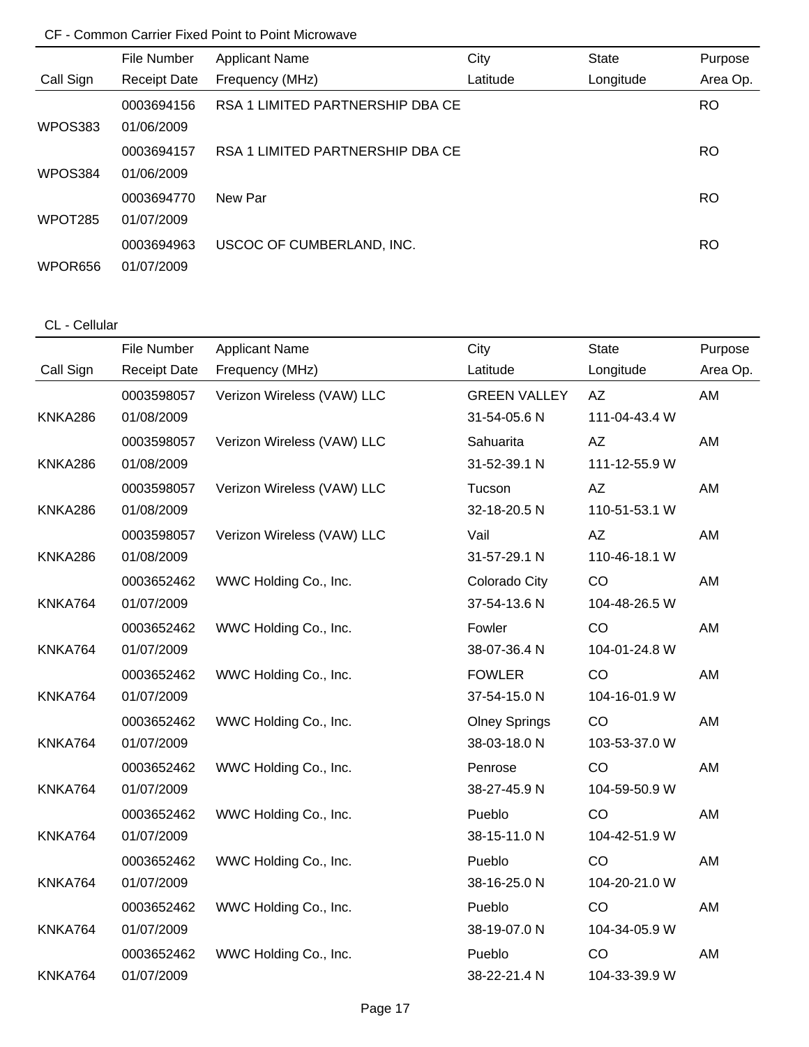CF - Common Carrier Fixed Point to Point Microwave

| Call Sign | File Number<br>Receipt Date | Applicant Name<br>Frequency (MHz) | City<br>Latitude | State<br>Longitude | Purpose<br>Area Op. |
|---|---|---|---|---|---|
| WPOS383 | 0003694156<br>01/06/2009 | RSA 1 LIMITED PARTNERSHIP DBA CE | | | RO |
| WPOS384 | 0003694157<br>01/06/2009 | RSA 1 LIMITED PARTNERSHIP DBA CE | | | RO |
| WPOT285 | 0003694770<br>01/07/2009 | New Par | | | RO |
| WPOR656 | 0003694963<br>01/07/2009 | USCOC OF CUMBERLAND, INC. | | | RO |

CL - Cellular

| Call Sign | File Number<br>Receipt Date | Applicant Name<br>Frequency (MHz) | City<br>Latitude | State<br>Longitude | Purpose<br>Area Op. |
|---|---|---|---|---|---|
| KNKA286 | 0003598057<br>01/08/2009 | Verizon Wireless (VAW) LLC | GREEN VALLEY<br>31-54-05.6 N | AZ<br>111-04-43.4 W | AM |
| KNKA286 | 0003598057<br>01/08/2009 | Verizon Wireless (VAW) LLC | Sahuarita<br>31-52-39.1 N | AZ<br>111-12-55.9 W | AM |
| KNKA286 | 0003598057<br>01/08/2009 | Verizon Wireless (VAW) LLC | Tucson<br>32-18-20.5 N | AZ<br>110-51-53.1 W | AM |
| KNKA286 | 0003598057<br>01/08/2009 | Verizon Wireless (VAW) LLC | Vail<br>31-57-29.1 N | AZ<br>110-46-18.1 W | AM |
| KNKA764 | 0003652462<br>01/07/2009 | WWC Holding Co., Inc. | Colorado City<br>37-54-13.6 N | CO<br>104-48-26.5 W | AM |
| KNKA764 | 0003652462<br>01/07/2009 | WWC Holding Co., Inc. | Fowler<br>38-07-36.4 N | CO<br>104-01-24.8 W | AM |
| KNKA764 | 0003652462<br>01/07/2009 | WWC Holding Co., Inc. | FOWLER<br>37-54-15.0 N | CO<br>104-16-01.9 W | AM |
| KNKA764 | 0003652462<br>01/07/2009 | WWC Holding Co., Inc. | Olney Springs<br>38-03-18.0 N | CO<br>103-53-37.0 W | AM |
| KNKA764 | 0003652462<br>01/07/2009 | WWC Holding Co., Inc. | Penrose<br>38-27-45.9 N | CO<br>104-59-50.9 W | AM |
| KNKA764 | 0003652462<br>01/07/2009 | WWC Holding Co., Inc. | Pueblo<br>38-15-11.0 N | CO<br>104-42-51.9 W | AM |
| KNKA764 | 0003652462<br>01/07/2009 | WWC Holding Co., Inc. | Pueblo<br>38-16-25.0 N | CO<br>104-20-21.0 W | AM |
| KNKA764 | 0003652462<br>01/07/2009 | WWC Holding Co., Inc. | Pueblo<br>38-19-07.0 N | CO<br>104-34-05.9 W | AM |
| KNKA764 | 0003652462<br>01/07/2009 | WWC Holding Co., Inc. | Pueblo<br>38-22-21.4 N | CO<br>104-33-39.9 W | AM |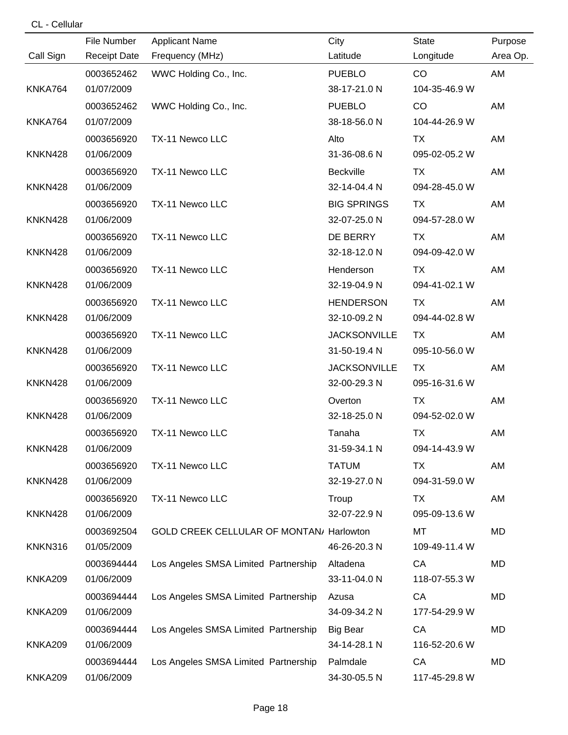CL - Cellular

| Call Sign | File Number<br>Receipt Date | Applicant Name<br>Frequency (MHz) | City<br>Latitude | State<br>Longitude | Purpose<br>Area Op. |
|---|---|---|---|---|---|
| KNKA764 | 0003652462<br>01/07/2009 | WWC Holding Co., Inc. | PUEBLO<br>38-17-21.0 N | CO<br>104-35-46.9 W | AM |
| KNKA764 | 0003652462<br>01/07/2009 | WWC Holding Co., Inc. | PUEBLO<br>38-18-56.0 N | CO<br>104-44-26.9 W | AM |
| KNKN428 | 0003656920<br>01/06/2009 | TX-11 Newco LLC | Alto<br>31-36-08.6 N | TX<br>095-02-05.2 W | AM |
| KNKN428 | 0003656920<br>01/06/2009 | TX-11 Newco LLC | Beckville<br>32-14-04.4 N | TX<br>094-28-45.0 W | AM |
| KNKN428 | 0003656920<br>01/06/2009 | TX-11 Newco LLC | BIG SPRINGS<br>32-07-25.0 N | TX<br>094-57-28.0 W | AM |
| KNKN428 | 0003656920<br>01/06/2009 | TX-11 Newco LLC | DE BERRY<br>32-18-12.0 N | TX<br>094-09-42.0 W | AM |
| KNKN428 | 0003656920<br>01/06/2009 | TX-11 Newco LLC | Henderson<br>32-19-04.9 N | TX<br>094-41-02.1 W | AM |
| KNKN428 | 0003656920<br>01/06/2009 | TX-11 Newco LLC | HENDERSON<br>32-10-09.2 N | TX<br>094-44-02.8 W | AM |
| KNKN428 | 0003656920<br>01/06/2009 | TX-11 Newco LLC | JACKSONVILLE<br>31-50-19.4 N | TX<br>095-10-56.0 W | AM |
| KNKN428 | 0003656920<br>01/06/2009 | TX-11 Newco LLC | JACKSONVILLE<br>32-00-29.3 N | TX<br>095-16-31.6 W | AM |
| KNKN428 | 0003656920<br>01/06/2009 | TX-11 Newco LLC | Overton<br>32-18-25.0 N | TX<br>094-52-02.0 W | AM |
| KNKN428 | 0003656920<br>01/06/2009 | TX-11 Newco LLC | Tanaha<br>31-59-34.1 N | TX<br>094-14-43.9 W | AM |
| KNKN428 | 0003656920<br>01/06/2009 | TX-11 Newco LLC | TATUM<br>32-19-27.0 N | TX<br>094-31-59.0 W | AM |
| KNKN428 | 0003656920<br>01/06/2009 | TX-11 Newco LLC | Troup<br>32-07-22.9 N | TX<br>095-09-13.6 W | AM |
| KNKN316 | 0003692504<br>01/05/2009 | GOLD CREEK CELLULAR OF MONTAN/ | Harlowton<br>46-26-20.3 N | MT<br>109-49-11.4 W | MD |
| KNKA209 | 0003694444<br>01/06/2009 | Los Angeles SMSA Limited Partnership | Altadena<br>33-11-04.0 N | CA<br>118-07-55.3 W | MD |
| KNKA209 | 0003694444<br>01/06/2009 | Los Angeles SMSA Limited Partnership | Azusa<br>34-09-34.2 N | CA<br>177-54-29.9 W | MD |
| KNKA209 | 0003694444<br>01/06/2009 | Los Angeles SMSA Limited Partnership | Big Bear<br>34-14-28.1 N | CA<br>116-52-20.6 W | MD |
| KNKA209 | 0003694444<br>01/06/2009 | Los Angeles SMSA Limited Partnership | Palmdale<br>34-30-05.5 N | CA<br>117-45-29.8 W | MD |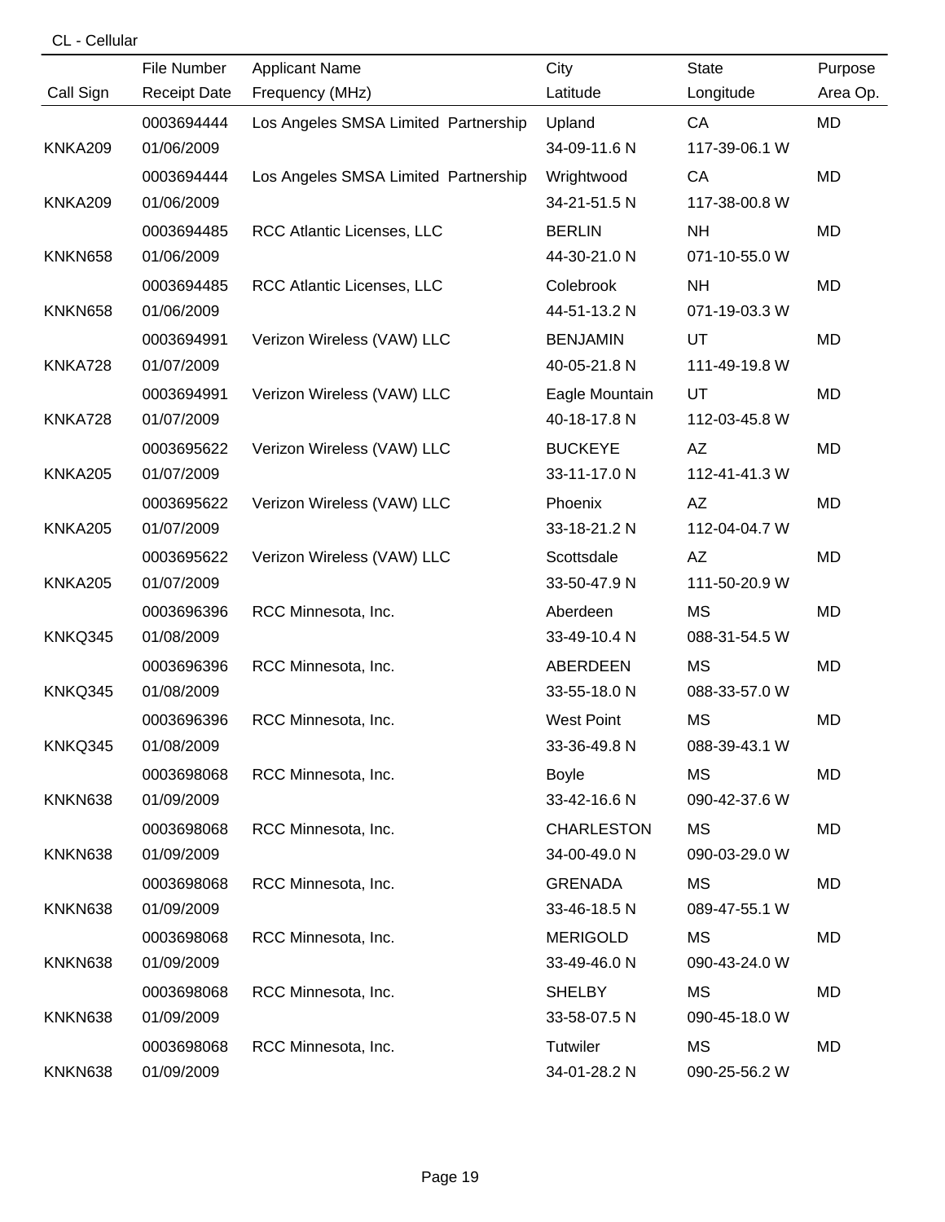CL - Cellular

| Call Sign | File Number<br>Receipt Date | Applicant Name<br>Frequency (MHz) | City<br>Latitude | State<br>Longitude | Purpose<br>Area Op. |
|---|---|---|---|---|---|
| KNKA209 | 0003694444<br>01/06/2009 | Los Angeles SMSA Limited Partnership | Upland<br>34-09-11.6 N | CA<br>117-39-06.1 W | MD |
| KNKA209 | 0003694444<br>01/06/2009 | Los Angeles SMSA Limited Partnership | Wrightwood<br>34-21-51.5 N | CA<br>117-38-00.8 W | MD |
| KNKN658 | 0003694485<br>01/06/2009 | RCC Atlantic Licenses, LLC | BERLIN<br>44-30-21.0 N | NH<br>071-10-55.0 W | MD |
| KNKN658 | 0003694485<br>01/06/2009 | RCC Atlantic Licenses, LLC | Colebrook<br>44-51-13.2 N | NH<br>071-19-03.3 W | MD |
| KNKA728 | 0003694991<br>01/07/2009 | Verizon Wireless (VAW) LLC | BENJAMIN<br>40-05-21.8 N | UT<br>111-49-19.8 W | MD |
| KNKA728 | 0003694991<br>01/07/2009 | Verizon Wireless (VAW) LLC | Eagle Mountain<br>40-18-17.8 N | UT<br>112-03-45.8 W | MD |
| KNKA205 | 0003695622<br>01/07/2009 | Verizon Wireless (VAW) LLC | BUCKEYE<br>33-11-17.0 N | AZ<br>112-41-41.3 W | MD |
| KNKA205 | 0003695622<br>01/07/2009 | Verizon Wireless (VAW) LLC | Phoenix<br>33-18-21.2 N | AZ<br>112-04-04.7 W | MD |
| KNKA205 | 0003695622<br>01/07/2009 | Verizon Wireless (VAW) LLC | Scottsdale<br>33-50-47.9 N | AZ<br>111-50-20.9 W | MD |
| KNKQ345 | 0003696396<br>01/08/2009 | RCC Minnesota, Inc. | Aberdeen<br>33-49-10.4 N | MS<br>088-31-54.5 W | MD |
| KNKQ345 | 0003696396<br>01/08/2009 | RCC Minnesota, Inc. | ABERDEEN<br>33-55-18.0 N | MS<br>088-33-57.0 W | MD |
| KNKQ345 | 0003696396<br>01/08/2009 | RCC Minnesota, Inc. | West Point<br>33-36-49.8 N | MS<br>088-39-43.1 W | MD |
| KNKN638 | 0003698068<br>01/09/2009 | RCC Minnesota, Inc. | Boyle<br>33-42-16.6 N | MS<br>090-42-37.6 W | MD |
| KNKN638 | 0003698068<br>01/09/2009 | RCC Minnesota, Inc. | CHARLESTON<br>34-00-49.0 N | MS<br>090-03-29.0 W | MD |
| KNKN638 | 0003698068<br>01/09/2009 | RCC Minnesota, Inc. | GRENADA<br>33-46-18.5 N | MS<br>089-47-55.1 W | MD |
| KNKN638 | 0003698068<br>01/09/2009 | RCC Minnesota, Inc. | MERIGOLD<br>33-49-46.0 N | MS<br>090-43-24.0 W | MD |
| KNKN638 | 0003698068<br>01/09/2009 | RCC Minnesota, Inc. | SHELBY<br>33-58-07.5 N | MS<br>090-45-18.0 W | MD |
| KNKN638 | 0003698068<br>01/09/2009 | RCC Minnesota, Inc. | Tutwiler<br>34-01-28.2 N | MS<br>090-25-56.2 W | MD |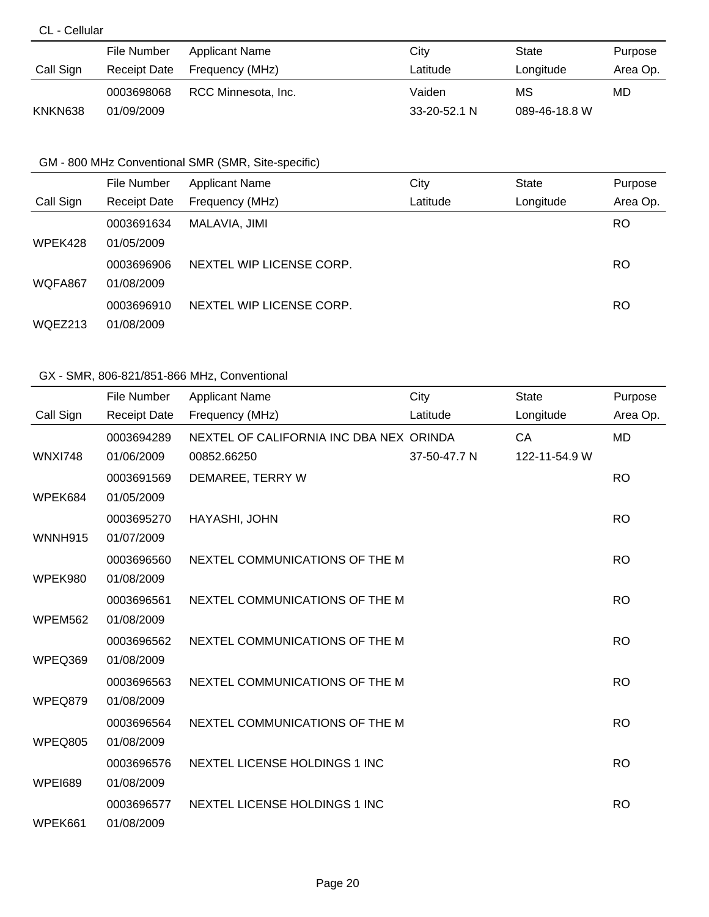CL - Cellular

| Call Sign | File Number / Receipt Date | Applicant Name / Frequency (MHz) | City / Latitude | State / Longitude | Purpose / Area Op. |
|---|---|---|---|---|---|
| KNKN638 | 0003698068 01/09/2009 | RCC Minnesota, Inc. | Vaiden 33-20-52.1 N | MS 089-46-18.8 W | MD |

GM - 800 MHz Conventional SMR (SMR, Site-specific)

| Call Sign | File Number / Receipt Date | Applicant Name / Frequency (MHz) | City / Latitude | State / Longitude | Purpose / Area Op. |
|---|---|---|---|---|---|
| WPEK428 | 0003691634 01/05/2009 | MALAVIA, JIMI | | | RO |
| WQFA867 | 0003696906 01/08/2009 | NEXTEL WIP LICENSE CORP. | | | RO |
| WQEZ213 | 0003696910 01/08/2009 | NEXTEL WIP LICENSE CORP. | | | RO |

GX - SMR, 806-821/851-866 MHz, Conventional

| Call Sign | File Number / Receipt Date | Applicant Name / Frequency (MHz) | City / Latitude | State / Longitude | Purpose / Area Op. |
|---|---|---|---|---|---|
| WNXI748 | 0003694289 01/06/2009 | NEXTEL OF CALIFORNIA INC DBA NEX 00852.66250 | ORINDA 37-50-47.7 N | CA 122-11-54.9 W | MD |
| WPEK684 | 0003691569 01/05/2009 | DEMAREE, TERRY W | | | RO |
| WNNH915 | 0003695270 01/07/2009 | HAYASHI, JOHN | | | RO |
| WPEK980 | 0003696560 01/08/2009 | NEXTEL COMMUNICATIONS OF THE M | | | RO |
| WPEM562 | 0003696561 01/08/2009 | NEXTEL COMMUNICATIONS OF THE M | | | RO |
| WPEQ369 | 0003696562 01/08/2009 | NEXTEL COMMUNICATIONS OF THE M | | | RO |
| WPEQ879 | 0003696563 01/08/2009 | NEXTEL COMMUNICATIONS OF THE M | | | RO |
| WPEQ805 | 0003696564 01/08/2009 | NEXTEL COMMUNICATIONS OF THE M | | | RO |
| WPEI689 | 0003696576 01/08/2009 | NEXTEL LICENSE HOLDINGS 1 INC | | | RO |
| WPEK661 | 0003696577 01/08/2009 | NEXTEL LICENSE HOLDINGS 1 INC | | | RO |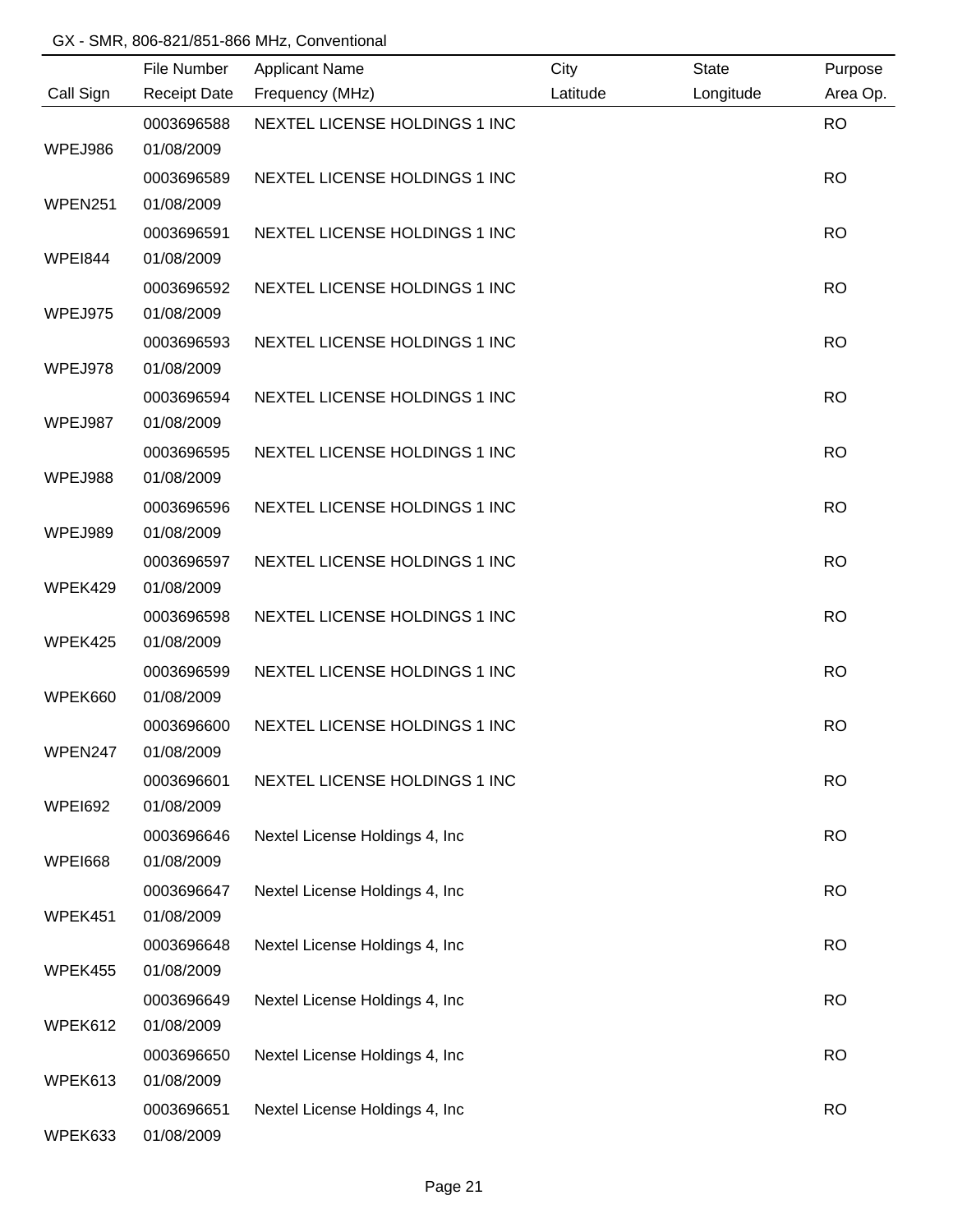GX - SMR, 806-821/851-866 MHz, Conventional

| Call Sign | File Number / Receipt Date | Applicant Name / Frequency (MHz) | City / Latitude | State / Longitude | Purpose / Area Op. |
|---|---|---|---|---|---|
| WPEJ986 | 0003696588 01/08/2009 | NEXTEL LICENSE HOLDINGS 1 INC | | | RO |
| WPEN251 | 0003696589 01/08/2009 | NEXTEL LICENSE HOLDINGS 1 INC | | | RO |
| WPEI844 | 0003696591 01/08/2009 | NEXTEL LICENSE HOLDINGS 1 INC | | | RO |
| WPEJ975 | 0003696592 01/08/2009 | NEXTEL LICENSE HOLDINGS 1 INC | | | RO |
| WPEJ978 | 0003696593 01/08/2009 | NEXTEL LICENSE HOLDINGS 1 INC | | | RO |
| WPEJ987 | 0003696594 01/08/2009 | NEXTEL LICENSE HOLDINGS 1 INC | | | RO |
| WPEJ988 | 0003696595 01/08/2009 | NEXTEL LICENSE HOLDINGS 1 INC | | | RO |
| WPEJ989 | 0003696596 01/08/2009 | NEXTEL LICENSE HOLDINGS 1 INC | | | RO |
| WPEK429 | 0003696597 01/08/2009 | NEXTEL LICENSE HOLDINGS 1 INC | | | RO |
| WPEK425 | 0003696598 01/08/2009 | NEXTEL LICENSE HOLDINGS 1 INC | | | RO |
| WPEK660 | 0003696599 01/08/2009 | NEXTEL LICENSE HOLDINGS 1 INC | | | RO |
| WPEN247 | 0003696600 01/08/2009 | NEXTEL LICENSE HOLDINGS 1 INC | | | RO |
| WPEI692 | 0003696601 01/08/2009 | NEXTEL LICENSE HOLDINGS 1 INC | | | RO |
| WPEI668 | 0003696646 01/08/2009 | Nextel License Holdings 4, Inc | | | RO |
| WPEK451 | 0003696647 01/08/2009 | Nextel License Holdings 4, Inc | | | RO |
| WPEK455 | 0003696648 01/08/2009 | Nextel License Holdings 4, Inc | | | RO |
| WPEK612 | 0003696649 01/08/2009 | Nextel License Holdings 4, Inc | | | RO |
| WPEK613 | 0003696650 01/08/2009 | Nextel License Holdings 4, Inc | | | RO |
| WPEK633 | 0003696651 01/08/2009 | Nextel License Holdings 4, Inc | | | RO |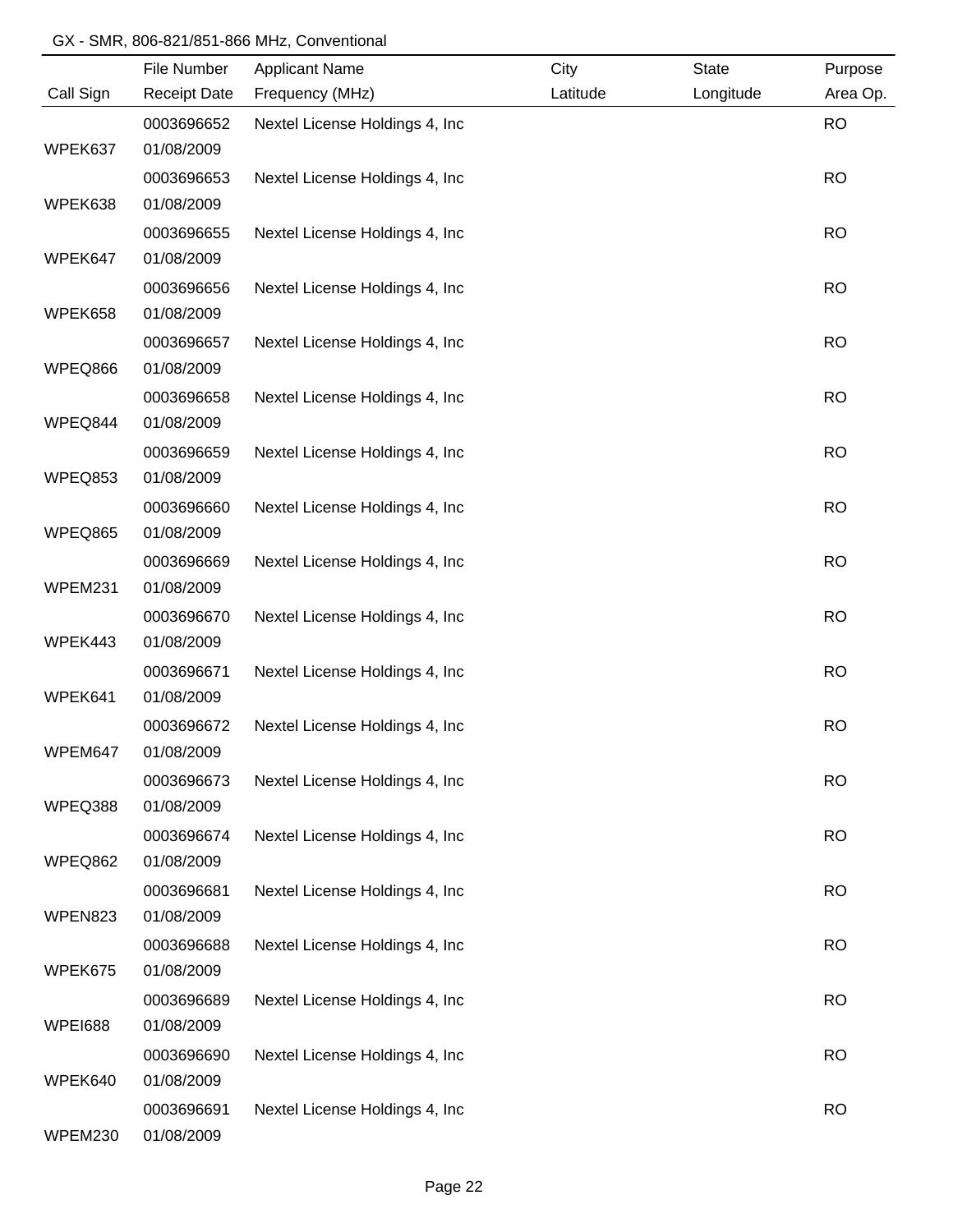GX - SMR, 806-821/851-866 MHz, Conventional

| Call Sign | File Number<br>Receipt Date | Applicant Name<br>Frequency (MHz) | City<br>Latitude | State<br>Longitude | Purpose<br>Area Op. |
|---|---|---|---|---|---|
| WPEK637 | 0003696652<br>01/08/2009 | Nextel License Holdings 4, Inc | | | RO |
| WPEK638 | 0003696653<br>01/08/2009 | Nextel License Holdings 4, Inc | | | RO |
| WPEK647 | 0003696655<br>01/08/2009 | Nextel License Holdings 4, Inc | | | RO |
| WPEK658 | 0003696656<br>01/08/2009 | Nextel License Holdings 4, Inc | | | RO |
| WPEQ866 | 0003696657<br>01/08/2009 | Nextel License Holdings 4, Inc | | | RO |
| WPEQ844 | 0003696658<br>01/08/2009 | Nextel License Holdings 4, Inc | | | RO |
| WPEQ853 | 0003696659<br>01/08/2009 | Nextel License Holdings 4, Inc | | | RO |
| WPEQ865 | 0003696660<br>01/08/2009 | Nextel License Holdings 4, Inc | | | RO |
| WPEM231 | 0003696669<br>01/08/2009 | Nextel License Holdings 4, Inc | | | RO |
| WPEK443 | 0003696670<br>01/08/2009 | Nextel License Holdings 4, Inc | | | RO |
| WPEK641 | 0003696671<br>01/08/2009 | Nextel License Holdings 4, Inc | | | RO |
| WPEM647 | 0003696672<br>01/08/2009 | Nextel License Holdings 4, Inc | | | RO |
| WPEQ388 | 0003696673<br>01/08/2009 | Nextel License Holdings 4, Inc | | | RO |
| WPEQ862 | 0003696674<br>01/08/2009 | Nextel License Holdings 4, Inc | | | RO |
| WPEN823 | 0003696681<br>01/08/2009 | Nextel License Holdings 4, Inc | | | RO |
| WPEK675 | 0003696688<br>01/08/2009 | Nextel License Holdings 4, Inc | | | RO |
| WPEI688 | 0003696689<br>01/08/2009 | Nextel License Holdings 4, Inc | | | RO |
| WPEK640 | 0003696690<br>01/08/2009 | Nextel License Holdings 4, Inc | | | RO |
| WPEM230 | 0003696691<br>01/08/2009 | Nextel License Holdings 4, Inc | | | RO |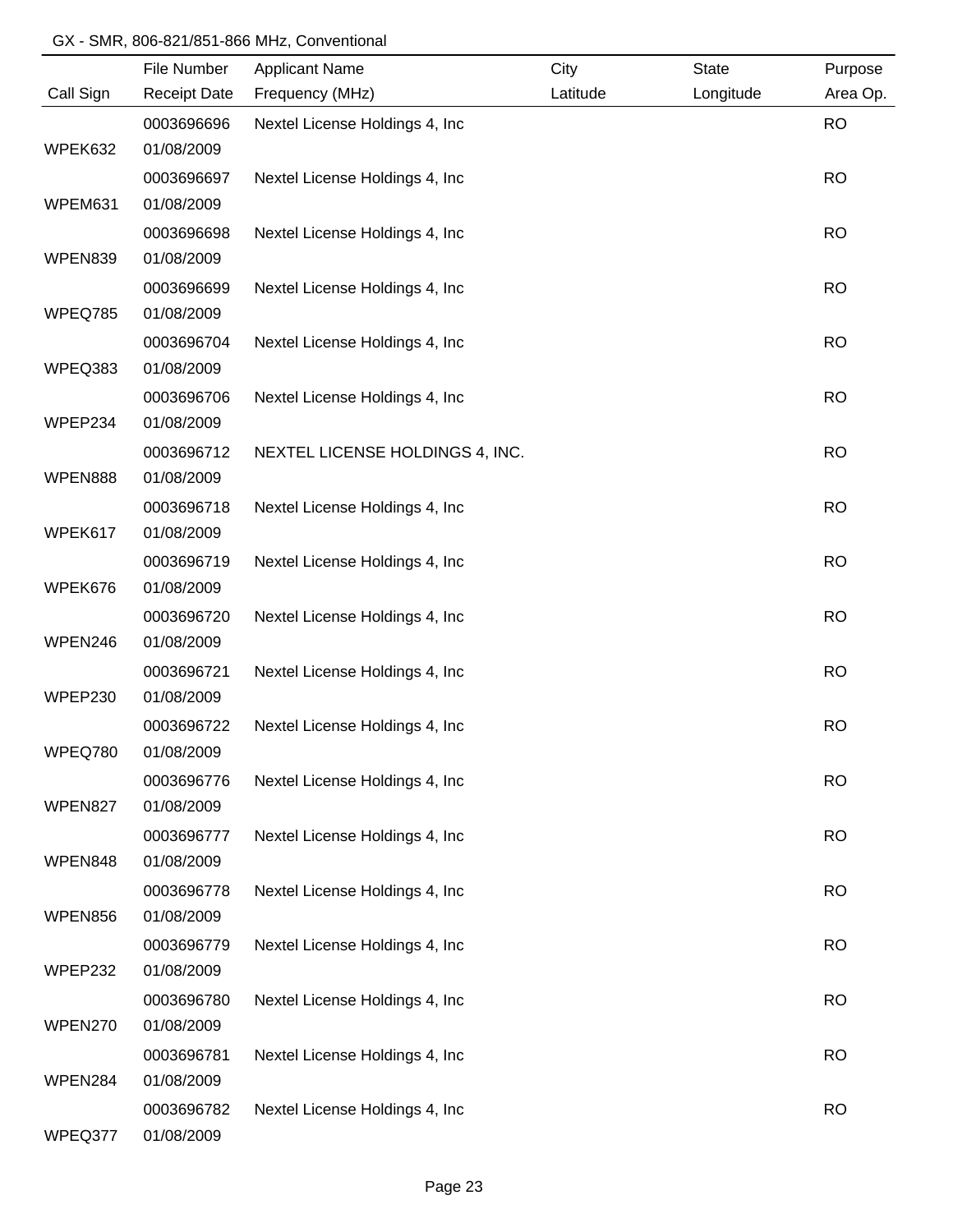GX - SMR, 806-821/851-866 MHz, Conventional

| Call Sign | File Number / Receipt Date | Applicant Name / Frequency (MHz) | City / Latitude | State / Longitude | Purpose / Area Op. |
|---|---|---|---|---|---|
| WPEK632 | 0003696696 01/08/2009 | Nextel License Holdings 4, Inc | | | RO |
| WPEM631 | 0003696697 01/08/2009 | Nextel License Holdings 4, Inc | | | RO |
| WPEN839 | 0003696698 01/08/2009 | Nextel License Holdings 4, Inc | | | RO |
| WPEQ785 | 0003696699 01/08/2009 | Nextel License Holdings 4, Inc | | | RO |
| WPEQ383 | 0003696704 01/08/2009 | Nextel License Holdings 4, Inc | | | RO |
| WPEP234 | 0003696706 01/08/2009 | Nextel License Holdings 4, Inc | | | RO |
| WPEN888 | 0003696712 01/08/2009 | NEXTEL LICENSE HOLDINGS 4, INC. | | | RO |
| WPEK617 | 0003696718 01/08/2009 | Nextel License Holdings 4, Inc | | | RO |
| WPEK676 | 0003696719 01/08/2009 | Nextel License Holdings 4, Inc | | | RO |
| WPEN246 | 0003696720 01/08/2009 | Nextel License Holdings 4, Inc | | | RO |
| WPEP230 | 0003696721 01/08/2009 | Nextel License Holdings 4, Inc | | | RO |
| WPEQ780 | 0003696722 01/08/2009 | Nextel License Holdings 4, Inc | | | RO |
| WPEN827 | 0003696776 01/08/2009 | Nextel License Holdings 4, Inc | | | RO |
| WPEN848 | 0003696777 01/08/2009 | Nextel License Holdings 4, Inc | | | RO |
| WPEN856 | 0003696778 01/08/2009 | Nextel License Holdings 4, Inc | | | RO |
| WPEP232 | 0003696779 01/08/2009 | Nextel License Holdings 4, Inc | | | RO |
| WPEN270 | 0003696780 01/08/2009 | Nextel License Holdings 4, Inc | | | RO |
| WPEN284 | 0003696781 01/08/2009 | Nextel License Holdings 4, Inc | | | RO |
| WPEQ377 | 0003696782 01/08/2009 | Nextel License Holdings 4, Inc | | | RO |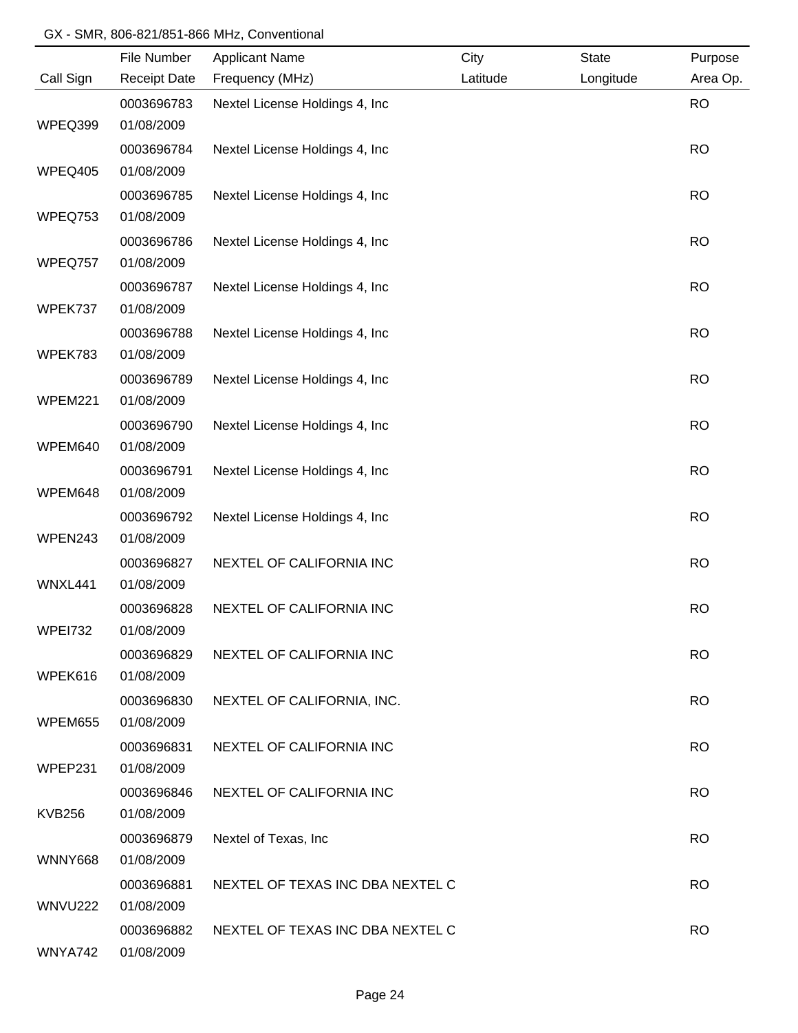GX - SMR, 806-821/851-866 MHz, Conventional

| Call Sign | File Number<br>Receipt Date | Applicant Name<br>Frequency (MHz) | City<br>Latitude | State<br>Longitude | Purpose<br>Area Op. |
|---|---|---|---|---|---|
| WPEQ399 | 0003696783<br>01/08/2009 | Nextel License Holdings 4, Inc | | | RO |
| WPEQ405 | 0003696784<br>01/08/2009 | Nextel License Holdings 4, Inc | | | RO |
| WPEQ753 | 0003696785<br>01/08/2009 | Nextel License Holdings 4, Inc | | | RO |
| WPEQ757 | 0003696786<br>01/08/2009 | Nextel License Holdings 4, Inc | | | RO |
| WPEK737 | 0003696787<br>01/08/2009 | Nextel License Holdings 4, Inc | | | RO |
| WPEK783 | 0003696788<br>01/08/2009 | Nextel License Holdings 4, Inc | | | RO |
| WPEM221 | 0003696789<br>01/08/2009 | Nextel License Holdings 4, Inc | | | RO |
| WPEM640 | 0003696790<br>01/08/2009 | Nextel License Holdings 4, Inc | | | RO |
| WPEM648 | 0003696791<br>01/08/2009 | Nextel License Holdings 4, Inc | | | RO |
| WPEN243 | 0003696792<br>01/08/2009 | Nextel License Holdings 4, Inc | | | RO |
| WNXL441 | 0003696827<br>01/08/2009 | NEXTEL OF CALIFORNIA INC | | | RO |
| WPEI732 | 0003696828<br>01/08/2009 | NEXTEL OF CALIFORNIA INC | | | RO |
| WPEK616 | 0003696829<br>01/08/2009 | NEXTEL OF CALIFORNIA INC | | | RO |
| WPEM655 | 0003696830<br>01/08/2009 | NEXTEL OF CALIFORNIA, INC. | | | RO |
| WPEP231 | 0003696831<br>01/08/2009 | NEXTEL OF CALIFORNIA INC | | | RO |
| KVB256 | 0003696846<br>01/08/2009 | NEXTEL OF CALIFORNIA INC | | | RO |
| WNNY668 | 0003696879<br>01/08/2009 | Nextel of Texas, Inc | | | RO |
| WNVU222 | 0003696881<br>01/08/2009 | NEXTEL OF TEXAS INC DBA NEXTEL C | | | RO |
| WNYA742 | 0003696882<br>01/08/2009 | NEXTEL OF TEXAS INC DBA NEXTEL C | | | RO |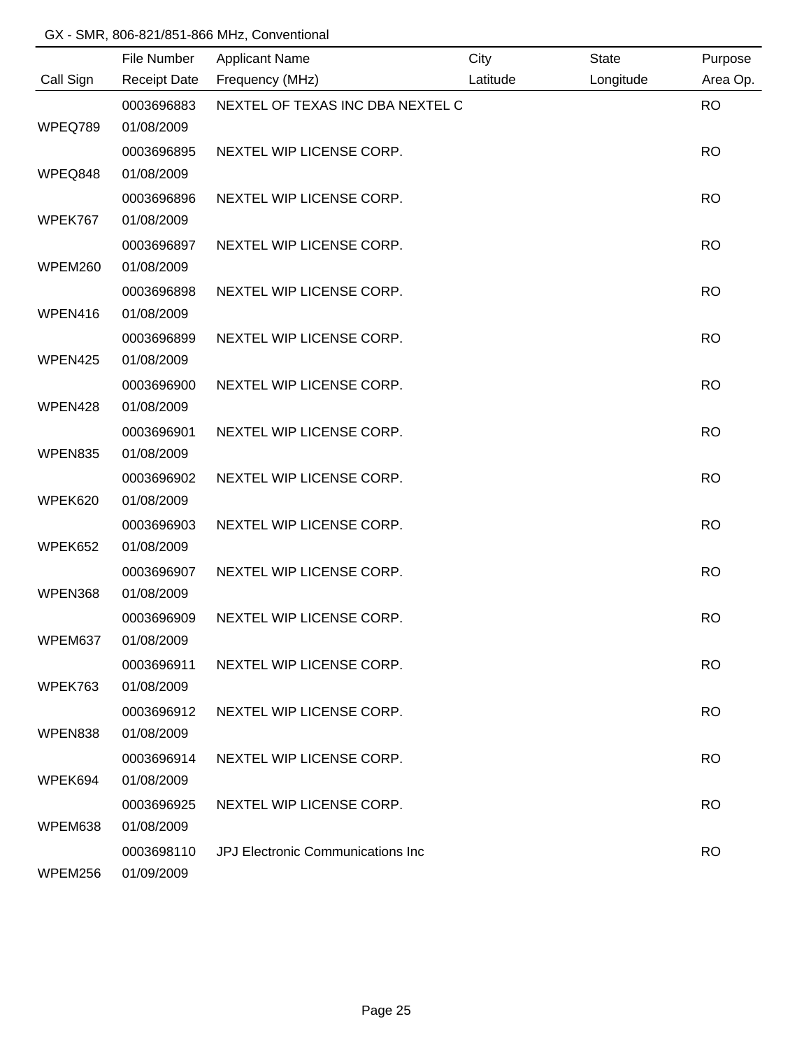GX - SMR, 806-821/851-866 MHz, Conventional

| Call Sign | File Number<br>Receipt Date | Applicant Name<br>Frequency (MHz) | City<br>Latitude | State<br>Longitude | Purpose<br>Area Op. |
|---|---|---|---|---|---|
| WPEQ789 | 0003696883<br>01/08/2009 | NEXTEL OF TEXAS INC DBA NEXTEL C | | | RO |
| WPEQ848 | 0003696895<br>01/08/2009 | NEXTEL WIP LICENSE CORP. | | | RO |
| WPEK767 | 0003696896<br>01/08/2009 | NEXTEL WIP LICENSE CORP. | | | RO |
| WPEM260 | 0003696897<br>01/08/2009 | NEXTEL WIP LICENSE CORP. | | | RO |
| WPEN416 | 0003696898<br>01/08/2009 | NEXTEL WIP LICENSE CORP. | | | RO |
| WPEN425 | 0003696899<br>01/08/2009 | NEXTEL WIP LICENSE CORP. | | | RO |
| WPEN428 | 0003696900<br>01/08/2009 | NEXTEL WIP LICENSE CORP. | | | RO |
| WPEN835 | 0003696901<br>01/08/2009 | NEXTEL WIP LICENSE CORP. | | | RO |
| WPEK620 | 0003696902<br>01/08/2009 | NEXTEL WIP LICENSE CORP. | | | RO |
| WPEK652 | 0003696903<br>01/08/2009 | NEXTEL WIP LICENSE CORP. | | | RO |
| WPEN368 | 0003696907<br>01/08/2009 | NEXTEL WIP LICENSE CORP. | | | RO |
| WPEM637 | 0003696909<br>01/08/2009 | NEXTEL WIP LICENSE CORP. | | | RO |
| WPEK763 | 0003696911<br>01/08/2009 | NEXTEL WIP LICENSE CORP. | | | RO |
| WPEN838 | 0003696912<br>01/08/2009 | NEXTEL WIP LICENSE CORP. | | | RO |
| WPEK694 | 0003696914<br>01/08/2009 | NEXTEL WIP LICENSE CORP. | | | RO |
| WPEM638 | 0003696925<br>01/08/2009 | NEXTEL WIP LICENSE CORP. | | | RO |
| WPEM256 | 0003698110<br>01/09/2009 | JPJ Electronic Communications Inc | | | RO |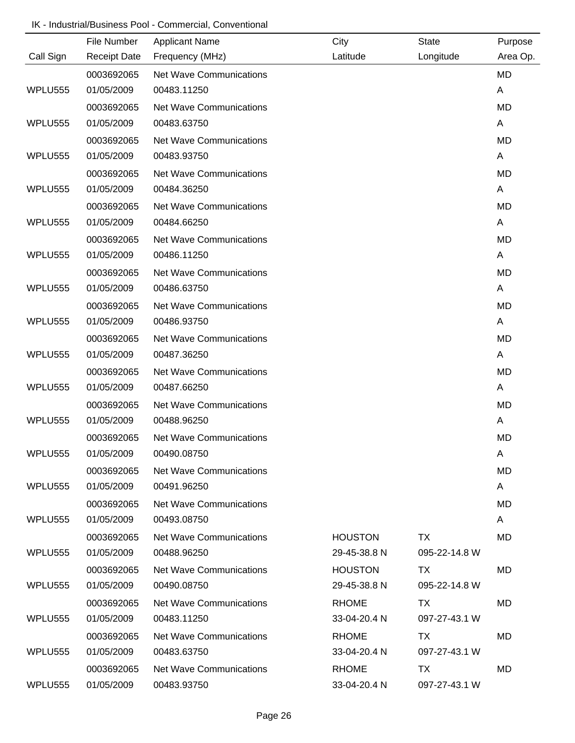IK - Industrial/Business Pool - Commercial, Conventional

| Call Sign | File Number / Receipt Date | Applicant Name / Frequency (MHz) | City / Latitude | State / Longitude | Purpose / Area Op. |
|---|---|---|---|---|---|
| WPLU555 | 0003692065 / 01/05/2009 | Net Wave Communications / 00483.11250 | | | MD / A |
| WPLU555 | 0003692065 / 01/05/2009 | Net Wave Communications / 00483.63750 | | | MD / A |
| WPLU555 | 0003692065 / 01/05/2009 | Net Wave Communications / 00483.93750 | | | MD / A |
| WPLU555 | 0003692065 / 01/05/2009 | Net Wave Communications / 00484.36250 | | | MD / A |
| WPLU555 | 0003692065 / 01/05/2009 | Net Wave Communications / 00484.66250 | | | MD / A |
| WPLU555 | 0003692065 / 01/05/2009 | Net Wave Communications / 00486.11250 | | | MD / A |
| WPLU555 | 0003692065 / 01/05/2009 | Net Wave Communications / 00486.63750 | | | MD / A |
| WPLU555 | 0003692065 / 01/05/2009 | Net Wave Communications / 00486.93750 | | | MD / A |
| WPLU555 | 0003692065 / 01/05/2009 | Net Wave Communications / 00487.36250 | | | MD / A |
| WPLU555 | 0003692065 / 01/05/2009 | Net Wave Communications / 00487.66250 | | | MD / A |
| WPLU555 | 0003692065 / 01/05/2009 | Net Wave Communications / 00488.96250 | | | MD / A |
| WPLU555 | 0003692065 / 01/05/2009 | Net Wave Communications / 00490.08750 | | | MD / A |
| WPLU555 | 0003692065 / 01/05/2009 | Net Wave Communications / 00491.96250 | | | MD / A |
| WPLU555 | 0003692065 / 01/05/2009 | Net Wave Communications / 00493.08750 | | | MD / A |
| WPLU555 | 0003692065 / 01/05/2009 | Net Wave Communications / 00488.96250 | HOUSTON / 29-45-38.8 N | TX / 095-22-14.8 W | MD |
| WPLU555 | 0003692065 / 01/05/2009 | Net Wave Communications / 00490.08750 | HOUSTON / 29-45-38.8 N | TX / 095-22-14.8 W | MD |
| WPLU555 | 0003692065 / 01/05/2009 | Net Wave Communications / 00483.11250 | RHOME / 33-04-20.4 N | TX / 097-27-43.1 W | MD |
| WPLU555 | 0003692065 / 01/05/2009 | Net Wave Communications / 00483.63750 | RHOME / 33-04-20.4 N | TX / 097-27-43.1 W | MD |
| WPLU555 | 0003692065 / 01/05/2009 | Net Wave Communications / 00483.93750 | RHOME / 33-04-20.4 N | TX / 097-27-43.1 W | MD |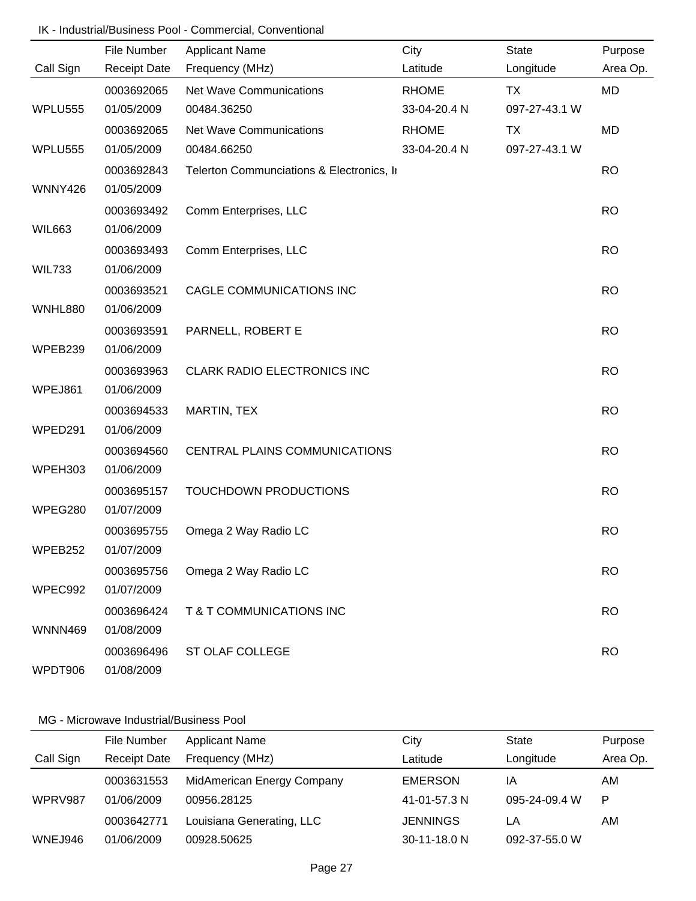IK - Industrial/Business Pool - Commercial, Conventional

| Call Sign | File Number<br>Receipt Date | Applicant Name<br>Frequency (MHz) | City<br>Latitude | State<br>Longitude | Purpose<br>Area Op. |
|---|---|---|---|---|---|
| WPLU555 | 0003692065<br>01/05/2009 | Net Wave Communications<br>00484.36250 | RHOME<br>33-04-20.4 N | TX<br>097-27-43.1 W | MD |
| WPLU555 | 0003692065<br>01/05/2009 | Net Wave Communications<br>00484.66250 | RHOME<br>33-04-20.4 N | TX<br>097-27-43.1 W | MD |
| WNNY426 | 0003692843<br>01/05/2009 | Telerton Communciations & Electronics, Ir | | | RO |
| WIL663 | 0003693492<br>01/06/2009 | Comm Enterprises, LLC | | | RO |
| WIL733 | 0003693493<br>01/06/2009 | Comm Enterprises, LLC | | | RO |
| WNHL880 | 0003693521<br>01/06/2009 | CAGLE COMMUNICATIONS INC | | | RO |
| WPEB239 | 0003693591<br>01/06/2009 | PARNELL, ROBERT E | | | RO |
| WPEJ861 | 0003693963<br>01/06/2009 | CLARK RADIO ELECTRONICS INC | | | RO |
| WPED291 | 0003694533<br>01/06/2009 | MARTIN, TEX | | | RO |
| WPEH303 | 0003694560<br>01/06/2009 | CENTRAL PLAINS COMMUNICATIONS | | | RO |
| WPEG280 | 0003695157<br>01/07/2009 | TOUCHDOWN PRODUCTIONS | | | RO |
| WPEB252 | 0003695755<br>01/07/2009 | Omega 2 Way Radio LC | | | RO |
| WPEC992 | 0003695756<br>01/07/2009 | Omega 2 Way Radio LC | | | RO |
| WNNN469 | 0003696424<br>01/08/2009 | T & T COMMUNICATIONS INC | | | RO |
| WPDT906 | 0003696496<br>01/08/2009 | ST OLAF COLLEGE | | | RO |

MG - Microwave Industrial/Business Pool

| Call Sign | File Number<br>Receipt Date | Applicant Name<br>Frequency (MHz) | City<br>Latitude | State<br>Longitude | Purpose<br>Area Op. |
|---|---|---|---|---|---|
| WPRV987 | 0003631553<br>01/06/2009 | MidAmerican Energy Company<br>00956.28125 | EMERSON<br>41-01-57.3 N | IA<br>095-24-09.4 W | AM<br>P |
| WNEJ946 | 0003642771<br>01/06/2009 | Louisiana Generating, LLC<br>00928.50625 | JENNINGS<br>30-11-18.0 N | LA<br>092-37-55.0 W | AM |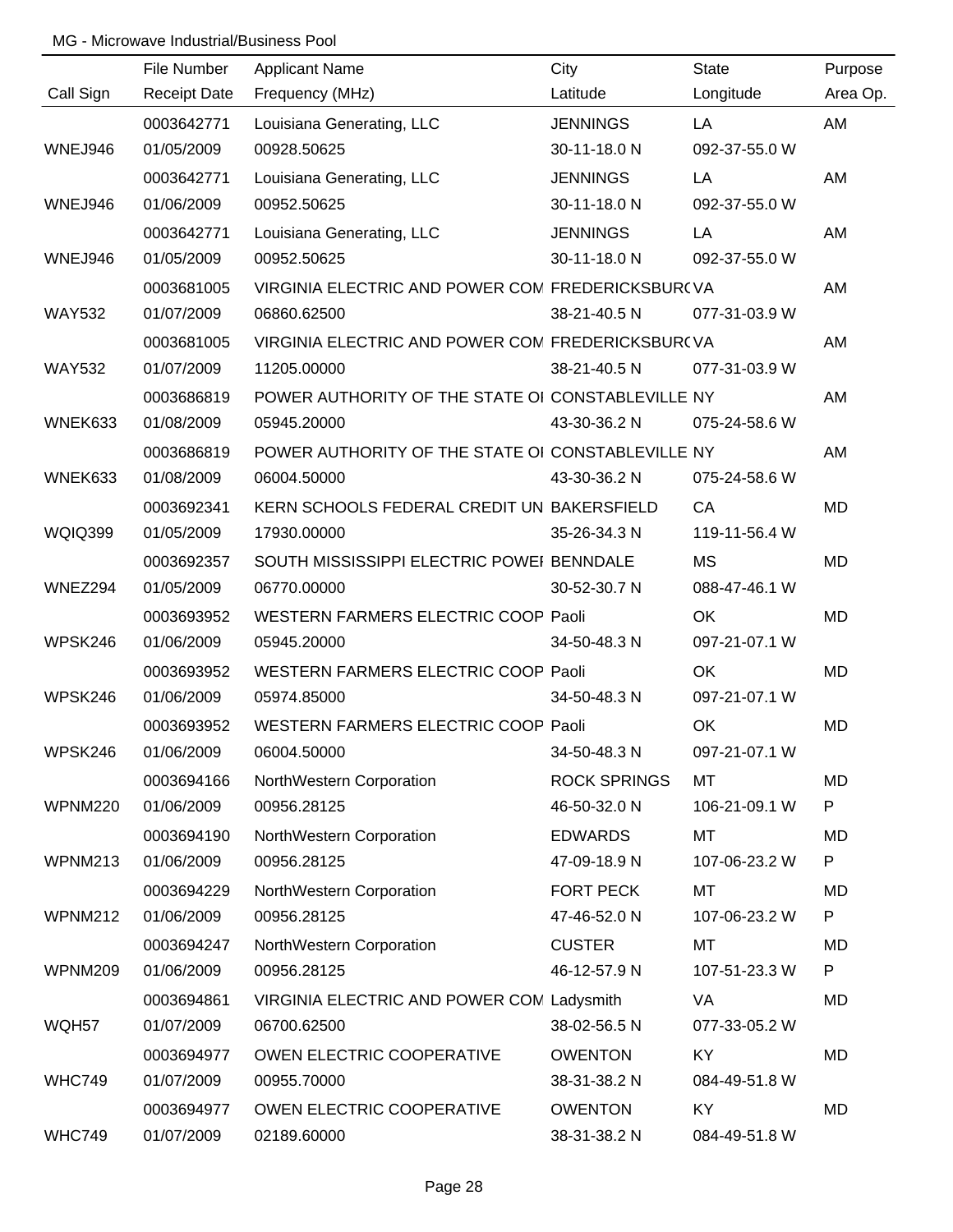MG - Microwave Industrial/Business Pool

| Call Sign | File Number<br>Receipt Date | Applicant Name<br>Frequency (MHz) | City<br>Latitude | State<br>Longitude | Purpose<br>Area Op. |
|---|---|---|---|---|---|
| WNEJ946 | 0003642771<br>01/05/2009 | Louisiana Generating, LLC<br>00928.50625 | JENNINGS<br>30-11-18.0 N | LA<br>092-37-55.0 W | AM |
| WNEJ946 | 0003642771<br>01/06/2009 | Louisiana Generating, LLC<br>00952.50625 | JENNINGS<br>30-11-18.0 N | LA<br>092-37-55.0 W | AM |
| WNEJ946 | 0003642771<br>01/05/2009 | Louisiana Generating, LLC<br>00952.50625 | JENNINGS<br>30-11-18.0 N | LA<br>092-37-55.0 W | AM |
| WAY532 | 0003681005<br>01/07/2009 | VIRGINIA ELECTRIC AND POWER COM<br>06860.62500 | FREDERICKSBUR(<br>38-21-40.5 N | VA<br>077-31-03.9 W | AM |
| WAY532 | 0003681005<br>01/07/2009 | VIRGINIA ELECTRIC AND POWER COM<br>11205.00000 | FREDERICKSBUR(<br>38-21-40.5 N | VA<br>077-31-03.9 W | AM |
| WNEK633 | 0003686819<br>01/08/2009 | POWER AUTHORITY OF THE STATE OI<br>05945.20000 | CONSTABLEVILLE<br>43-30-36.2 N | NY<br>075-24-58.6 W | AM |
| WNEK633 | 0003686819<br>01/08/2009 | POWER AUTHORITY OF THE STATE OI<br>06004.50000 | CONSTABLEVILLE<br>43-30-36.2 N | NY<br>075-24-58.6 W | AM |
| WQIQ399 | 0003692341<br>01/05/2009 | KERN SCHOOLS FEDERAL CREDIT UN<br>17930.00000 | BAKERSFIELD<br>35-26-34.3 N | CA<br>119-11-56.4 W | MD |
| WNEZ294 | 0003692357<br>01/05/2009 | SOUTH MISSISSIPPI ELECTRIC POWEI<br>06770.00000 | BENNDALE<br>30-52-30.7 N | MS<br>088-47-46.1 W | MD |
| WPSK246 | 0003693952<br>01/06/2009 | WESTERN FARMERS ELECTRIC COOP<br>05945.20000 | Paoli<br>34-50-48.3 N | OK<br>097-21-07.1 W | MD |
| WPSK246 | 0003693952<br>01/06/2009 | WESTERN FARMERS ELECTRIC COOP<br>05974.85000 | Paoli<br>34-50-48.3 N | OK<br>097-21-07.1 W | MD |
| WPSK246 | 0003693952<br>01/06/2009 | WESTERN FARMERS ELECTRIC COOP<br>06004.50000 | Paoli<br>34-50-48.3 N | OK<br>097-21-07.1 W | MD |
| WPNM220 | 0003694166<br>01/06/2009 | NorthWestern Corporation<br>00956.28125 | ROCK SPRINGS<br>46-50-32.0 N | MT<br>106-21-09.1 W | MD<br>P |
| WPNM213 | 0003694190<br>01/06/2009 | NorthWestern Corporation<br>00956.28125 | EDWARDS<br>47-09-18.9 N | MT<br>107-06-23.2 W | MD<br>P |
| WPNM212 | 0003694229<br>01/06/2009 | NorthWestern Corporation<br>00956.28125 | FORT PECK<br>47-46-52.0 N | MT<br>107-06-23.2 W | MD<br>P |
| WPNM209 | 0003694247<br>01/06/2009 | NorthWestern Corporation<br>00956.28125 | CUSTER<br>46-12-57.9 N | MT<br>107-51-23.3 W | MD<br>P |
| WQH57 | 0003694861<br>01/07/2009 | VIRGINIA ELECTRIC AND POWER COM<br>06700.62500 | Ladysmith<br>38-02-56.5 N | VA<br>077-33-05.2 W | MD |
| WHC749 | 0003694977<br>01/07/2009 | OWEN ELECTRIC COOPERATIVE<br>00955.70000 | OWENTON<br>38-31-38.2 N | KY<br>084-49-51.8 W | MD |
| WHC749 | 0003694977<br>01/07/2009 | OWEN ELECTRIC COOPERATIVE<br>02189.60000 | OWENTON<br>38-31-38.2 N | KY<br>084-49-51.8 W | MD |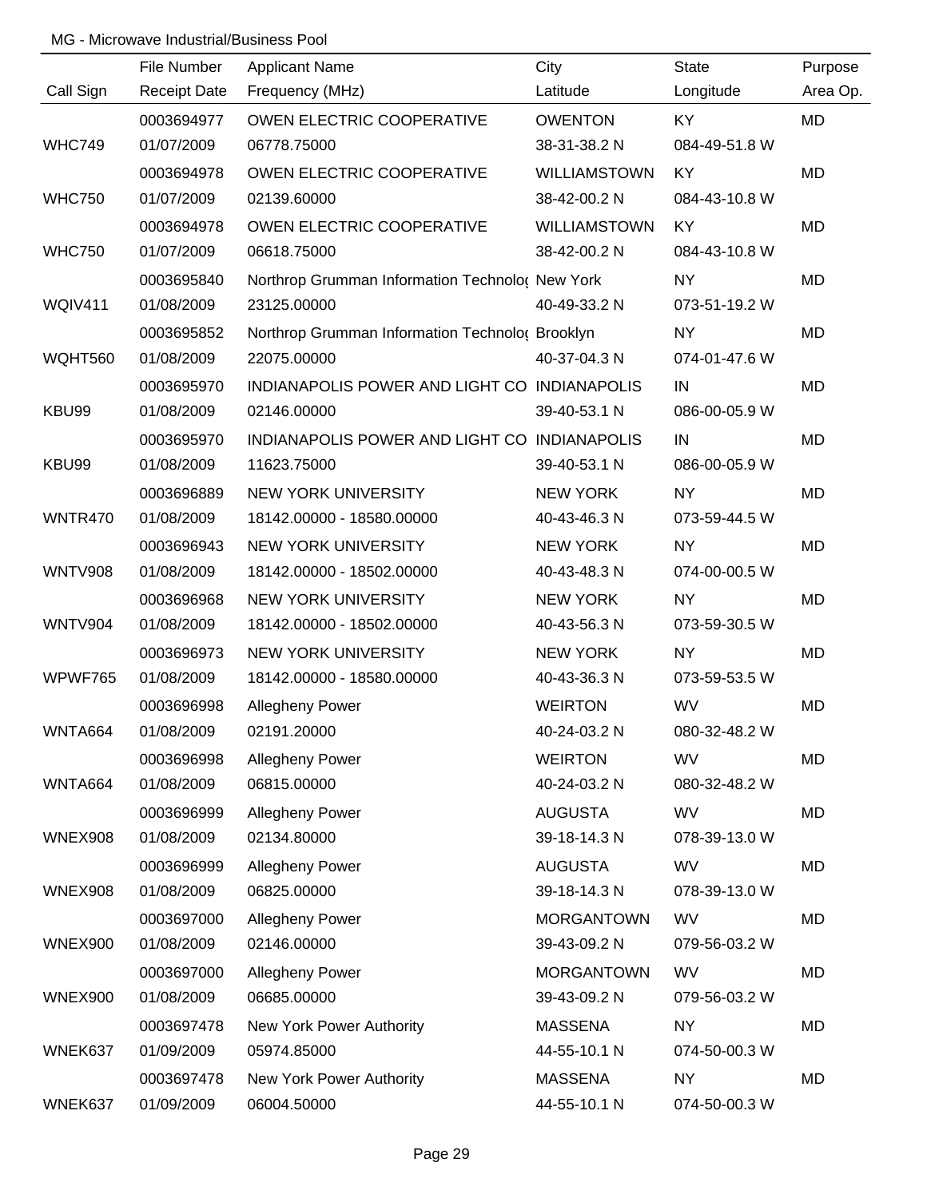MG - Microwave Industrial/Business Pool

| Call Sign | File Number<br>Receipt Date | Applicant Name<br>Frequency (MHz) | City<br>Latitude | State<br>Longitude | Purpose<br>Area Op. |
|---|---|---|---|---|---|
| WHC749 | 0003694977<br>01/07/2009 | OWEN ELECTRIC COOPERATIVE<br>06778.75000 | OWENTON<br>38-31-38.2 N | KY<br>084-49-51.8 W | MD |
| WHC750 | 0003694978<br>01/07/2009 | OWEN ELECTRIC COOPERATIVE<br>02139.60000 | WILLIAMSTOWN<br>38-42-00.2 N | KY<br>084-43-10.8 W | MD |
| WHC750 | 0003694978<br>01/07/2009 | OWEN ELECTRIC COOPERATIVE<br>06618.75000 | WILLIAMSTOWN<br>38-42-00.2 N | KY<br>084-43-10.8 W | MD |
| WQIV411 | 0003695840<br>01/08/2009 | Northrop Grumman Information Technolog<br>23125.00000 | New York<br>40-49-33.2 N | NY<br>073-51-19.2 W | MD |
| WQHT560 | 0003695852<br>01/08/2009 | Northrop Grumman Information Technolog<br>22075.00000 | Brooklyn<br>40-37-04.3 N | NY<br>074-01-47.6 W | MD |
| KBU99 | 0003695970<br>01/08/2009 | INDIANAPOLIS POWER AND LIGHT CO<br>02146.00000 | INDIANAPOLIS<br>39-40-53.1 N | IN<br>086-00-05.9 W | MD |
| KBU99 | 0003695970<br>01/08/2009 | INDIANAPOLIS POWER AND LIGHT CO<br>11623.75000 | INDIANAPOLIS<br>39-40-53.1 N | IN<br>086-00-05.9 W | MD |
| WNTR470 | 0003696889<br>01/08/2009 | NEW YORK UNIVERSITY<br>18142.00000 - 18580.00000 | NEW YORK<br>40-43-46.3 N | NY<br>073-59-44.5 W | MD |
| WNTV908 | 0003696943<br>01/08/2009 | NEW YORK UNIVERSITY<br>18142.00000 - 18502.00000 | NEW YORK<br>40-43-48.3 N | NY<br>074-00-00.5 W | MD |
| WNTV904 | 0003696968<br>01/08/2009 | NEW YORK UNIVERSITY<br>18142.00000 - 18502.00000 | NEW YORK<br>40-43-56.3 N | NY<br>073-59-30.5 W | MD |
| WPWF765 | 0003696973<br>01/08/2009 | NEW YORK UNIVERSITY<br>18142.00000 - 18580.00000 | NEW YORK<br>40-43-36.3 N | NY<br>073-59-53.5 W | MD |
| WNTA664 | 0003696998<br>01/08/2009 | Allegheny Power<br>02191.20000 | WEIRTON<br>40-24-03.2 N | WV<br>080-32-48.2 W | MD |
| WNTA664 | 0003696998<br>01/08/2009 | Allegheny Power<br>06815.00000 | WEIRTON<br>40-24-03.2 N | WV<br>080-32-48.2 W | MD |
| WNEX908 | 0003696999<br>01/08/2009 | Allegheny Power<br>02134.80000 | AUGUSTA<br>39-18-14.3 N | WV<br>078-39-13.0 W | MD |
| WNEX908 | 0003696999<br>01/08/2009 | Allegheny Power<br>06825.00000 | AUGUSTA<br>39-18-14.3 N | WV<br>078-39-13.0 W | MD |
| WNEX900 | 0003697000<br>01/08/2009 | Allegheny Power<br>02146.00000 | MORGANTOWN<br>39-43-09.2 N | WV<br>079-56-03.2 W | MD |
| WNEX900 | 0003697000<br>01/08/2009 | Allegheny Power<br>06685.00000 | MORGANTOWN<br>39-43-09.2 N | WV<br>079-56-03.2 W | MD |
| WNEK637 | 0003697478<br>01/09/2009 | New York Power Authority<br>05974.85000 | MASSENA<br>44-55-10.1 N | NY<br>074-50-00.3 W | MD |
| WNEK637 | 0003697478<br>01/09/2009 | New York Power Authority<br>06004.50000 | MASSENA<br>44-55-10.1 N | NY<br>074-50-00.3 W | MD |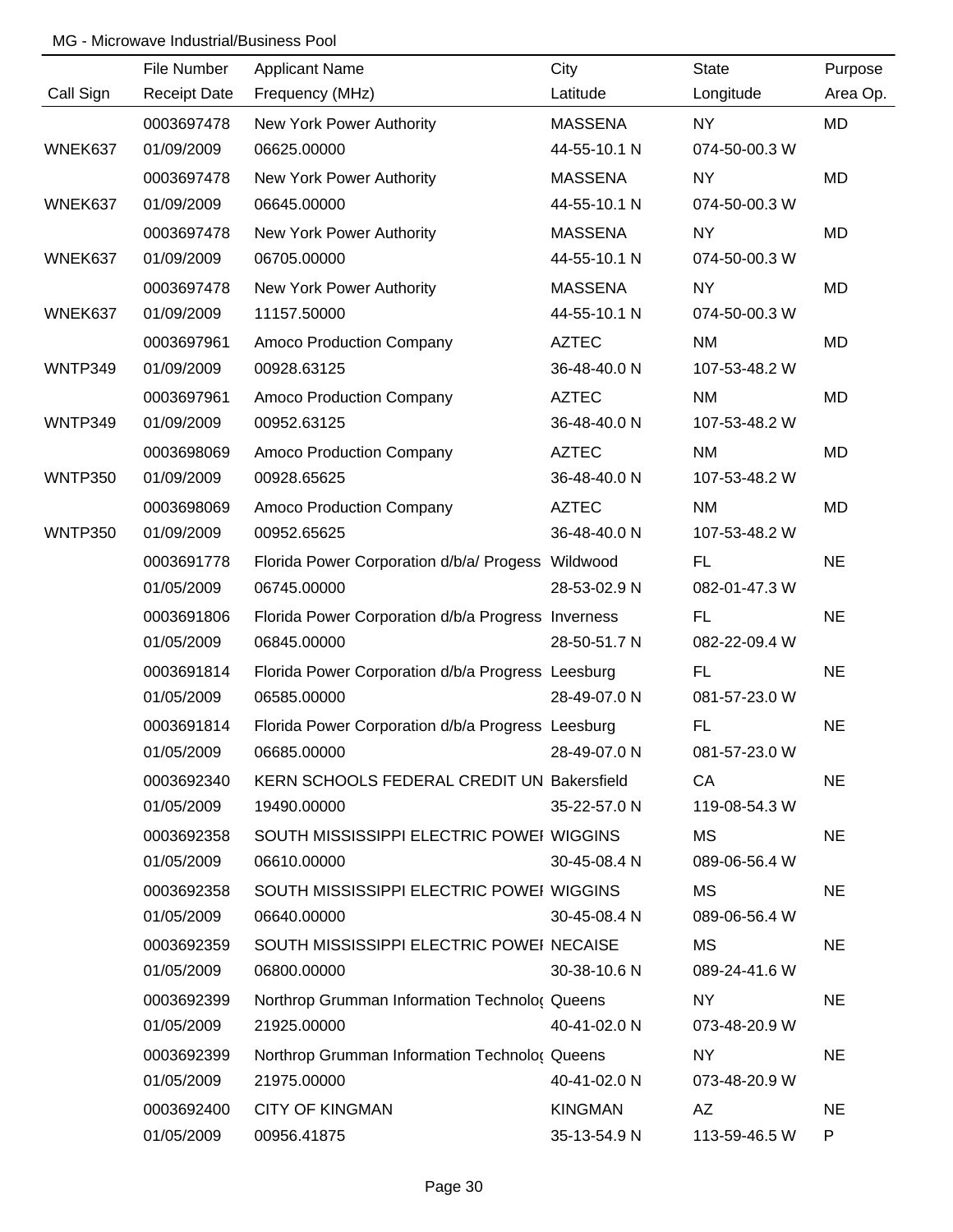MG - Microwave Industrial/Business Pool

| Call Sign | File Number<br>Receipt Date | Applicant Name<br>Frequency (MHz) | City<br>Latitude | State<br>Longitude | Purpose<br>Area Op. |
|---|---|---|---|---|---|
| WNEK637 | 0003697478<br>01/09/2009 | New York Power Authority<br>06625.00000 | MASSENA<br>44-55-10.1 N | NY<br>074-50-00.3 W | MD |
| WNEK637 | 0003697478<br>01/09/2009 | New York Power Authority<br>06645.00000 | MASSENA<br>44-55-10.1 N | NY<br>074-50-00.3 W | MD |
| WNEK637 | 0003697478<br>01/09/2009 | New York Power Authority<br>06705.00000 | MASSENA<br>44-55-10.1 N | NY<br>074-50-00.3 W | MD |
| WNEK637 | 0003697478<br>01/09/2009 | New York Power Authority<br>11157.50000 | MASSENA<br>44-55-10.1 N | NY<br>074-50-00.3 W | MD |
| WNTP349 | 0003697961<br>01/09/2009 | Amoco Production Company<br>00928.63125 | AZTEC<br>36-48-40.0 N | NM<br>107-53-48.2 W | MD |
| WNTP349 | 0003697961<br>01/09/2009 | Amoco Production Company<br>00952.63125 | AZTEC<br>36-48-40.0 N | NM<br>107-53-48.2 W | MD |
| WNTP350 | 0003698069<br>01/09/2009 | Amoco Production Company<br>00928.65625 | AZTEC<br>36-48-40.0 N | NM<br>107-53-48.2 W | MD |
| WNTP350 | 0003698069<br>01/09/2009 | Amoco Production Company<br>00952.65625 | AZTEC<br>36-48-40.0 N | NM<br>107-53-48.2 W | MD |
| | 0003691778<br>01/05/2009 | Florida Power Corporation d/b/a/ Progess<br>06745.00000 | Wildwood<br>28-53-02.9 N | FL<br>082-01-47.3 W | NE |
| | 0003691806<br>01/05/2009 | Florida Power Corporation d/b/a Progress<br>06845.00000 | Inverness<br>28-50-51.7 N | FL<br>082-22-09.4 W | NE |
| | 0003691814<br>01/05/2009 | Florida Power Corporation d/b/a Progress<br>06585.00000 | Leesburg<br>28-49-07.0 N | FL<br>081-57-23.0 W | NE |
| | 0003691814<br>01/05/2009 | Florida Power Corporation d/b/a Progress<br>06685.00000 | Leesburg<br>28-49-07.0 N | FL<br>081-57-23.0 W | NE |
| | 0003692340<br>01/05/2009 | KERN SCHOOLS FEDERAL CREDIT UN<br>19490.00000 | Bakersfield<br>35-22-57.0 N | CA<br>119-08-54.3 W | NE |
| | 0003692358<br>01/05/2009 | SOUTH MISSISSIPPI ELECTRIC POWEI<br>06610.00000 | WIGGINS<br>30-45-08.4 N | MS<br>089-06-56.4 W | NE |
| | 0003692358<br>01/05/2009 | SOUTH MISSISSIPPI ELECTRIC POWEI<br>06640.00000 | WIGGINS<br>30-45-08.4 N | MS<br>089-06-56.4 W | NE |
| | 0003692359<br>01/05/2009 | SOUTH MISSISSIPPI ELECTRIC POWEI<br>06800.00000 | NECAISE<br>30-38-10.6 N | MS<br>089-24-41.6 W | NE |
| | 0003692399<br>01/05/2009 | Northrop Grumman Information Technolo(<br>21925.00000 | Queens<br>40-41-02.0 N | NY<br>073-48-20.9 W | NE |
| | 0003692399<br>01/05/2009 | Northrop Grumman Information Technolo(<br>21975.00000 | Queens<br>40-41-02.0 N | NY<br>073-48-20.9 W | NE |
| | 0003692400<br>01/05/2009 | CITY OF KINGMAN<br>00956.41875 | KINGMAN<br>35-13-54.9 N | AZ<br>113-59-46.5 W | NE<br>P |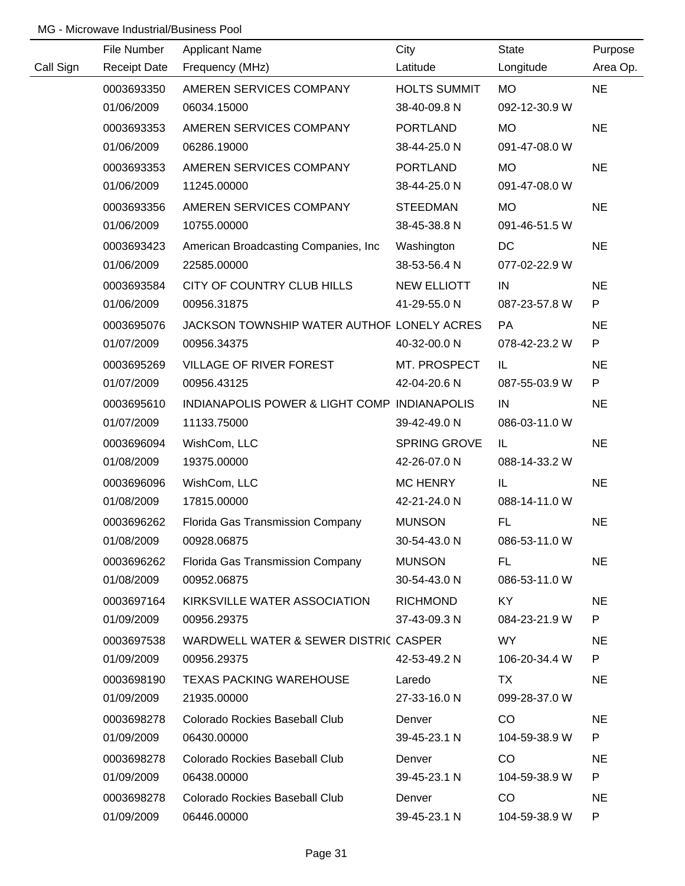MG - Microwave Industrial/Business Pool

| Call Sign | File Number<br>Receipt Date | Applicant Name<br>Frequency (MHz) | City<br>Latitude | State<br>Longitude | Purpose<br>Area Op. |
|---|---|---|---|---|---|
| | 0003693350<br>01/06/2009 | AMEREN SERVICES COMPANY<br>06034.15000 | HOLTS SUMMIT<br>38-40-09.8 N | MO<br>092-12-30.9 W | NE |
| | 0003693353<br>01/06/2009 | AMEREN SERVICES COMPANY<br>06286.19000 | PORTLAND<br>38-44-25.0 N | MO<br>091-47-08.0 W | NE |
| | 0003693353<br>01/06/2009 | AMEREN SERVICES COMPANY<br>11245.00000 | PORTLAND<br>38-44-25.0 N | MO<br>091-47-08.0 W | NE |
| | 0003693356<br>01/06/2009 | AMEREN SERVICES COMPANY<br>10755.00000 | STEEDMAN<br>38-45-38.8 N | MO<br>091-46-51.5 W | NE |
| | 0003693423<br>01/06/2009 | American Broadcasting Companies, Inc<br>22585.00000 | Washington<br>38-53-56.4 N | DC<br>077-02-22.9 W | NE |
| | 0003693584<br>01/06/2009 | CITY OF COUNTRY CLUB HILLS<br>00956.31875 | NEW ELLIOTT<br>41-29-55.0 N | IN<br>087-23-57.8 W | NE<br>P |
| | 0003695076<br>01/07/2009 | JACKSON TOWNSHIP WATER AUTHOF<br>00956.34375 | LONELY ACRES<br>40-32-00.0 N | PA<br>078-42-23.2 W | NE<br>P |
| | 0003695269<br>01/07/2009 | VILLAGE OF RIVER FOREST<br>00956.43125 | MT. PROSPECT<br>42-04-20.6 N | IL<br>087-55-03.9 W | NE<br>P |
| | 0003695610<br>01/07/2009 | INDIANAPOLIS POWER & LIGHT COMP<br>11133.75000 | INDIANAPOLIS<br>39-42-49.0 N | IN<br>086-03-11.0 W | NE |
| | 0003696094<br>01/08/2009 | WishCom, LLC<br>19375.00000 | SPRING GROVE<br>42-26-07.0 N | IL<br>088-14-33.2 W | NE |
| | 0003696096<br>01/08/2009 | WishCom, LLC<br>17815.00000 | MC HENRY<br>42-21-24.0 N | IL<br>088-14-11.0 W | NE |
| | 0003696262<br>01/08/2009 | Florida Gas Transmission Company<br>00928.06875 | MUNSON<br>30-54-43.0 N | FL<br>086-53-11.0 W | NE |
| | 0003696262<br>01/08/2009 | Florida Gas Transmission Company<br>00952.06875 | MUNSON<br>30-54-43.0 N | FL<br>086-53-11.0 W | NE |
| | 0003697164<br>01/09/2009 | KIRKSVILLE WATER ASSOCIATION<br>00956.29375 | RICHMOND<br>37-43-09.3 N | KY<br>084-23-21.9 W | NE<br>P |
| | 0003697538<br>01/09/2009 | WARDWELL WATER & SEWER DISTRIC<br>00956.29375 | CASPER<br>42-53-49.2 N | WY<br>106-20-34.4 W | NE<br>P |
| | 0003698190<br>01/09/2009 | TEXAS PACKING WAREHOUSE<br>21935.00000 | Laredo<br>27-33-16.0 N | TX<br>099-28-37.0 W | NE |
| | 0003698278<br>01/09/2009 | Colorado Rockies Baseball Club<br>06430.00000 | Denver<br>39-45-23.1 N | CO<br>104-59-38.9 W | NE<br>P |
| | 0003698278<br>01/09/2009 | Colorado Rockies Baseball Club<br>06438.00000 | Denver<br>39-45-23.1 N | CO<br>104-59-38.9 W | NE<br>P |
| | 0003698278<br>01/09/2009 | Colorado Rockies Baseball Club<br>06446.00000 | Denver<br>39-45-23.1 N | CO<br>104-59-38.9 W | NE<br>P |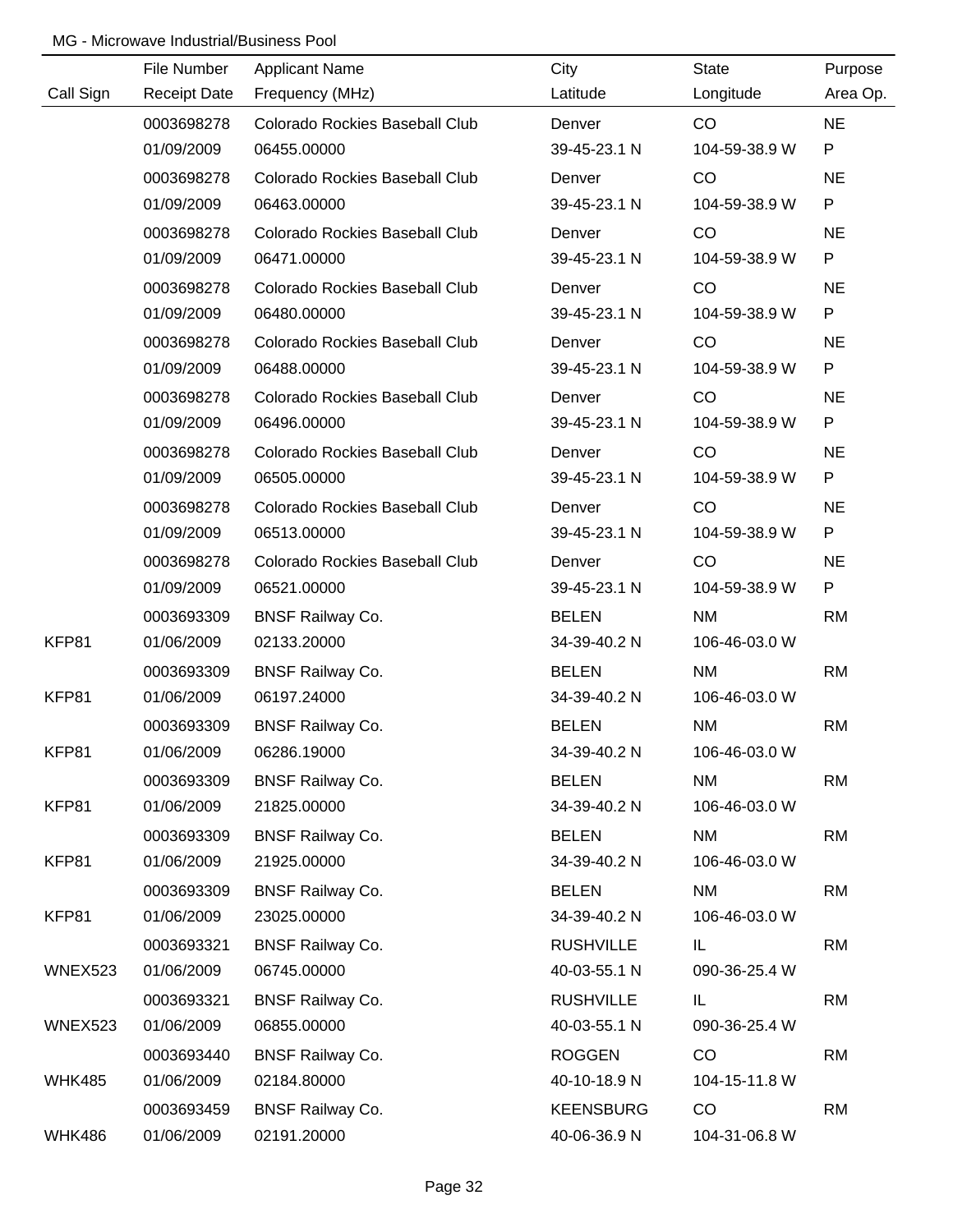MG - Microwave Industrial/Business Pool

| Call Sign | File Number<br>Receipt Date | Applicant Name<br>Frequency (MHz) | City<br>Latitude | State<br>Longitude | Purpose<br>Area Op. |
|---|---|---|---|---|---|
| | 0003698278<br>01/09/2009 | Colorado Rockies Baseball Club<br>06455.00000 | Denver<br>39-45-23.1 N | CO<br>104-59-38.9 W | NE<br>P |
| | 0003698278<br>01/09/2009 | Colorado Rockies Baseball Club<br>06463.00000 | Denver<br>39-45-23.1 N | CO<br>104-59-38.9 W | NE<br>P |
| | 0003698278<br>01/09/2009 | Colorado Rockies Baseball Club<br>06471.00000 | Denver<br>39-45-23.1 N | CO<br>104-59-38.9 W | NE<br>P |
| | 0003698278<br>01/09/2009 | Colorado Rockies Baseball Club<br>06480.00000 | Denver<br>39-45-23.1 N | CO<br>104-59-38.9 W | NE<br>P |
| | 0003698278<br>01/09/2009 | Colorado Rockies Baseball Club<br>06488.00000 | Denver<br>39-45-23.1 N | CO<br>104-59-38.9 W | NE<br>P |
| | 0003698278<br>01/09/2009 | Colorado Rockies Baseball Club<br>06496.00000 | Denver<br>39-45-23.1 N | CO<br>104-59-38.9 W | NE<br>P |
| | 0003698278<br>01/09/2009 | Colorado Rockies Baseball Club<br>06505.00000 | Denver<br>39-45-23.1 N | CO<br>104-59-38.9 W | NE<br>P |
| | 0003698278<br>01/09/2009 | Colorado Rockies Baseball Club<br>06513.00000 | Denver<br>39-45-23.1 N | CO<br>104-59-38.9 W | NE<br>P |
| | 0003698278<br>01/09/2009 | Colorado Rockies Baseball Club<br>06521.00000 | Denver<br>39-45-23.1 N | CO<br>104-59-38.9 W | NE<br>P |
| KFP81 | 0003693309<br>01/06/2009 | BNSF Railway Co.<br>02133.20000 | BELEN<br>34-39-40.2 N | NM<br>106-46-03.0 W | RM |
| KFP81 | 0003693309<br>01/06/2009 | BNSF Railway Co.<br>06197.24000 | BELEN<br>34-39-40.2 N | NM<br>106-46-03.0 W | RM |
| KFP81 | 0003693309<br>01/06/2009 | BNSF Railway Co.<br>06286.19000 | BELEN<br>34-39-40.2 N | NM<br>106-46-03.0 W | RM |
| KFP81 | 0003693309<br>01/06/2009 | BNSF Railway Co.<br>21825.00000 | BELEN<br>34-39-40.2 N | NM<br>106-46-03.0 W | RM |
| KFP81 | 0003693309<br>01/06/2009 | BNSF Railway Co.<br>21925.00000 | BELEN<br>34-39-40.2 N | NM<br>106-46-03.0 W | RM |
| KFP81 | 0003693309<br>01/06/2009 | BNSF Railway Co.<br>23025.00000 | BELEN<br>34-39-40.2 N | NM<br>106-46-03.0 W | RM |
| WNEX523 | 0003693321<br>01/06/2009 | BNSF Railway Co.<br>06745.00000 | RUSHVILLE<br>40-03-55.1 N | IL<br>090-36-25.4 W | RM |
| WNEX523 | 0003693321<br>01/06/2009 | BNSF Railway Co.<br>06855.00000 | RUSHVILLE<br>40-03-55.1 N | IL<br>090-36-25.4 W | RM |
| WHK485 | 0003693440<br>01/06/2009 | BNSF Railway Co.<br>02184.80000 | ROGGEN<br>40-10-18.9 N | CO<br>104-15-11.8 W | RM |
| WHK486 | 0003693459<br>01/06/2009 | BNSF Railway Co.<br>02191.20000 | KEENSBURG<br>40-06-36.9 N | CO<br>104-31-06.8 W | RM |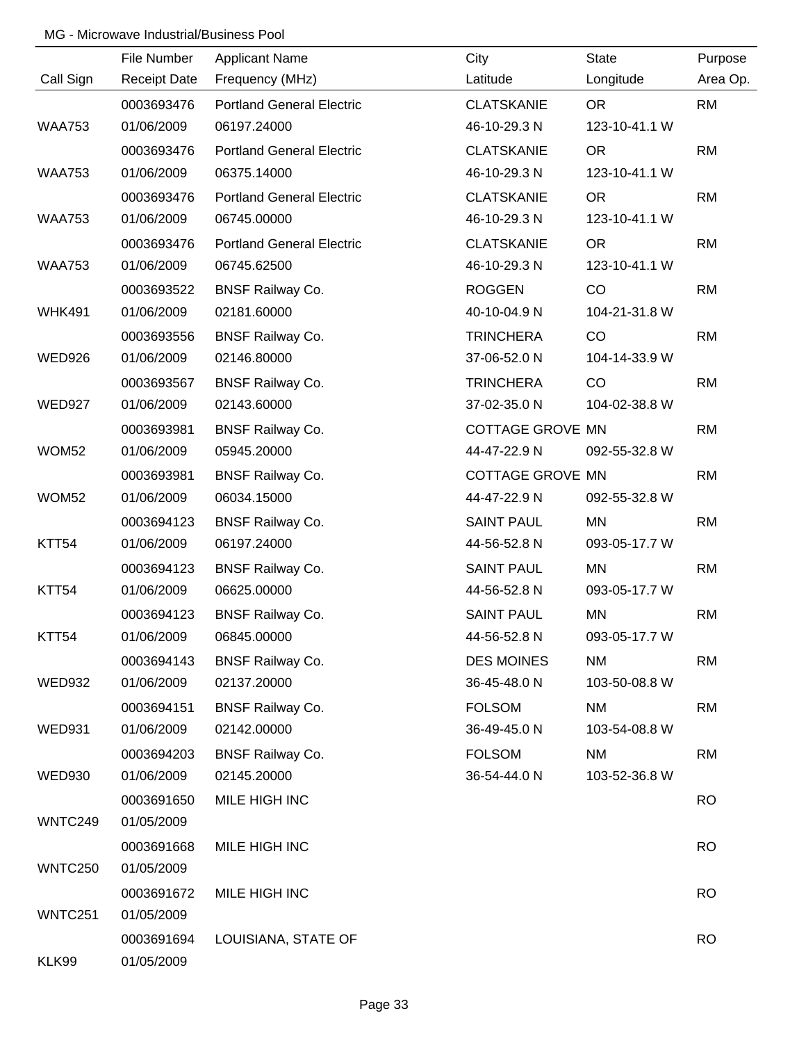MG - Microwave Industrial/Business Pool

| Call Sign | File Number<br>Receipt Date | Applicant Name<br>Frequency (MHz) | City<br>Latitude | State<br>Longitude | Purpose<br>Area Op. |
|---|---|---|---|---|---|
| WAA753 | 0003693476<br>01/06/2009 | Portland General Electric<br>06197.24000 | CLATSKANIE<br>46-10-29.3 N | OR<br>123-10-41.1 W | RM |
| WAA753 | 0003693476<br>01/06/2009 | Portland General Electric<br>06375.14000 | CLATSKANIE<br>46-10-29.3 N | OR<br>123-10-41.1 W | RM |
| WAA753 | 0003693476<br>01/06/2009 | Portland General Electric<br>06745.00000 | CLATSKANIE<br>46-10-29.3 N | OR<br>123-10-41.1 W | RM |
| WAA753 | 0003693476<br>01/06/2009 | Portland General Electric<br>06745.62500 | CLATSKANIE<br>46-10-29.3 N | OR<br>123-10-41.1 W | RM |
| WHK491 | 0003693522<br>01/06/2009 | BNSF Railway Co.<br>02181.60000 | ROGGEN<br>40-10-04.9 N | CO<br>104-21-31.8 W | RM |
| WED926 | 0003693556<br>01/06/2009 | BNSF Railway Co.<br>02146.80000 | TRINCHERA<br>37-06-52.0 N | CO<br>104-14-33.9 W | RM |
| WED927 | 0003693567<br>01/06/2009 | BNSF Railway Co.<br>02143.60000 | TRINCHERA<br>37-02-35.0 N | CO<br>104-02-38.8 W | RM |
| WOM52 | 0003693981<br>01/06/2009 | BNSF Railway Co.<br>05945.20000 | COTTAGE GROVE<br>44-47-22.9 N | MN<br>092-55-32.8 W | RM |
| WOM52 | 0003693981<br>01/06/2009 | BNSF Railway Co.<br>06034.15000 | COTTAGE GROVE<br>44-47-22.9 N | MN<br>092-55-32.8 W | RM |
| KTT54 | 0003694123<br>01/06/2009 | BNSF Railway Co.<br>06197.24000 | SAINT PAUL<br>44-56-52.8 N | MN<br>093-05-17.7 W | RM |
| KTT54 | 0003694123<br>01/06/2009 | BNSF Railway Co.<br>06625.00000 | SAINT PAUL<br>44-56-52.8 N | MN<br>093-05-17.7 W | RM |
| KTT54 | 0003694123<br>01/06/2009 | BNSF Railway Co.<br>06845.00000 | SAINT PAUL<br>44-56-52.8 N | MN<br>093-05-17.7 W | RM |
| WED932 | 0003694143<br>01/06/2009 | BNSF Railway Co.<br>02137.20000 | DES MOINES<br>36-45-48.0 N | NM<br>103-50-08.8 W | RM |
| WED931 | 0003694151<br>01/06/2009 | BNSF Railway Co.<br>02142.00000 | FOLSOM<br>36-49-45.0 N | NM<br>103-54-08.8 W | RM |
| WED930 | 0003694203<br>01/06/2009 | BNSF Railway Co.<br>02145.20000 | FOLSOM<br>36-54-44.0 N | NM<br>103-52-36.8 W | RM |
| WNTC249 | 0003691650<br>01/05/2009 | MILE HIGH INC | | | RO |
| WNTC250 | 0003691668<br>01/05/2009 | MILE HIGH INC | | | RO |
| WNTC251 | 0003691672<br>01/05/2009 | MILE HIGH INC | | | RO |
| KLK99 | 0003691694<br>01/05/2009 | LOUISIANA, STATE OF | | | RO |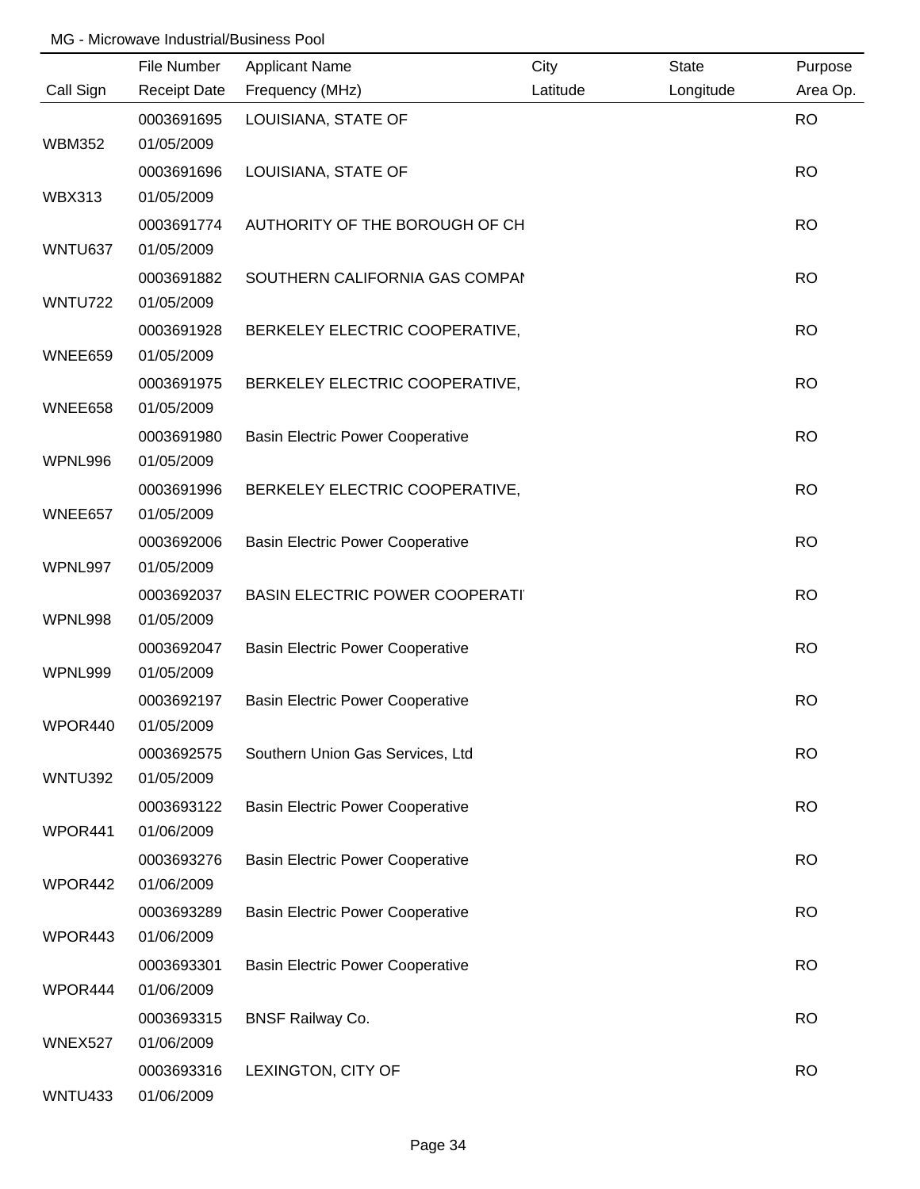MG - Microwave Industrial/Business Pool

| Call Sign | File Number<br>Receipt Date | Applicant Name<br>Frequency (MHz) | City<br>Latitude | State<br>Longitude | Purpose<br>Area Op. |
|---|---|---|---|---|---|
| WBM352 | 0003691695<br>01/05/2009 | LOUISIANA, STATE OF | | | RO |
| WBX313 | 0003691696<br>01/05/2009 | LOUISIANA, STATE OF | | | RO |
| WNTU637 | 0003691774<br>01/05/2009 | AUTHORITY OF THE BOROUGH OF CH | | | RO |
| WNTU722 | 0003691882<br>01/05/2009 | SOUTHERN CALIFORNIA GAS COMPAI | | | RO |
| WNEE659 | 0003691928<br>01/05/2009 | BERKELEY ELECTRIC COOPERATIVE, | | | RO |
| WNEE658 | 0003691975<br>01/05/2009 | BERKELEY ELECTRIC COOPERATIVE, | | | RO |
| WPNL996 | 0003691980<br>01/05/2009 | Basin Electric Power Cooperative | | | RO |
| WNEE657 | 0003691996<br>01/05/2009 | BERKELEY ELECTRIC COOPERATIVE, | | | RO |
| WPNL997 | 0003692006<br>01/05/2009 | Basin Electric Power Cooperative | | | RO |
| WPNL998 | 0003692037<br>01/05/2009 | BASIN ELECTRIC POWER COOPERATI | | | RO |
| WPNL999 | 0003692047<br>01/05/2009 | Basin Electric Power Cooperative | | | RO |
| WPOR440 | 0003692197<br>01/05/2009 | Basin Electric Power Cooperative | | | RO |
| WNTU392 | 0003692575<br>01/05/2009 | Southern Union Gas Services, Ltd | | | RO |
| WPOR441 | 0003693122<br>01/06/2009 | Basin Electric Power Cooperative | | | RO |
| WPOR442 | 0003693276<br>01/06/2009 | Basin Electric Power Cooperative | | | RO |
| WPOR443 | 0003693289<br>01/06/2009 | Basin Electric Power Cooperative | | | RO |
| WPOR444 | 0003693301<br>01/06/2009 | Basin Electric Power Cooperative | | | RO |
| WNEX527 | 0003693315<br>01/06/2009 | BNSF Railway Co. | | | RO |
| WNTU433 | 0003693316<br>01/06/2009 | LEXINGTON, CITY OF | | | RO |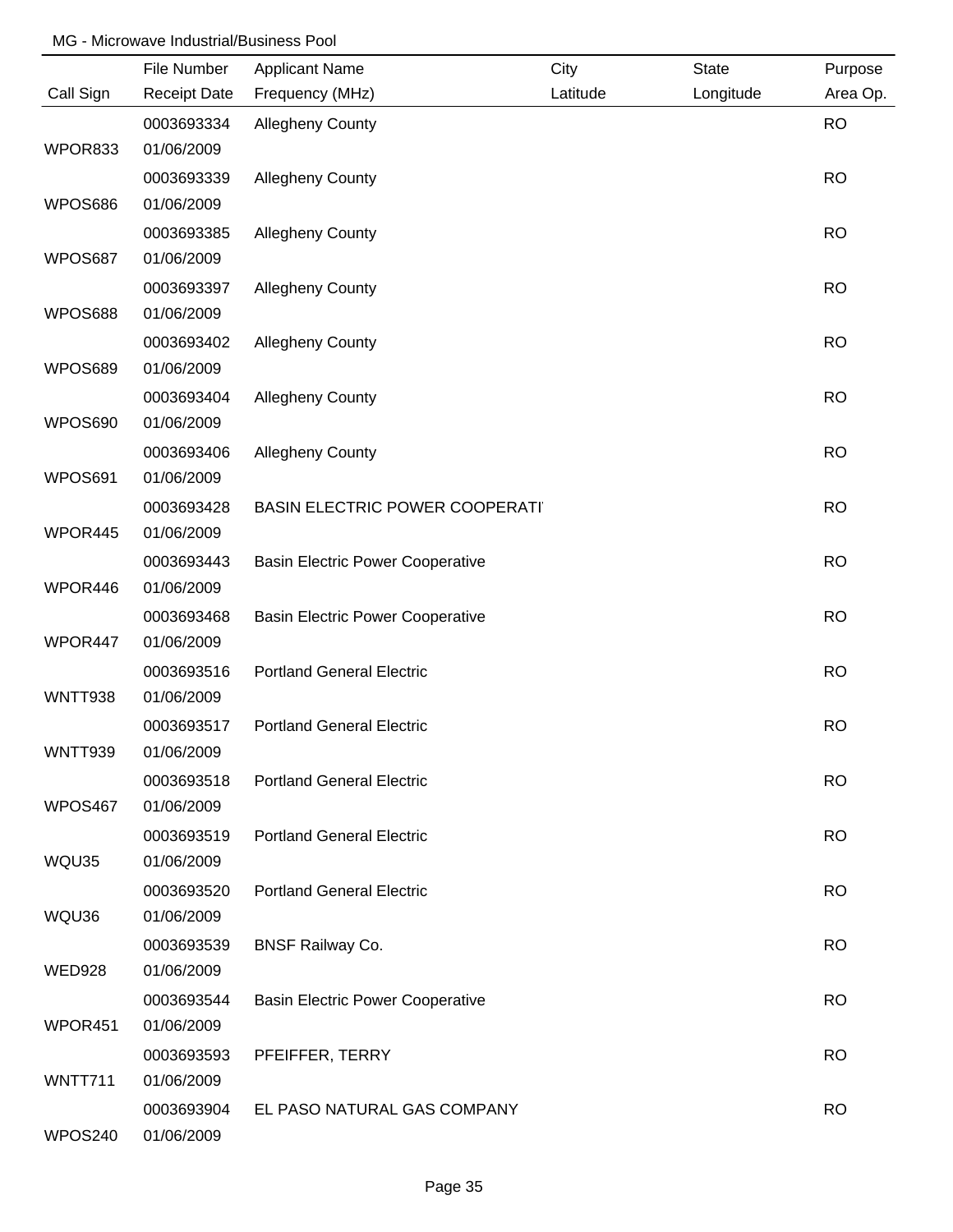MG - Microwave Industrial/Business Pool

| Call Sign | File Number<br>Receipt Date | Applicant Name<br>Frequency (MHz) | City<br>Latitude | State<br>Longitude | Purpose<br>Area Op. |
|---|---|---|---|---|---|
| WPOR833 | 0003693334<br>01/06/2009 | Allegheny County | | | RO |
| WPOS686 | 0003693339<br>01/06/2009 | Allegheny County | | | RO |
| WPOS687 | 0003693385<br>01/06/2009 | Allegheny County | | | RO |
| WPOS688 | 0003693397<br>01/06/2009 | Allegheny County | | | RO |
| WPOS689 | 0003693402<br>01/06/2009 | Allegheny County | | | RO |
| WPOS690 | 0003693404<br>01/06/2009 | Allegheny County | | | RO |
| WPOS691 | 0003693406<br>01/06/2009 | Allegheny County | | | RO |
| WPOR445 | 0003693428<br>01/06/2009 | BASIN ELECTRIC POWER COOPERATI | | | RO |
| WPOR446 | 0003693443<br>01/06/2009 | Basin Electric Power Cooperative | | | RO |
| WPOR447 | 0003693468<br>01/06/2009 | Basin Electric Power Cooperative | | | RO |
| WNTT938 | 0003693516<br>01/06/2009 | Portland General Electric | | | RO |
| WNTT939 | 0003693517<br>01/06/2009 | Portland General Electric | | | RO |
| WPOS467 | 0003693518<br>01/06/2009 | Portland General Electric | | | RO |
| WQU35 | 0003693519<br>01/06/2009 | Portland General Electric | | | RO |
| WQU36 | 0003693520<br>01/06/2009 | Portland General Electric | | | RO |
| WED928 | 0003693539<br>01/06/2009 | BNSF Railway Co. | | | RO |
| WPOR451 | 0003693544<br>01/06/2009 | Basin Electric Power Cooperative | | | RO |
| WNTT711 | 0003693593<br>01/06/2009 | PFEIFFER, TERRY | | | RO |
| WPOS240 | 0003693904<br>01/06/2009 | EL PASO NATURAL GAS COMPANY | | | RO |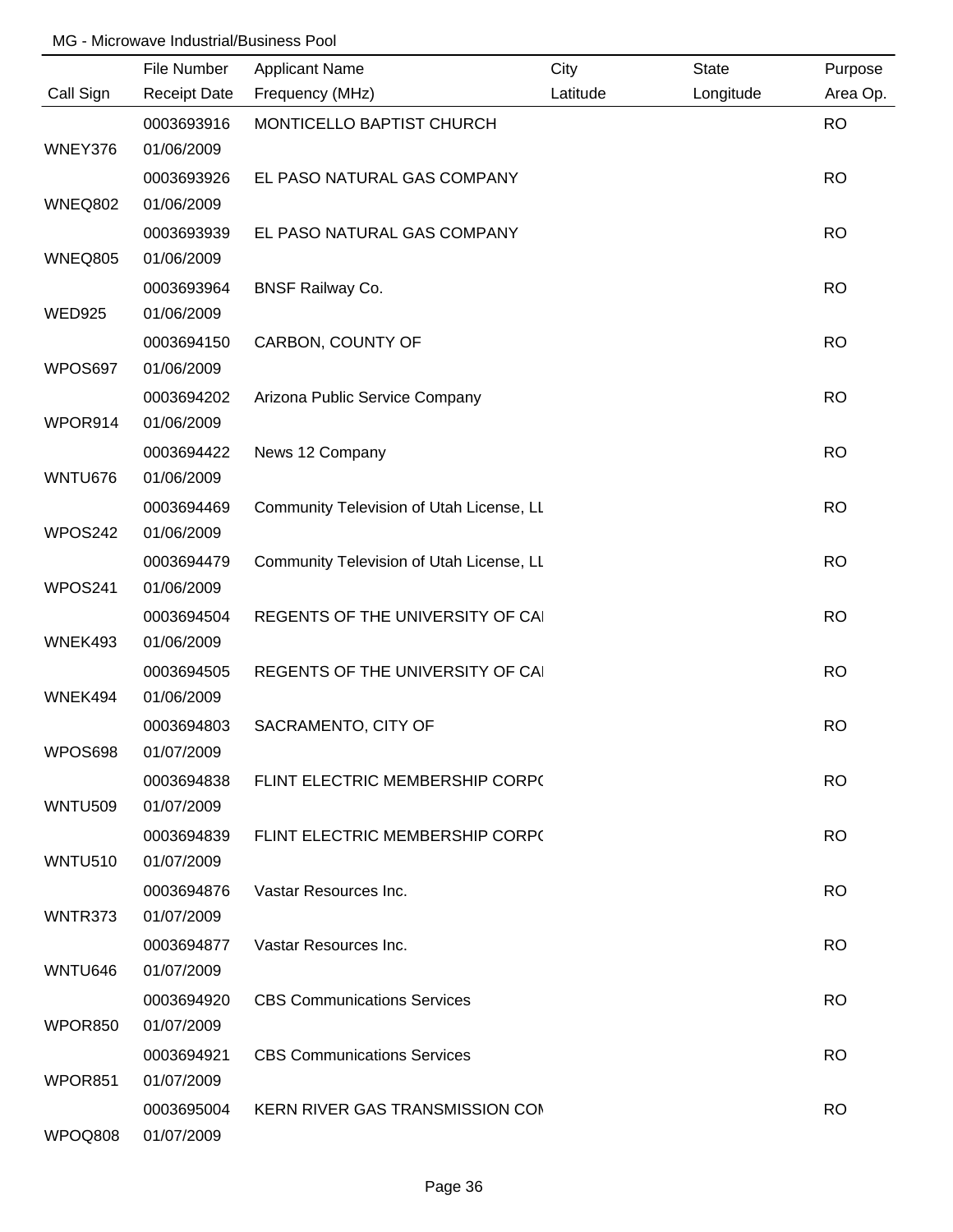MG - Microwave Industrial/Business Pool

| Call Sign | File Number / Receipt Date | Applicant Name / Frequency (MHz) | City / Latitude | State / Longitude | Purpose / Area Op. |
|---|---|---|---|---|---|
| WNEY376 | 0003693916<br>01/06/2009 | MONTICELLO BAPTIST CHURCH | | | RO |
| WNEQ802 | 0003693926<br>01/06/2009 | EL PASO NATURAL GAS COMPANY | | | RO |
| WNEQ805 | 0003693939<br>01/06/2009 | EL PASO NATURAL GAS COMPANY | | | RO |
| WED925 | 0003693964<br>01/06/2009 | BNSF Railway Co. | | | RO |
| WPOS697 | 0003694150<br>01/06/2009 | CARBON, COUNTY OF | | | RO |
| WPOR914 | 0003694202<br>01/06/2009 | Arizona Public Service Company | | | RO |
| WNTU676 | 0003694422<br>01/06/2009 | News 12 Company | | | RO |
| WPOS242 | 0003694469<br>01/06/2009 | Community Television of Utah License, LL | | | RO |
| WPOS241 | 0003694479<br>01/06/2009 | Community Television of Utah License, LL | | | RO |
| WNEK493 | 0003694504<br>01/06/2009 | REGENTS OF THE UNIVERSITY OF CAI | | | RO |
| WNEK494 | 0003694505<br>01/06/2009 | REGENTS OF THE UNIVERSITY OF CAI | | | RO |
| WPOS698 | 0003694803<br>01/07/2009 | SACRAMENTO, CITY OF | | | RO |
| WNTU509 | 0003694838<br>01/07/2009 | FLINT ELECTRIC MEMBERSHIP CORP( | | | RO |
| WNTU510 | 0003694839<br>01/07/2009 | FLINT ELECTRIC MEMBERSHIP CORP( | | | RO |
| WNTR373 | 0003694876<br>01/07/2009 | Vastar Resources Inc. | | | RO |
| WNTU646 | 0003694877<br>01/07/2009 | Vastar Resources Inc. | | | RO |
| WPOR850 | 0003694920<br>01/07/2009 | CBS Communications Services | | | RO |
| WPOR851 | 0003694921<br>01/07/2009 | CBS Communications Services | | | RO |
| WPOQ808 | 0003695004<br>01/07/2009 | KERN RIVER GAS TRANSMISSION COI | | | RO |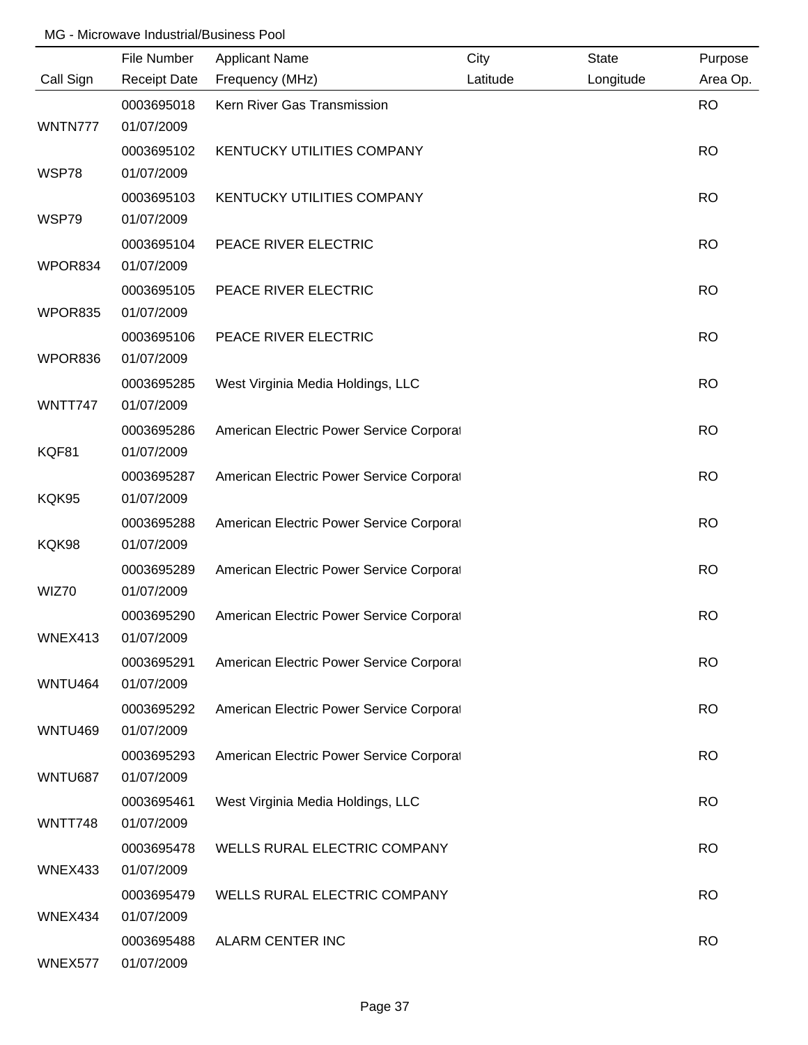MG - Microwave Industrial/Business Pool

| Call Sign | File Number / Receipt Date | Applicant Name / Frequency (MHz) | City / Latitude | State / Longitude | Purpose / Area Op. |
|---|---|---|---|---|---|
| WNTN777 | 0003695018 01/07/2009 | Kern River Gas Transmission | | | RO |
| WSP78 | 0003695102 01/07/2009 | KENTUCKY UTILITIES COMPANY | | | RO |
| WSP79 | 0003695103 01/07/2009 | KENTUCKY UTILITIES COMPANY | | | RO |
| WPOR834 | 0003695104 01/07/2009 | PEACE RIVER ELECTRIC | | | RO |
| WPOR835 | 0003695105 01/07/2009 | PEACE RIVER ELECTRIC | | | RO |
| WPOR836 | 0003695106 01/07/2009 | PEACE RIVER ELECTRIC | | | RO |
| WNTT747 | 0003695285 01/07/2009 | West Virginia Media Holdings, LLC | | | RO |
| KQF81 | 0003695286 01/07/2009 | American Electric Power Service Corporat | | | RO |
| KQK95 | 0003695287 01/07/2009 | American Electric Power Service Corporat | | | RO |
| KQK98 | 0003695288 01/07/2009 | American Electric Power Service Corporat | | | RO |
| WIZ70 | 0003695289 01/07/2009 | American Electric Power Service Corporat | | | RO |
| WNEX413 | 0003695290 01/07/2009 | American Electric Power Service Corporat | | | RO |
| WNTU464 | 0003695291 01/07/2009 | American Electric Power Service Corporat | | | RO |
| WNTU469 | 0003695292 01/07/2009 | American Electric Power Service Corporat | | | RO |
| WNTU687 | 0003695293 01/07/2009 | American Electric Power Service Corporat | | | RO |
| WNTT748 | 0003695461 01/07/2009 | West Virginia Media Holdings, LLC | | | RO |
| WNEX433 | 0003695478 01/07/2009 | WELLS RURAL ELECTRIC COMPANY | | | RO |
| WNEX434 | 0003695479 01/07/2009 | WELLS RURAL ELECTRIC COMPANY | | | RO |
| WNEX577 | 0003695488 01/07/2009 | ALARM CENTER INC | | | RO |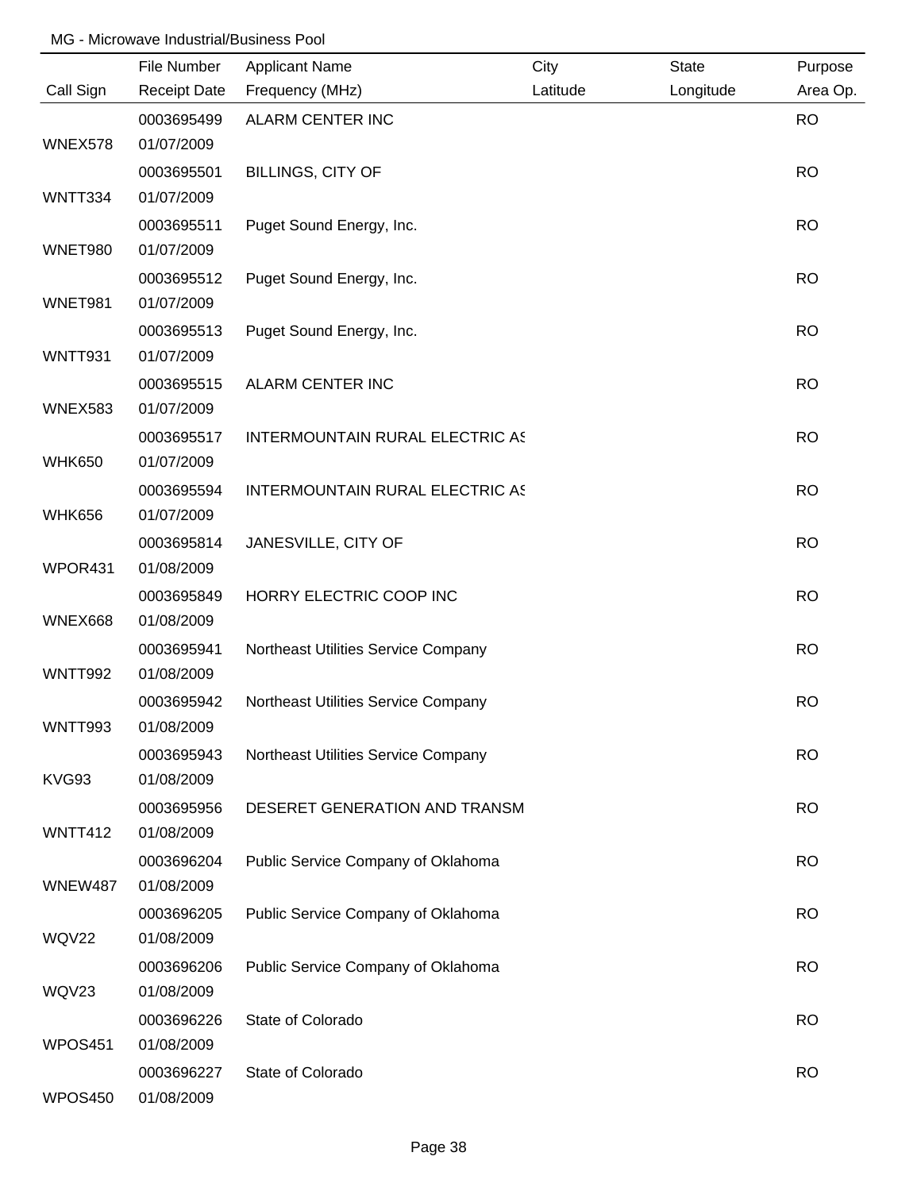MG - Microwave Industrial/Business Pool

| Call Sign | File Number<br>Receipt Date | Applicant Name<br>Frequency (MHz) | City<br>Latitude | State<br>Longitude | Purpose<br>Area Op. |
|---|---|---|---|---|---|
| WNEX578 | 0003695499<br>01/07/2009 | ALARM CENTER INC | | | RO |
| WNTT334 | 0003695501<br>01/07/2009 | BILLINGS, CITY OF | | | RO |
| WNET980 | 0003695511<br>01/07/2009 | Puget Sound Energy, Inc. | | | RO |
| WNET981 | 0003695512<br>01/07/2009 | Puget Sound Energy, Inc. | | | RO |
| WNTT931 | 0003695513<br>01/07/2009 | Puget Sound Energy, Inc. | | | RO |
| WNEX583 | 0003695515<br>01/07/2009 | ALARM CENTER INC | | | RO |
| WHK650 | 0003695517<br>01/07/2009 | INTERMOUNTAIN RURAL ELECTRIC AS | | | RO |
| WHK656 | 0003695594<br>01/07/2009 | INTERMOUNTAIN RURAL ELECTRIC AS | | | RO |
| WPOR431 | 0003695814<br>01/08/2009 | JANESVILLE, CITY OF | | | RO |
| WNEX668 | 0003695849<br>01/08/2009 | HORRY ELECTRIC COOP INC | | | RO |
| WNTT992 | 0003695941<br>01/08/2009 | Northeast Utilities Service Company | | | RO |
| WNTT993 | 0003695942<br>01/08/2009 | Northeast Utilities Service Company | | | RO |
| KVG93 | 0003695943<br>01/08/2009 | Northeast Utilities Service Company | | | RO |
| WNTT412 | 0003695956<br>01/08/2009 | DESERET GENERATION AND TRANSM | | | RO |
| WNEW487 | 0003696204<br>01/08/2009 | Public Service Company of Oklahoma | | | RO |
| WQV22 | 0003696205<br>01/08/2009 | Public Service Company of Oklahoma | | | RO |
| WQV23 | 0003696206<br>01/08/2009 | Public Service Company of Oklahoma | | | RO |
| WPOS451 | 0003696226<br>01/08/2009 | State of Colorado | | | RO |
| WPOS450 | 0003696227<br>01/08/2009 | State of Colorado | | | RO |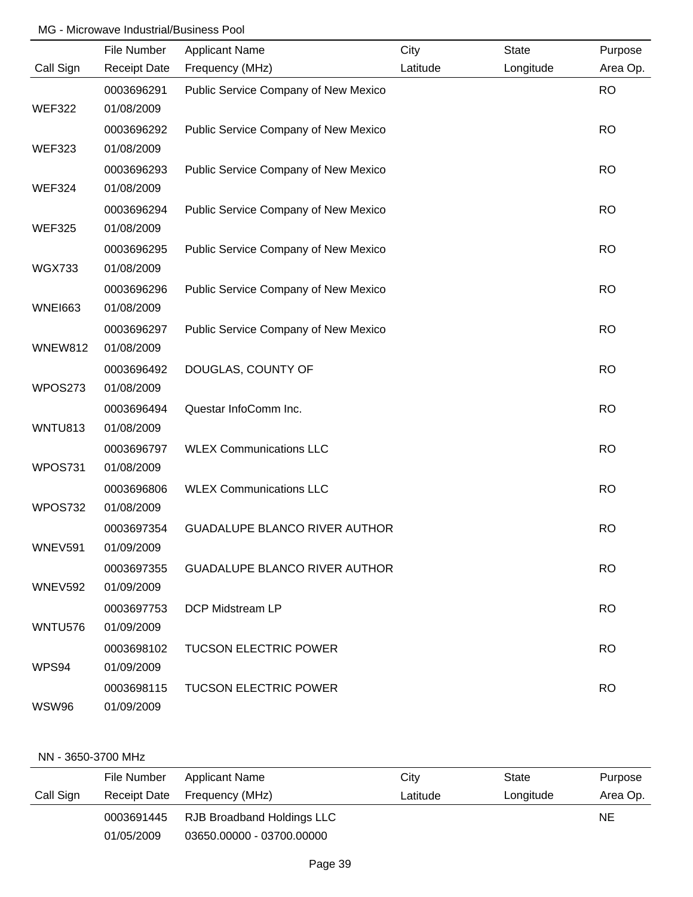MG - Microwave Industrial/Business Pool

| Call Sign | File Number<br>Receipt Date | Applicant Name<br>Frequency (MHz) | City<br>Latitude | State<br>Longitude | Purpose<br>Area Op. |
|---|---|---|---|---|---|
| WEF322 | 0003696291<br>01/08/2009 | Public Service Company of New Mexico | | | RO |
| WEF323 | 0003696292<br>01/08/2009 | Public Service Company of New Mexico | | | RO |
| WEF324 | 0003696293<br>01/08/2009 | Public Service Company of New Mexico | | | RO |
| WEF325 | 0003696294<br>01/08/2009 | Public Service Company of New Mexico | | | RO |
| WGX733 | 0003696295<br>01/08/2009 | Public Service Company of New Mexico | | | RO |
| WNEI663 | 0003696296<br>01/08/2009 | Public Service Company of New Mexico | | | RO |
| WNEW812 | 0003696297<br>01/08/2009 | Public Service Company of New Mexico | | | RO |
| WPOS273 | 0003696492<br>01/08/2009 | DOUGLAS, COUNTY OF | | | RO |
| WNTU813 | 0003696494<br>01/08/2009 | Questar InfoComm Inc. | | | RO |
| WPOS731 | 0003696797<br>01/08/2009 | WLEX Communications LLC | | | RO |
| WPOS732 | 0003696806<br>01/08/2009 | WLEX Communications LLC | | | RO |
| WNEV591 | 0003697354<br>01/09/2009 | GUADALUPE BLANCO RIVER AUTHOR | | | RO |
| WNEV592 | 0003697355<br>01/09/2009 | GUADALUPE BLANCO RIVER AUTHOR | | | RO |
| WNTU576 | 0003697753<br>01/09/2009 | DCP Midstream LP | | | RO |
| WPS94 | 0003698102<br>01/09/2009 | TUCSON ELECTRIC POWER | | | RO |
| WSW96 | 0003698115<br>01/09/2009 | TUCSON ELECTRIC POWER | | | RO |

NN - 3650-3700 MHz

| Call Sign | File Number<br>Receipt Date | Applicant Name<br>Frequency (MHz) | City<br>Latitude | State<br>Longitude | Purpose<br>Area Op. |
|---|---|---|---|---|---|
| | 0003691445<br>01/05/2009 | RJB Broadband Holdings LLC<br>03650.00000 - 03700.00000 | | | NE |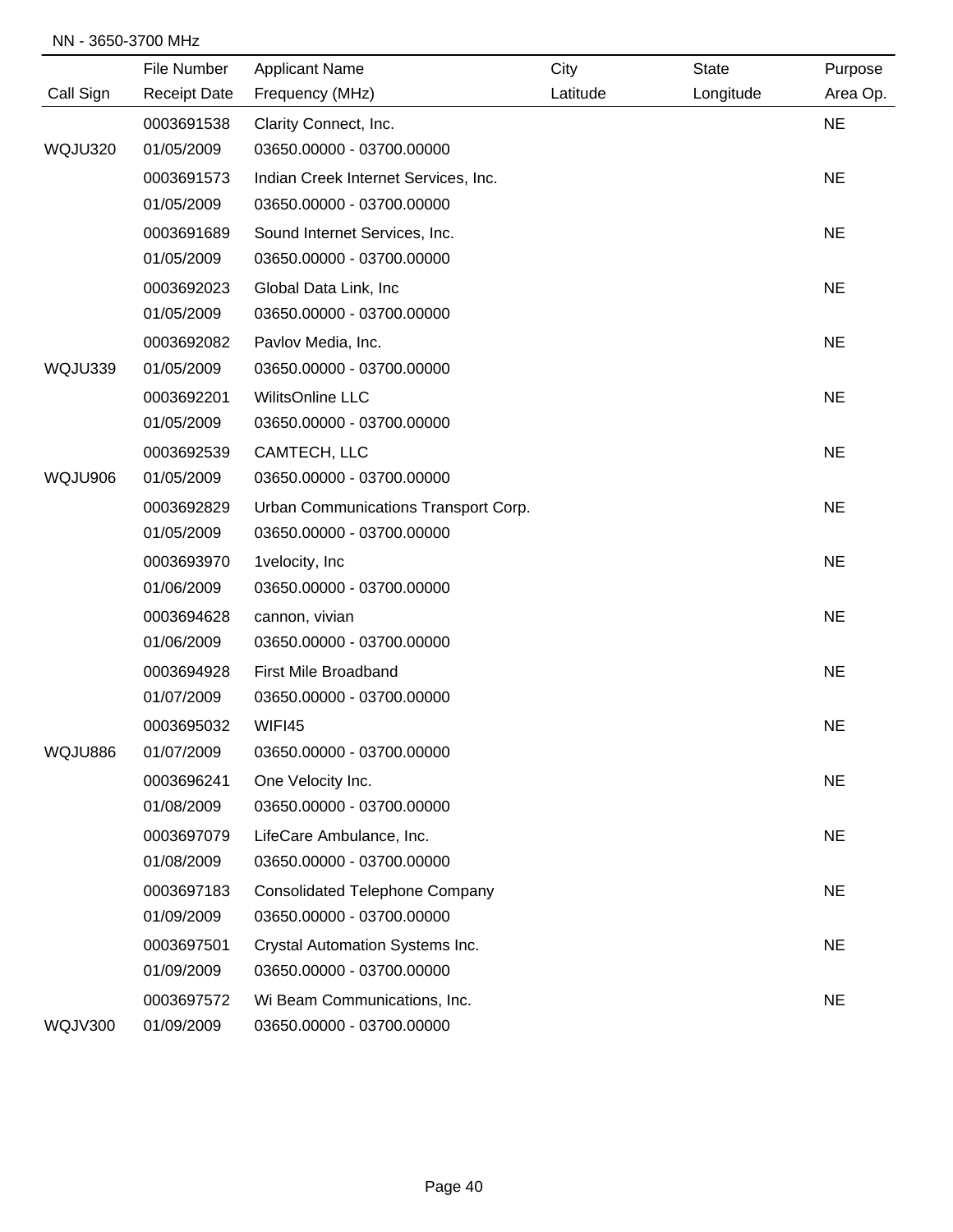NN - 3650-3700 MHz

| Call Sign | File Number / Receipt Date | Applicant Name / Frequency (MHz) | City / Latitude | State / Longitude | Purpose / Area Op. |
|---|---|---|---|---|---|
| WQJU320 | 0003691538 / 01/05/2009 | Clarity Connect, Inc. / 03650.00000 - 03700.00000 | | | NE |
| | 0003691573 / 01/05/2009 | Indian Creek Internet Services, Inc. / 03650.00000 - 03700.00000 | | | NE |
| | 0003691689 / 01/05/2009 | Sound Internet Services, Inc. / 03650.00000 - 03700.00000 | | | NE |
| | 0003692023 / 01/05/2009 | Global Data Link, Inc / 03650.00000 - 03700.00000 | | | NE |
| WQJU339 | 0003692082 / 01/05/2009 | Pavlov Media, Inc. / 03650.00000 - 03700.00000 | | | NE |
| | 0003692201 / 01/05/2009 | WilitsOnline LLC / 03650.00000 - 03700.00000 | | | NE |
| WQJU906 | 0003692539 / 01/05/2009 | CAMTECH, LLC / 03650.00000 - 03700.00000 | | | NE |
| | 0003692829 / 01/05/2009 | Urban Communications Transport Corp. / 03650.00000 - 03700.00000 | | | NE |
| | 0003693970 / 01/06/2009 | 1velocity, Inc / 03650.00000 - 03700.00000 | | | NE |
| | 0003694628 / 01/06/2009 | cannon, vivian / 03650.00000 - 03700.00000 | | | NE |
| | 0003694928 / 01/07/2009 | First Mile Broadband / 03650.00000 - 03700.00000 | | | NE |
| WQJU886 | 0003695032 / 01/07/2009 | WIFI45 / 03650.00000 - 03700.00000 | | | NE |
| | 0003696241 / 01/08/2009 | One Velocity Inc. / 03650.00000 - 03700.00000 | | | NE |
| | 0003697079 / 01/08/2009 | LifeCare Ambulance, Inc. / 03650.00000 - 03700.00000 | | | NE |
| | 0003697183 / 01/09/2009 | Consolidated Telephone Company / 03650.00000 - 03700.00000 | | | NE |
| | 0003697501 / 01/09/2009 | Crystal Automation Systems Inc. / 03650.00000 - 03700.00000 | | | NE |
| WQJV300 | 0003697572 / 01/09/2009 | Wi Beam Communications, Inc. / 03650.00000 - 03700.00000 | | | NE |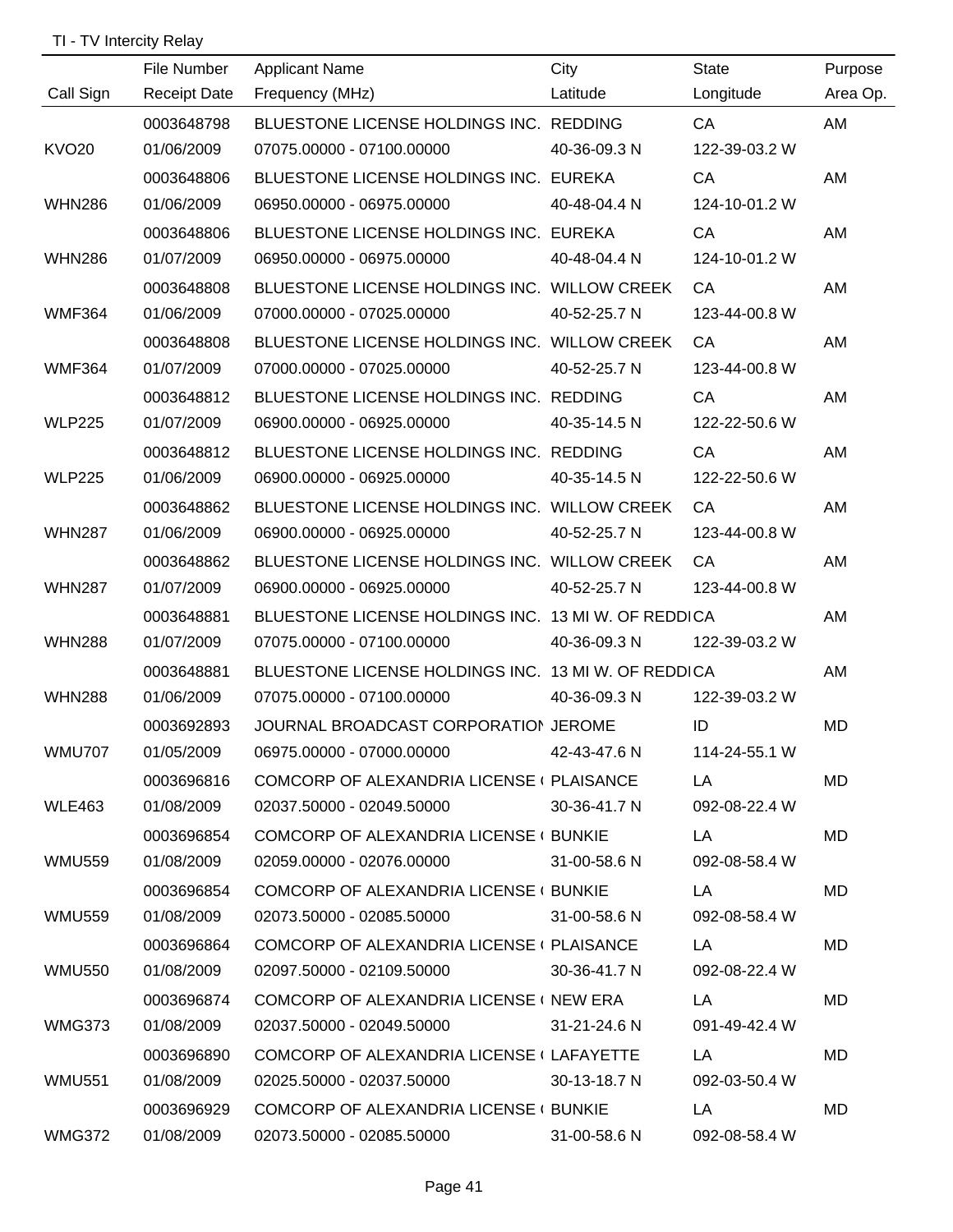TI - TV Intercity Relay

| Call Sign | File Number<br>Receipt Date | Applicant Name<br>Frequency (MHz) | City<br>Latitude | State<br>Longitude | Purpose<br>Area Op. |
|---|---|---|---|---|---|
| KVO20 | 0003648798<br>01/06/2009 | BLUESTONE LICENSE HOLDINGS INC.<br>07075.00000 - 07100.00000 | REDDING<br>40-36-09.3 N | CA<br>122-39-03.2 W | AM |
| WHN286 | 0003648806<br>01/06/2009 | BLUESTONE LICENSE HOLDINGS INC.<br>06950.00000 - 06975.00000 | EUREKA<br>40-48-04.4 N | CA<br>124-10-01.2 W | AM |
| WHN286 | 0003648806<br>01/07/2009 | BLUESTONE LICENSE HOLDINGS INC.<br>06950.00000 - 06975.00000 | EUREKA<br>40-48-04.4 N | CA<br>124-10-01.2 W | AM |
| WMF364 | 0003648808<br>01/06/2009 | BLUESTONE LICENSE HOLDINGS INC.<br>07000.00000 - 07025.00000 | WILLOW CREEK<br>40-52-25.7 N | CA<br>123-44-00.8 W | AM |
| WMF364 | 0003648808<br>01/07/2009 | BLUESTONE LICENSE HOLDINGS INC.<br>07000.00000 - 07025.00000 | WILLOW CREEK<br>40-52-25.7 N | CA<br>123-44-00.8 W | AM |
| WLP225 | 0003648812<br>01/07/2009 | BLUESTONE LICENSE HOLDINGS INC.<br>06900.00000 - 06925.00000 | REDDING<br>40-35-14.5 N | CA<br>122-22-50.6 W | AM |
| WLP225 | 0003648812<br>01/06/2009 | BLUESTONE LICENSE HOLDINGS INC.<br>06900.00000 - 06925.00000 | REDDING<br>40-35-14.5 N | CA<br>122-22-50.6 W | AM |
| WHN287 | 0003648862<br>01/06/2009 | BLUESTONE LICENSE HOLDINGS INC.<br>06900.00000 - 06925.00000 | WILLOW CREEK<br>40-52-25.7 N | CA<br>123-44-00.8 W | AM |
| WHN287 | 0003648862<br>01/07/2009 | BLUESTONE LICENSE HOLDINGS INC.<br>06900.00000 - 06925.00000 | WILLOW CREEK<br>40-52-25.7 N | CA<br>123-44-00.8 W | AM |
| WHN288 | 0003648881<br>01/07/2009 | BLUESTONE LICENSE HOLDINGS INC.<br>07075.00000 - 07100.00000 | 13 MI W. OF REDDI<br>40-36-09.3 N | CA<br>122-39-03.2 W | AM |
| WHN288 | 0003648881<br>01/06/2009 | BLUESTONE LICENSE HOLDINGS INC.<br>07075.00000 - 07100.00000 | 13 MI W. OF REDDI<br>40-36-09.3 N | CA<br>122-39-03.2 W | AM |
| WMU707 | 0003692893<br>01/05/2009 | JOURNAL BROADCAST CORPORATION<br>06975.00000 - 07000.00000 | JEROME<br>42-43-47.6 N | ID<br>114-24-55.1 W | MD |
| WLE463 | 0003696816<br>01/08/2009 | COMCORP OF ALEXANDRIA LICENSE (<br>02037.50000 - 02049.50000 | PLAISANCE<br>30-36-41.7 N | LA<br>092-08-22.4 W | MD |
| WMU559 | 0003696854<br>01/08/2009 | COMCORP OF ALEXANDRIA LICENSE (<br>02059.00000 - 02076.00000 | BUNKIE<br>31-00-58.6 N | LA<br>092-08-58.4 W | MD |
| WMU559 | 0003696854<br>01/08/2009 | COMCORP OF ALEXANDRIA LICENSE (<br>02073.50000 - 02085.50000 | BUNKIE<br>31-00-58.6 N | LA<br>092-08-58.4 W | MD |
| WMU550 | 0003696864<br>01/08/2009 | COMCORP OF ALEXANDRIA LICENSE (<br>02097.50000 - 02109.50000 | PLAISANCE<br>30-36-41.7 N | LA<br>092-08-22.4 W | MD |
| WMG373 | 0003696874<br>01/08/2009 | COMCORP OF ALEXANDRIA LICENSE (<br>02037.50000 - 02049.50000 | NEW ERA<br>31-21-24.6 N | LA<br>091-49-42.4 W | MD |
| WMU551 | 0003696890<br>01/08/2009 | COMCORP OF ALEXANDRIA LICENSE (<br>02025.50000 - 02037.50000 | LAFAYETTE<br>30-13-18.7 N | LA<br>092-03-50.4 W | MD |
| WMG372 | 0003696929<br>01/08/2009 | COMCORP OF ALEXANDRIA LICENSE (<br>02073.50000 - 02085.50000 | BUNKIE<br>31-00-58.6 N | LA<br>092-08-58.4 W | MD |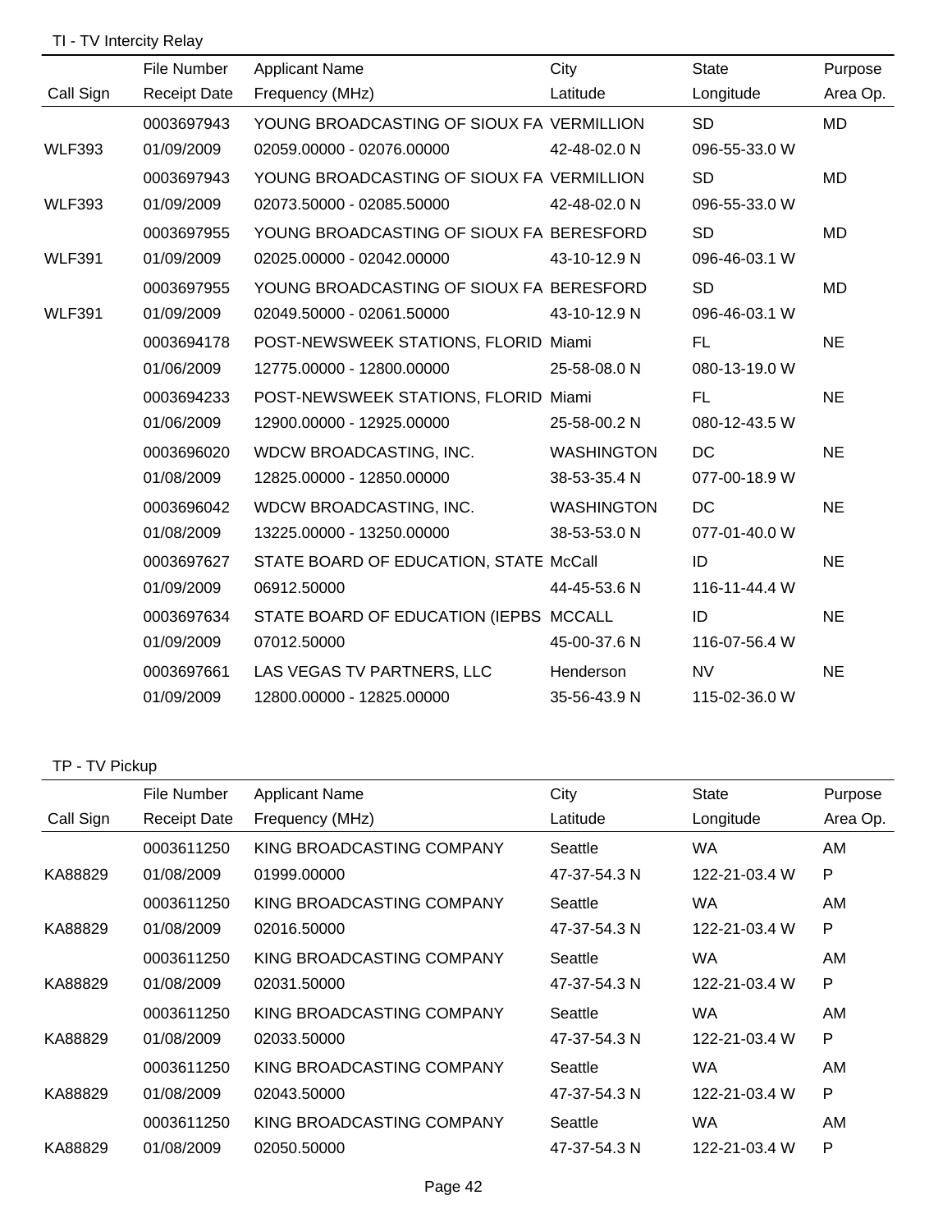TI - TV Intercity Relay

| Call Sign | File Number<br>Receipt Date | Applicant Name<br>Frequency (MHz) | City<br>Latitude | State<br>Longitude | Purpose<br>Area Op. |
|---|---|---|---|---|---|
| WLF393 | 0003697943<br>01/09/2009 | YOUNG BROADCASTING OF SIOUX FA<br>02059.00000 - 02076.00000 | VERMILLION<br>42-48-02.0 N | SD<br>096-55-33.0 W | MD |
| WLF393 | 0003697943<br>01/09/2009 | YOUNG BROADCASTING OF SIOUX FA<br>02073.50000 - 02085.50000 | VERMILLION<br>42-48-02.0 N | SD<br>096-55-33.0 W | MD |
| WLF391 | 0003697955<br>01/09/2009 | YOUNG BROADCASTING OF SIOUX FA<br>02025.00000 - 02042.00000 | BERESFORD<br>43-10-12.9 N | SD<br>096-46-03.1 W | MD |
| WLF391 | 0003697955<br>01/09/2009 | YOUNG BROADCASTING OF SIOUX FA<br>02049.50000 - 02061.50000 | BERESFORD<br>43-10-12.9 N | SD<br>096-46-03.1 W | MD |
| | 0003694178<br>01/06/2009 | POST-NEWSWEEK STATIONS, FLORID<br>12775.00000 - 12800.00000 | Miami<br>25-58-08.0 N | FL<br>080-13-19.0 W | NE |
| | 0003694233<br>01/06/2009 | POST-NEWSWEEK STATIONS, FLORID<br>12900.00000 - 12925.00000 | Miami<br>25-58-00.2 N | FL<br>080-12-43.5 W | NE |
| | 0003696020<br>01/08/2009 | WDCW BROADCASTING, INC.<br>12825.00000 - 12850.00000 | WASHINGTON<br>38-53-35.4 N | DC<br>077-00-18.9 W | NE |
| | 0003696042<br>01/08/2009 | WDCW BROADCASTING, INC.<br>13225.00000 - 13250.00000 | WASHINGTON<br>38-53-53.0 N | DC<br>077-01-40.0 W | NE |
| | 0003697627<br>01/09/2009 | STATE BOARD OF EDUCATION, STATE<br>06912.50000 | McCall<br>44-45-53.6 N | ID<br>116-11-44.4 W | NE |
| | 0003697634<br>01/09/2009 | STATE BOARD OF EDUCATION (IEPBS<br>07012.50000 | MCCALL<br>45-00-37.6 N | ID<br>116-07-56.4 W | NE |
| | 0003697661<br>01/09/2009 | LAS VEGAS TV PARTNERS, LLC<br>12800.00000 - 12825.00000 | Henderson<br>35-56-43.9 N | NV<br>115-02-36.0 W | NE |

TP - TV Pickup

| Call Sign | File Number<br>Receipt Date | Applicant Name<br>Frequency (MHz) | City<br>Latitude | State<br>Longitude | Purpose<br>Area Op. |
|---|---|---|---|---|---|
| KA88829 | 0003611250<br>01/08/2009 | KING BROADCASTING COMPANY<br>01999.00000 | Seattle<br>47-37-54.3 N | WA<br>122-21-03.4 W | AM<br>P |
| KA88829 | 0003611250<br>01/08/2009 | KING BROADCASTING COMPANY<br>02016.50000 | Seattle<br>47-37-54.3 N | WA<br>122-21-03.4 W | AM<br>P |
| KA88829 | 0003611250<br>01/08/2009 | KING BROADCASTING COMPANY<br>02031.50000 | Seattle<br>47-37-54.3 N | WA<br>122-21-03.4 W | AM<br>P |
| KA88829 | 0003611250<br>01/08/2009 | KING BROADCASTING COMPANY<br>02033.50000 | Seattle<br>47-37-54.3 N | WA<br>122-21-03.4 W | AM<br>P |
| KA88829 | 0003611250<br>01/08/2009 | KING BROADCASTING COMPANY<br>02043.50000 | Seattle<br>47-37-54.3 N | WA<br>122-21-03.4 W | AM<br>P |
| KA88829 | 0003611250<br>01/08/2009 | KING BROADCASTING COMPANY<br>02050.50000 | Seattle<br>47-37-54.3 N | WA<br>122-21-03.4 W | AM<br>P |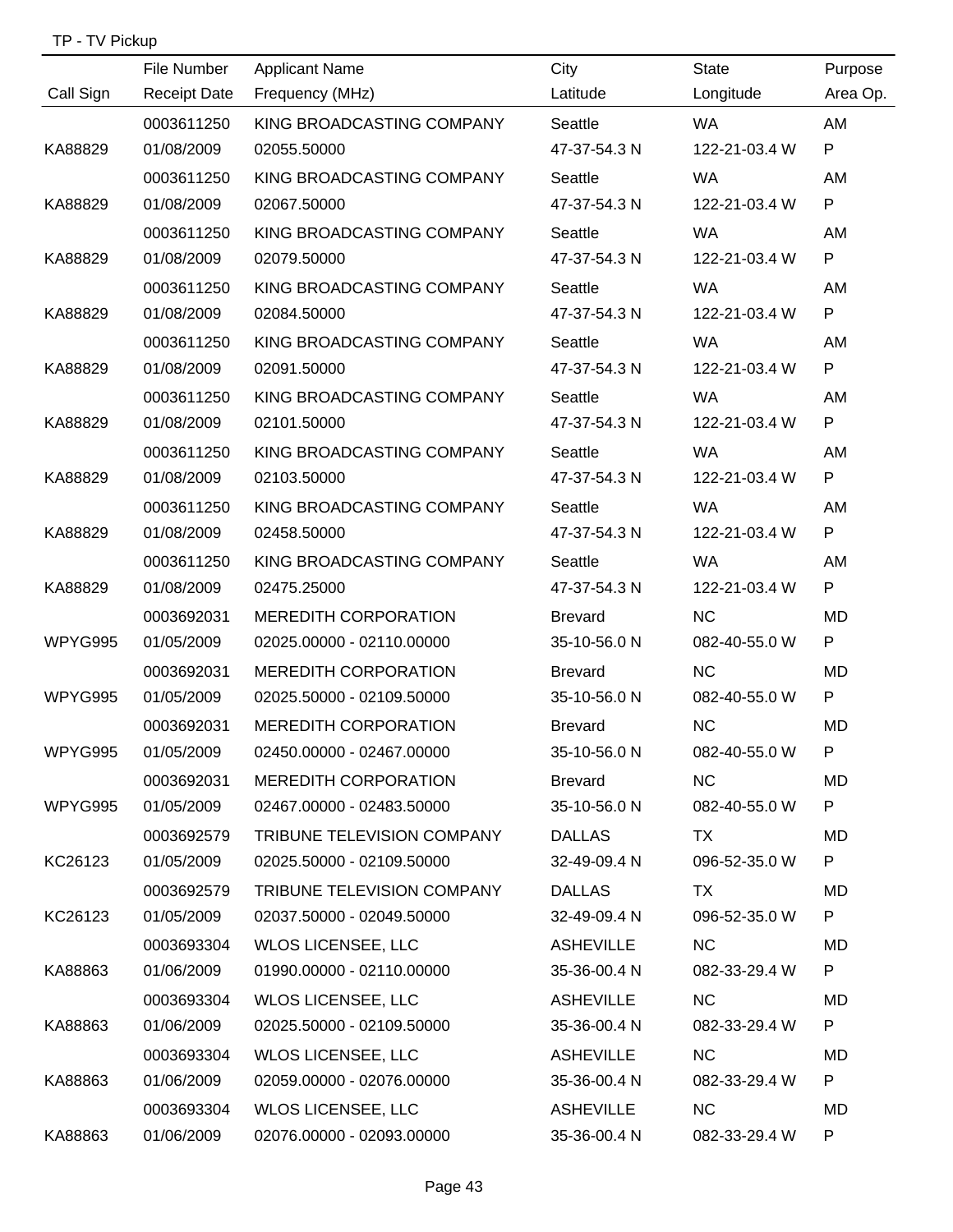TP - TV Pickup

| Call Sign | File Number<br>Receipt Date | Applicant Name<br>Frequency (MHz) | City<br>Latitude | State<br>Longitude | Purpose<br>Area Op. |
|---|---|---|---|---|---|
| | 0003611250 | KING BROADCASTING COMPANY | Seattle | WA | AM |
| KA88829 | 01/08/2009 | 02055.50000 | 47-37-54.3 N | 122-21-03.4 W | P |
| | 0003611250 | KING BROADCASTING COMPANY | Seattle | WA | AM |
| KA88829 | 01/08/2009 | 02067.50000 | 47-37-54.3 N | 122-21-03.4 W | P |
| | 0003611250 | KING BROADCASTING COMPANY | Seattle | WA | AM |
| KA88829 | 01/08/2009 | 02079.50000 | 47-37-54.3 N | 122-21-03.4 W | P |
| | 0003611250 | KING BROADCASTING COMPANY | Seattle | WA | AM |
| KA88829 | 01/08/2009 | 02084.50000 | 47-37-54.3 N | 122-21-03.4 W | P |
| | 0003611250 | KING BROADCASTING COMPANY | Seattle | WA | AM |
| KA88829 | 01/08/2009 | 02091.50000 | 47-37-54.3 N | 122-21-03.4 W | P |
| | 0003611250 | KING BROADCASTING COMPANY | Seattle | WA | AM |
| KA88829 | 01/08/2009 | 02101.50000 | 47-37-54.3 N | 122-21-03.4 W | P |
| | 0003611250 | KING BROADCASTING COMPANY | Seattle | WA | AM |
| KA88829 | 01/08/2009 | 02103.50000 | 47-37-54.3 N | 122-21-03.4 W | P |
| | 0003611250 | KING BROADCASTING COMPANY | Seattle | WA | AM |
| KA88829 | 01/08/2009 | 02458.50000 | 47-37-54.3 N | 122-21-03.4 W | P |
| | 0003611250 | KING BROADCASTING COMPANY | Seattle | WA | AM |
| KA88829 | 01/08/2009 | 02475.25000 | 47-37-54.3 N | 122-21-03.4 W | P |
| | 0003692031 | MEREDITH CORPORATION | Brevard | NC | MD |
| WPYG995 | 01/05/2009 | 02025.00000 - 02110.00000 | 35-10-56.0 N | 082-40-55.0 W | P |
| | 0003692031 | MEREDITH CORPORATION | Brevard | NC | MD |
| WPYG995 | 01/05/2009 | 02025.50000 - 02109.50000 | 35-10-56.0 N | 082-40-55.0 W | P |
| | 0003692031 | MEREDITH CORPORATION | Brevard | NC | MD |
| WPYG995 | 01/05/2009 | 02450.00000 - 02467.00000 | 35-10-56.0 N | 082-40-55.0 W | P |
| | 0003692031 | MEREDITH CORPORATION | Brevard | NC | MD |
| WPYG995 | 01/05/2009 | 02467.00000 - 02483.50000 | 35-10-56.0 N | 082-40-55.0 W | P |
| | 0003692579 | TRIBUNE TELEVISION COMPANY | DALLAS | TX | MD |
| KC26123 | 01/05/2009 | 02025.50000 - 02109.50000 | 32-49-09.4 N | 096-52-35.0 W | P |
| | 0003692579 | TRIBUNE TELEVISION COMPANY | DALLAS | TX | MD |
| KC26123 | 01/05/2009 | 02037.50000 - 02049.50000 | 32-49-09.4 N | 096-52-35.0 W | P |
| | 0003693304 | WLOS LICENSEE, LLC | ASHEVILLE | NC | MD |
| KA88863 | 01/06/2009 | 01990.00000 - 02110.00000 | 35-36-00.4 N | 082-33-29.4 W | P |
| | 0003693304 | WLOS LICENSEE, LLC | ASHEVILLE | NC | MD |
| KA88863 | 01/06/2009 | 02025.50000 - 02109.50000 | 35-36-00.4 N | 082-33-29.4 W | P |
| | 0003693304 | WLOS LICENSEE, LLC | ASHEVILLE | NC | MD |
| KA88863 | 01/06/2009 | 02059.00000 - 02076.00000 | 35-36-00.4 N | 082-33-29.4 W | P |
| | 0003693304 | WLOS LICENSEE, LLC | ASHEVILLE | NC | MD |
| KA88863 | 01/06/2009 | 02076.00000 - 02093.00000 | 35-36-00.4 N | 082-33-29.4 W | P |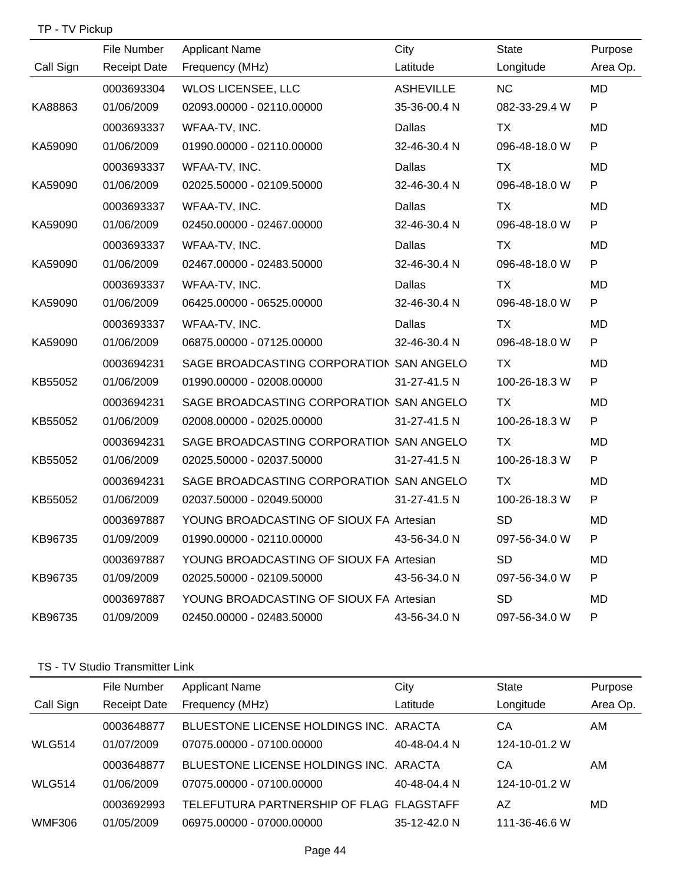TP - TV Pickup

| Call Sign | File Number / Receipt Date | Applicant Name / Frequency (MHz) | City / Latitude | State / Longitude | Purpose / Area Op. |
|---|---|---|---|---|---|
| | 0003693304 | WLOS LICENSEE, LLC | ASHEVILLE | NC | MD |
| KA88863 | 01/06/2009 | 02093.00000 - 02110.00000 | 35-36-00.4 N | 082-33-29.4 W | P |
| | 0003693337 | WFAA-TV, INC. | Dallas | TX | MD |
| KA59090 | 01/06/2009 | 01990.00000 - 02110.00000 | 32-46-30.4 N | 096-48-18.0 W | P |
| | 0003693337 | WFAA-TV, INC. | Dallas | TX | MD |
| KA59090 | 01/06/2009 | 02025.50000 - 02109.50000 | 32-46-30.4 N | 096-48-18.0 W | P |
| | 0003693337 | WFAA-TV, INC. | Dallas | TX | MD |
| KA59090 | 01/06/2009 | 02450.00000 - 02467.00000 | 32-46-30.4 N | 096-48-18.0 W | P |
| | 0003693337 | WFAA-TV, INC. | Dallas | TX | MD |
| KA59090 | 01/06/2009 | 02467.00000 - 02483.50000 | 32-46-30.4 N | 096-48-18.0 W | P |
| | 0003693337 | WFAA-TV, INC. | Dallas | TX | MD |
| KA59090 | 01/06/2009 | 06425.00000 - 06525.00000 | 32-46-30.4 N | 096-48-18.0 W | P |
| | 0003693337 | WFAA-TV, INC. | Dallas | TX | MD |
| KA59090 | 01/06/2009 | 06875.00000 - 07125.00000 | 32-46-30.4 N | 096-48-18.0 W | P |
| | 0003694231 | SAGE BROADCASTING CORPORATION | SAN ANGELO | TX | MD |
| KB55052 | 01/06/2009 | 01990.00000 - 02008.00000 | 31-27-41.5 N | 100-26-18.3 W | P |
| | 0003694231 | SAGE BROADCASTING CORPORATION | SAN ANGELO | TX | MD |
| KB55052 | 01/06/2009 | 02008.00000 - 02025.00000 | 31-27-41.5 N | 100-26-18.3 W | P |
| | 0003694231 | SAGE BROADCASTING CORPORATION | SAN ANGELO | TX | MD |
| KB55052 | 01/06/2009 | 02025.50000 - 02037.50000 | 31-27-41.5 N | 100-26-18.3 W | P |
| | 0003694231 | SAGE BROADCASTING CORPORATION | SAN ANGELO | TX | MD |
| KB55052 | 01/06/2009 | 02037.50000 - 02049.50000 | 31-27-41.5 N | 100-26-18.3 W | P |
| | 0003697887 | YOUNG BROADCASTING OF SIOUX FA | Artesian | SD | MD |
| KB96735 | 01/09/2009 | 01990.00000 - 02110.00000 | 43-56-34.0 N | 097-56-34.0 W | P |
| | 0003697887 | YOUNG BROADCASTING OF SIOUX FA | Artesian | SD | MD |
| KB96735 | 01/09/2009 | 02025.50000 - 02109.50000 | 43-56-34.0 N | 097-56-34.0 W | P |
| | 0003697887 | YOUNG BROADCASTING OF SIOUX FA | Artesian | SD | MD |
| KB96735 | 01/09/2009 | 02450.00000 - 02483.50000 | 43-56-34.0 N | 097-56-34.0 W | P |

TS - TV Studio Transmitter Link

| Call Sign | File Number / Receipt Date | Applicant Name / Frequency (MHz) | City / Latitude | State / Longitude | Purpose / Area Op. |
|---|---|---|---|---|---|
| | 0003648877 | BLUESTONE LICENSE HOLDINGS INC. | ARACTA | CA | AM |
| WLG514 | 01/07/2009 | 07075.00000 - 07100.00000 | 40-48-04.4 N | 124-10-01.2 W | |
| | 0003648877 | BLUESTONE LICENSE HOLDINGS INC. | ARACTA | CA | AM |
| WLG514 | 01/06/2009 | 07075.00000 - 07100.00000 | 40-48-04.4 N | 124-10-01.2 W | |
| | 0003692993 | TELEFUTURA PARTNERSHIP OF FLAG | FLAGSTAFF | AZ | MD |
| WMF306 | 01/05/2009 | 06975.00000 - 07000.00000 | 35-12-42.0 N | 111-36-46.6 W | |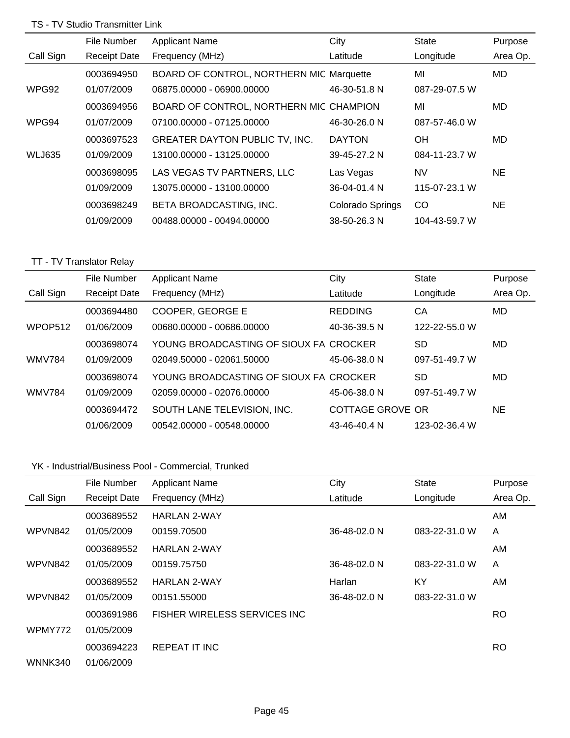TS - TV Studio Transmitter Link

| Call Sign | File Number / Receipt Date | Applicant Name / Frequency (MHz) | City / Latitude | State / Longitude | Purpose / Area Op. |
|---|---|---|---|---|---|
| | 0003694950 | BOARD OF CONTROL, NORTHERN MIC | Marquette | MI | MD |
| WPG92 | 01/07/2009 | 06875.00000 - 06900.00000 | 46-30-51.8 N | 087-29-07.5 W | |
| | 0003694956 | BOARD OF CONTROL, NORTHERN MIC | CHAMPION | MI | MD |
| WPG94 | 01/07/2009 | 07100.00000 - 07125.00000 | 46-30-26.0 N | 087-57-46.0 W | |
| | 0003697523 | GREATER DAYTON PUBLIC TV, INC. | DAYTON | OH | MD |
| WLJ635 | 01/09/2009 | 13100.00000 - 13125.00000 | 39-45-27.2 N | 084-11-23.7 W | |
| | 0003698095 | LAS VEGAS TV PARTNERS, LLC | Las Vegas | NV | NE |
| | 01/09/2009 | 13075.00000 - 13100.00000 | 36-04-01.4 N | 115-07-23.1 W | |
| | 0003698249 | BETA BROADCASTING, INC. | Colorado Springs | CO | NE |
| | 01/09/2009 | 00488.00000 - 00494.00000 | 38-50-26.3 N | 104-43-59.7 W | |

TT - TV Translator Relay

| Call Sign | File Number / Receipt Date | Applicant Name / Frequency (MHz) | City / Latitude | State / Longitude | Purpose / Area Op. |
|---|---|---|---|---|---|
| | 0003694480 | COOPER, GEORGE E | REDDING | CA | MD |
| WPOP512 | 01/06/2009 | 00680.00000 - 00686.00000 | 40-36-39.5 N | 122-22-55.0 W | |
| | 0003698074 | YOUNG BROADCASTING OF SIOUX FA | CROCKER | SD | MD |
| WMV784 | 01/09/2009 | 02049.50000 - 02061.50000 | 45-06-38.0 N | 097-51-49.7 W | |
| | 0003698074 | YOUNG BROADCASTING OF SIOUX FA | CROCKER | SD | MD |
| WMV784 | 01/09/2009 | 02059.00000 - 02076.00000 | 45-06-38.0 N | 097-51-49.7 W | |
| | 0003694472 | SOUTH LANE TELEVISION, INC. | COTTAGE GROVE | OR | NE |
| | 01/06/2009 | 00542.00000 - 00548.00000 | 43-46-40.4 N | 123-02-36.4 W | |

YK - Industrial/Business Pool - Commercial, Trunked

| Call Sign | File Number / Receipt Date | Applicant Name / Frequency (MHz) | City / Latitude | State / Longitude | Purpose / Area Op. |
|---|---|---|---|---|---|
| | 0003689552 | HARLAN 2-WAY | | | AM |
| WPVN842 | 01/05/2009 | 00159.70500 | 36-48-02.0 N | 083-22-31.0 W | A |
| | 0003689552 | HARLAN 2-WAY | | | AM |
| WPVN842 | 01/05/2009 | 00159.75750 | 36-48-02.0 N | 083-22-31.0 W | A |
| | 0003689552 | HARLAN 2-WAY | Harlan | KY | AM |
| WPVN842 | 01/05/2009 | 00151.55000 | 36-48-02.0 N | 083-22-31.0 W | |
| | 0003691986 | FISHER WIRELESS SERVICES INC | | | RO |
| WPMY772 | 01/05/2009 | | | | |
| | 0003694223 | REPEAT IT INC | | | RO |
| WNNK340 | 01/06/2009 | | | | |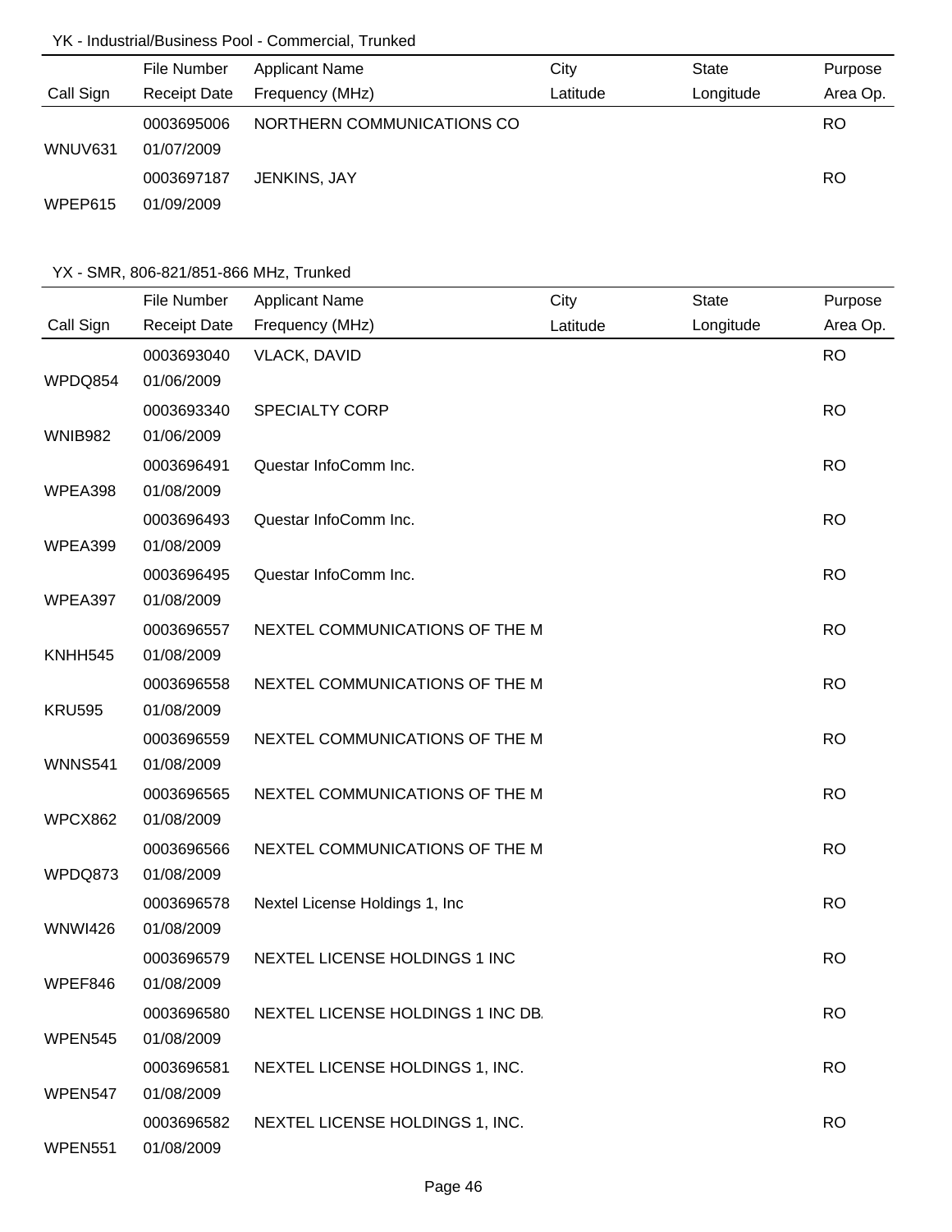YK - Industrial/Business Pool - Commercial, Trunked

| Call Sign | File Number / Receipt Date | Applicant Name / Frequency (MHz) | City / Latitude | State / Longitude | Purpose / Area Op. |
|---|---|---|---|---|---|
| WNUV631 | 0003695006 / 01/07/2009 | NORTHERN COMMUNICATIONS CO | | | RO |
| WPEP615 | 0003697187 / 01/09/2009 | JENKINS, JAY | | | RO |

YX - SMR, 806-821/851-866 MHz, Trunked

| Call Sign | File Number / Receipt Date | Applicant Name / Frequency (MHz) | City / Latitude | State / Longitude | Purpose / Area Op. |
|---|---|---|---|---|---|
| WPDQ854 | 0003693040 / 01/06/2009 | VLACK, DAVID | | | RO |
| WNIB982 | 0003693340 / 01/06/2009 | SPECIALTY CORP | | | RO |
| WPEA398 | 0003696491 / 01/08/2009 | Questar InfoComm Inc. | | | RO |
| WPEA399 | 0003696493 / 01/08/2009 | Questar InfoComm Inc. | | | RO |
| WPEA397 | 0003696495 / 01/08/2009 | Questar InfoComm Inc. | | | RO |
| KNHH545 | 0003696557 / 01/08/2009 | NEXTEL COMMUNICATIONS OF THE M | | | RO |
| KRU595 | 0003696558 / 01/08/2009 | NEXTEL COMMUNICATIONS OF THE M | | | RO |
| WNNS541 | 0003696559 / 01/08/2009 | NEXTEL COMMUNICATIONS OF THE M | | | RO |
| WPCX862 | 0003696565 / 01/08/2009 | NEXTEL COMMUNICATIONS OF THE M | | | RO |
| WPDQ873 | 0003696566 / 01/08/2009 | NEXTEL COMMUNICATIONS OF THE M | | | RO |
| WNWI426 | 0003696578 / 01/08/2009 | Nextel License Holdings 1, Inc | | | RO |
| WPEF846 | 0003696579 / 01/08/2009 | NEXTEL LICENSE HOLDINGS 1 INC | | | RO |
| WPEN545 | 0003696580 / 01/08/2009 | NEXTEL LICENSE HOLDINGS 1 INC DB. | | | RO |
| WPEN547 | 0003696581 / 01/08/2009 | NEXTEL LICENSE HOLDINGS 1, INC. | | | RO |
| WPEN551 | 0003696582 / 01/08/2009 | NEXTEL LICENSE HOLDINGS 1, INC. | | | RO |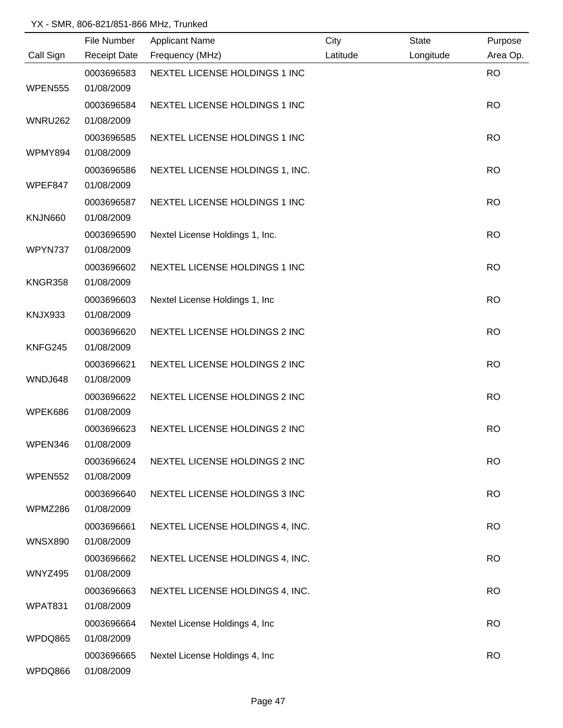YX - SMR, 806-821/851-866 MHz, Trunked

| Call Sign | File Number<br>Receipt Date | Applicant Name<br>Frequency (MHz) | City<br>Latitude | State<br>Longitude | Purpose<br>Area Op. |
|---|---|---|---|---|---|
| WPEN555 | 0003696583<br>01/08/2009 | NEXTEL LICENSE HOLDINGS 1 INC | | | RO |
| WNRU262 | 0003696584<br>01/08/2009 | NEXTEL LICENSE HOLDINGS 1 INC | | | RO |
| WPMY894 | 0003696585<br>01/08/2009 | NEXTEL LICENSE HOLDINGS 1 INC | | | RO |
| WPEF847 | 0003696586<br>01/08/2009 | NEXTEL LICENSE HOLDINGS 1, INC. | | | RO |
| KNJN660 | 0003696587<br>01/08/2009 | NEXTEL LICENSE HOLDINGS 1 INC | | | RO |
| WPYN737 | 0003696590<br>01/08/2009 | Nextel License Holdings 1, Inc. | | | RO |
| KNGR358 | 0003696602<br>01/08/2009 | NEXTEL LICENSE HOLDINGS 1 INC | | | RO |
| KNJX933 | 0003696603<br>01/08/2009 | Nextel License Holdings 1, Inc | | | RO |
| KNFG245 | 0003696620<br>01/08/2009 | NEXTEL LICENSE HOLDINGS 2 INC | | | RO |
| WNDJ648 | 0003696621<br>01/08/2009 | NEXTEL LICENSE HOLDINGS 2 INC | | | RO |
| WPEK686 | 0003696622<br>01/08/2009 | NEXTEL LICENSE HOLDINGS 2 INC | | | RO |
| WPEN346 | 0003696623<br>01/08/2009 | NEXTEL LICENSE HOLDINGS 2 INC | | | RO |
| WPEN552 | 0003696624<br>01/08/2009 | NEXTEL LICENSE HOLDINGS 2 INC | | | RO |
| WPMZ286 | 0003696640<br>01/08/2009 | NEXTEL LICENSE HOLDINGS 3 INC | | | RO |
| WNSX890 | 0003696661<br>01/08/2009 | NEXTEL LICENSE HOLDINGS 4, INC. | | | RO |
| WNYZ495 | 0003696662<br>01/08/2009 | NEXTEL LICENSE HOLDINGS 4, INC. | | | RO |
| WPAT831 | 0003696663<br>01/08/2009 | NEXTEL LICENSE HOLDINGS 4, INC. | | | RO |
| WPDQ865 | 0003696664<br>01/08/2009 | Nextel License Holdings 4, Inc | | | RO |
| WPDQ866 | 0003696665<br>01/08/2009 | Nextel License Holdings 4, Inc | | | RO |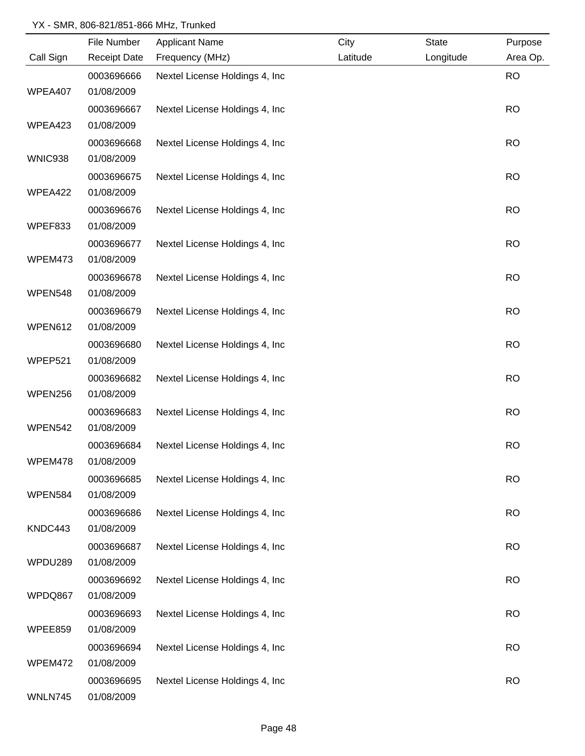YX - SMR, 806-821/851-866 MHz, Trunked

| Call Sign | File Number / Receipt Date | Applicant Name / Frequency (MHz) | City / Latitude | State / Longitude | Purpose / Area Op. |
|---|---|---|---|---|---|
| WPEA407 | 0003696666 / 01/08/2009 | Nextel License Holdings 4, Inc | | | RO |
| WPEA423 | 0003696667 / 01/08/2009 | Nextel License Holdings 4, Inc | | | RO |
| WNIC938 | 0003696668 / 01/08/2009 | Nextel License Holdings 4, Inc | | | RO |
| WPEA422 | 0003696675 / 01/08/2009 | Nextel License Holdings 4, Inc | | | RO |
| WPEF833 | 0003696676 / 01/08/2009 | Nextel License Holdings 4, Inc | | | RO |
| WPEM473 | 0003696677 / 01/08/2009 | Nextel License Holdings 4, Inc | | | RO |
| WPEN548 | 0003696678 / 01/08/2009 | Nextel License Holdings 4, Inc | | | RO |
| WPEN612 | 0003696679 / 01/08/2009 | Nextel License Holdings 4, Inc | | | RO |
| WPEP521 | 0003696680 / 01/08/2009 | Nextel License Holdings 4, Inc | | | RO |
| WPEN256 | 0003696682 / 01/08/2009 | Nextel License Holdings 4, Inc | | | RO |
| WPEN542 | 0003696683 / 01/08/2009 | Nextel License Holdings 4, Inc | | | RO |
| WPEM478 | 0003696684 / 01/08/2009 | Nextel License Holdings 4, Inc | | | RO |
| WPEN584 | 0003696685 / 01/08/2009 | Nextel License Holdings 4, Inc | | | RO |
| KNDC443 | 0003696686 / 01/08/2009 | Nextel License Holdings 4, Inc | | | RO |
| WPDU289 | 0003696687 / 01/08/2009 | Nextel License Holdings 4, Inc | | | RO |
| WPDQ867 | 0003696692 / 01/08/2009 | Nextel License Holdings 4, Inc | | | RO |
| WPEE859 | 0003696693 / 01/08/2009 | Nextel License Holdings 4, Inc | | | RO |
| WPEM472 | 0003696694 / 01/08/2009 | Nextel License Holdings 4, Inc | | | RO |
| WNLN745 | 0003696695 / 01/08/2009 | Nextel License Holdings 4, Inc | | | RO |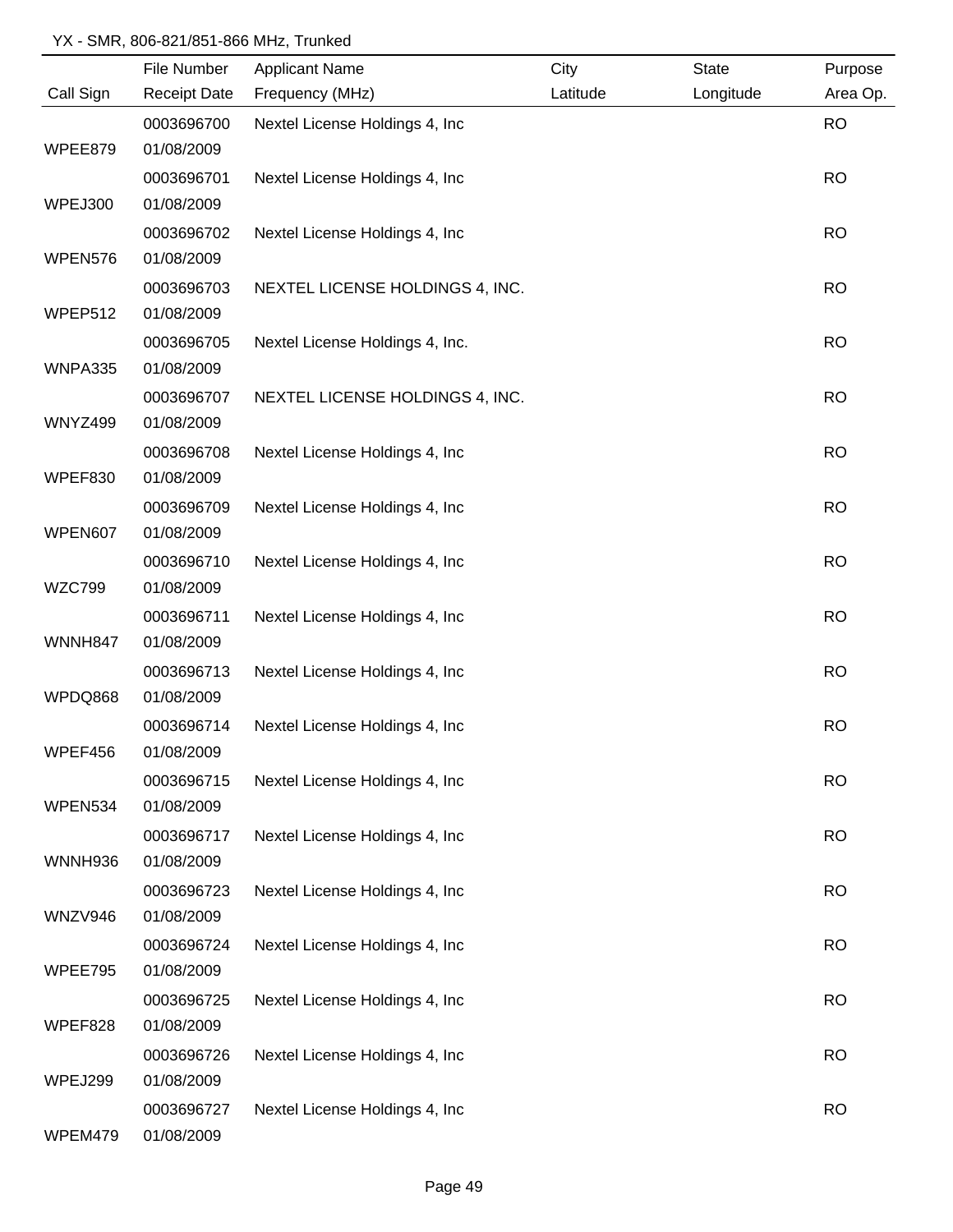YX - SMR, 806-821/851-866 MHz, Trunked

| Call Sign | File Number<br>Receipt Date | Applicant Name<br>Frequency (MHz) | City<br>Latitude | State<br>Longitude | Purpose<br>Area Op. |
|---|---|---|---|---|---|
| WPEE879 | 0003696700<br>01/08/2009 | Nextel License Holdings 4, Inc | | | RO |
| WPEJ300 | 0003696701<br>01/08/2009 | Nextel License Holdings 4, Inc | | | RO |
| WPEN576 | 0003696702<br>01/08/2009 | Nextel License Holdings 4, Inc | | | RO |
| WPEP512 | 0003696703<br>01/08/2009 | NEXTEL LICENSE HOLDINGS 4, INC. | | | RO |
| WNPA335 | 0003696705<br>01/08/2009 | Nextel License Holdings 4, Inc. | | | RO |
| WNYZ499 | 0003696707<br>01/08/2009 | NEXTEL LICENSE HOLDINGS 4, INC. | | | RO |
| WPEF830 | 0003696708<br>01/08/2009 | Nextel License Holdings 4, Inc | | | RO |
| WPEN607 | 0003696709<br>01/08/2009 | Nextel License Holdings 4, Inc | | | RO |
| WZC799 | 0003696710<br>01/08/2009 | Nextel License Holdings 4, Inc | | | RO |
| WNNH847 | 0003696711<br>01/08/2009 | Nextel License Holdings 4, Inc | | | RO |
| WPDQ868 | 0003696713<br>01/08/2009 | Nextel License Holdings 4, Inc | | | RO |
| WPEF456 | 0003696714<br>01/08/2009 | Nextel License Holdings 4, Inc | | | RO |
| WPEN534 | 0003696715<br>01/08/2009 | Nextel License Holdings 4, Inc | | | RO |
| WNNH936 | 0003696717<br>01/08/2009 | Nextel License Holdings 4, Inc | | | RO |
| WNZV946 | 0003696723<br>01/08/2009 | Nextel License Holdings 4, Inc | | | RO |
| WPEE795 | 0003696724<br>01/08/2009 | Nextel License Holdings 4, Inc | | | RO |
| WPEF828 | 0003696725<br>01/08/2009 | Nextel License Holdings 4, Inc | | | RO |
| WPEJ299 | 0003696726<br>01/08/2009 | Nextel License Holdings 4, Inc | | | RO |
| WPEM479 | 0003696727<br>01/08/2009 | Nextel License Holdings 4, Inc | | | RO |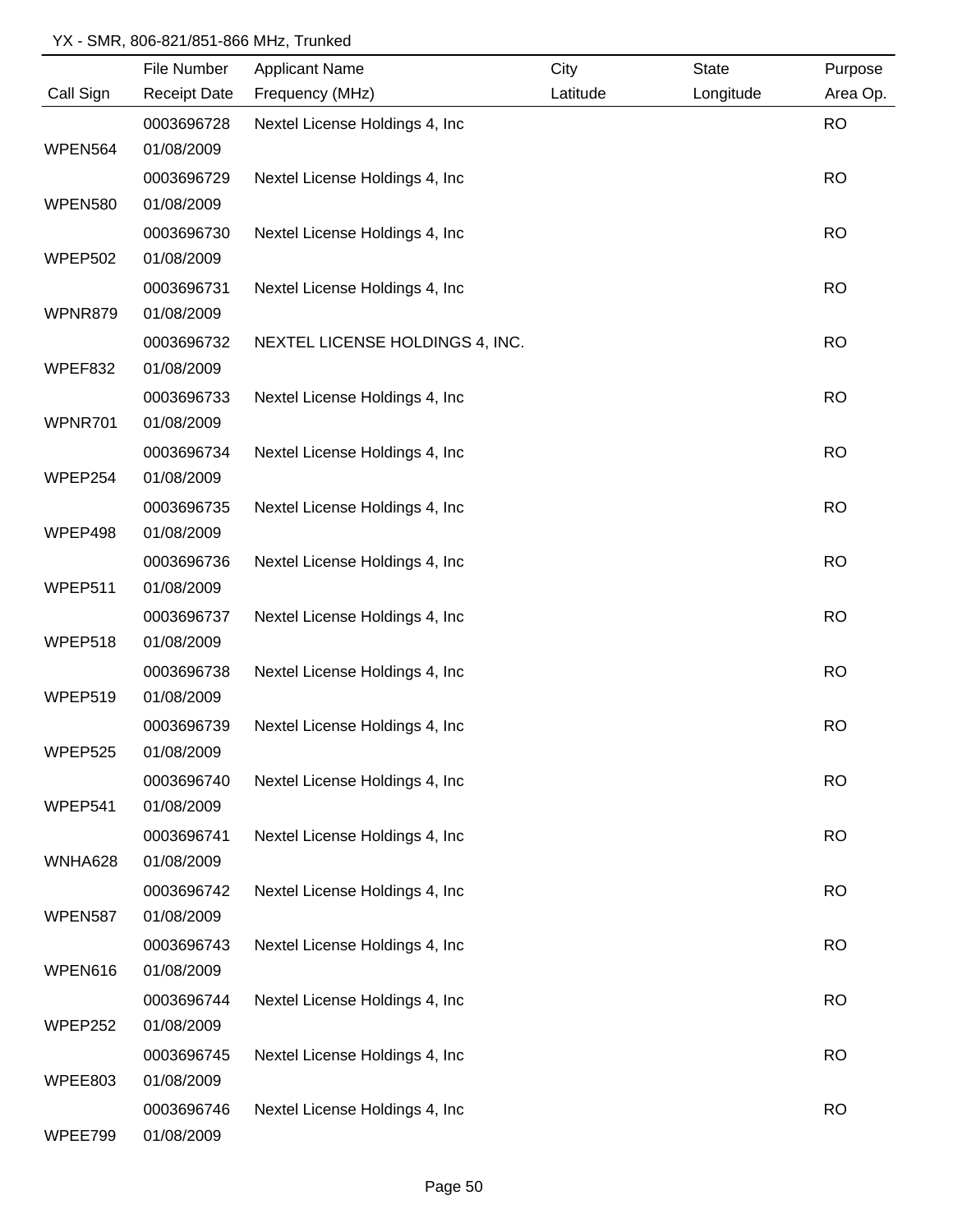YX - SMR, 806-821/851-866 MHz, Trunked

| Call Sign | File Number / Receipt Date | Applicant Name / Frequency (MHz) | City / Latitude | State / Longitude | Purpose / Area Op. |
|---|---|---|---|---|---|
| WPEN564 | 0003696728 01/08/2009 | Nextel License Holdings 4, Inc | | | RO |
| WPEN580 | 0003696729 01/08/2009 | Nextel License Holdings 4, Inc | | | RO |
| WPEP502 | 0003696730 01/08/2009 | Nextel License Holdings 4, Inc | | | RO |
| WPNR879 | 0003696731 01/08/2009 | Nextel License Holdings 4, Inc | | | RO |
| WPEF832 | 0003696732 01/08/2009 | NEXTEL LICENSE HOLDINGS 4, INC. | | | RO |
| WPNR701 | 0003696733 01/08/2009 | Nextel License Holdings 4, Inc | | | RO |
| WPEP254 | 0003696734 01/08/2009 | Nextel License Holdings 4, Inc | | | RO |
| WPEP498 | 0003696735 01/08/2009 | Nextel License Holdings 4, Inc | | | RO |
| WPEP511 | 0003696736 01/08/2009 | Nextel License Holdings 4, Inc | | | RO |
| WPEP518 | 0003696737 01/08/2009 | Nextel License Holdings 4, Inc | | | RO |
| WPEP519 | 0003696738 01/08/2009 | Nextel License Holdings 4, Inc | | | RO |
| WPEP525 | 0003696739 01/08/2009 | Nextel License Holdings 4, Inc | | | RO |
| WPEP541 | 0003696740 01/08/2009 | Nextel License Holdings 4, Inc | | | RO |
| WNHA628 | 0003696741 01/08/2009 | Nextel License Holdings 4, Inc | | | RO |
| WPEN587 | 0003696742 01/08/2009 | Nextel License Holdings 4, Inc | | | RO |
| WPEN616 | 0003696743 01/08/2009 | Nextel License Holdings 4, Inc | | | RO |
| WPEP252 | 0003696744 01/08/2009 | Nextel License Holdings 4, Inc | | | RO |
| WPEE803 | 0003696745 01/08/2009 | Nextel License Holdings 4, Inc | | | RO |
| WPEE799 | 0003696746 01/08/2009 | Nextel License Holdings 4, Inc | | | RO |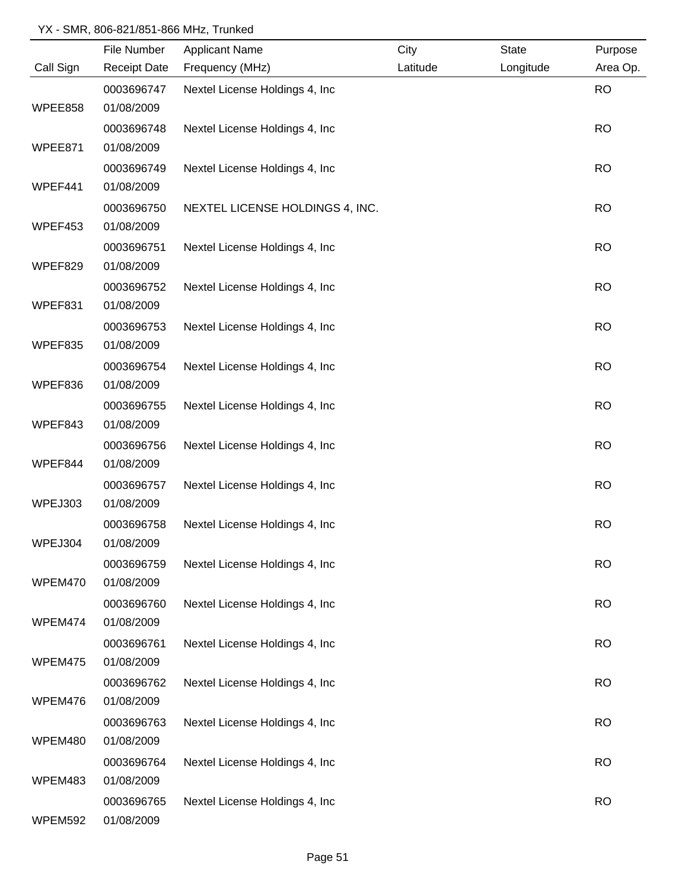YX - SMR, 806-821/851-866 MHz, Trunked

| Call Sign | File Number / Receipt Date | Applicant Name / Frequency (MHz) | City / Latitude | State / Longitude | Purpose / Area Op. |
|---|---|---|---|---|---|
| WPEE858 | 0003696747 01/08/2009 | Nextel License Holdings 4, Inc | | | RO |
| WPEE871 | 0003696748 01/08/2009 | Nextel License Holdings 4, Inc | | | RO |
| WPEF441 | 0003696749 01/08/2009 | Nextel License Holdings 4, Inc | | | RO |
| WPEF453 | 0003696750 01/08/2009 | NEXTEL LICENSE HOLDINGS 4, INC. | | | RO |
| WPEF829 | 0003696751 01/08/2009 | Nextel License Holdings 4, Inc | | | RO |
| WPEF831 | 0003696752 01/08/2009 | Nextel License Holdings 4, Inc | | | RO |
| WPEF835 | 0003696753 01/08/2009 | Nextel License Holdings 4, Inc | | | RO |
| WPEF836 | 0003696754 01/08/2009 | Nextel License Holdings 4, Inc | | | RO |
| WPEF843 | 0003696755 01/08/2009 | Nextel License Holdings 4, Inc | | | RO |
| WPEF844 | 0003696756 01/08/2009 | Nextel License Holdings 4, Inc | | | RO |
| WPEJ303 | 0003696757 01/08/2009 | Nextel License Holdings 4, Inc | | | RO |
| WPEJ304 | 0003696758 01/08/2009 | Nextel License Holdings 4, Inc | | | RO |
| WPEM470 | 0003696759 01/08/2009 | Nextel License Holdings 4, Inc | | | RO |
| WPEM474 | 0003696760 01/08/2009 | Nextel License Holdings 4, Inc | | | RO |
| WPEM475 | 0003696761 01/08/2009 | Nextel License Holdings 4, Inc | | | RO |
| WPEM476 | 0003696762 01/08/2009 | Nextel License Holdings 4, Inc | | | RO |
| WPEM480 | 0003696763 01/08/2009 | Nextel License Holdings 4, Inc | | | RO |
| WPEM483 | 0003696764 01/08/2009 | Nextel License Holdings 4, Inc | | | RO |
| WPEM592 | 0003696765 01/08/2009 | Nextel License Holdings 4, Inc | | | RO |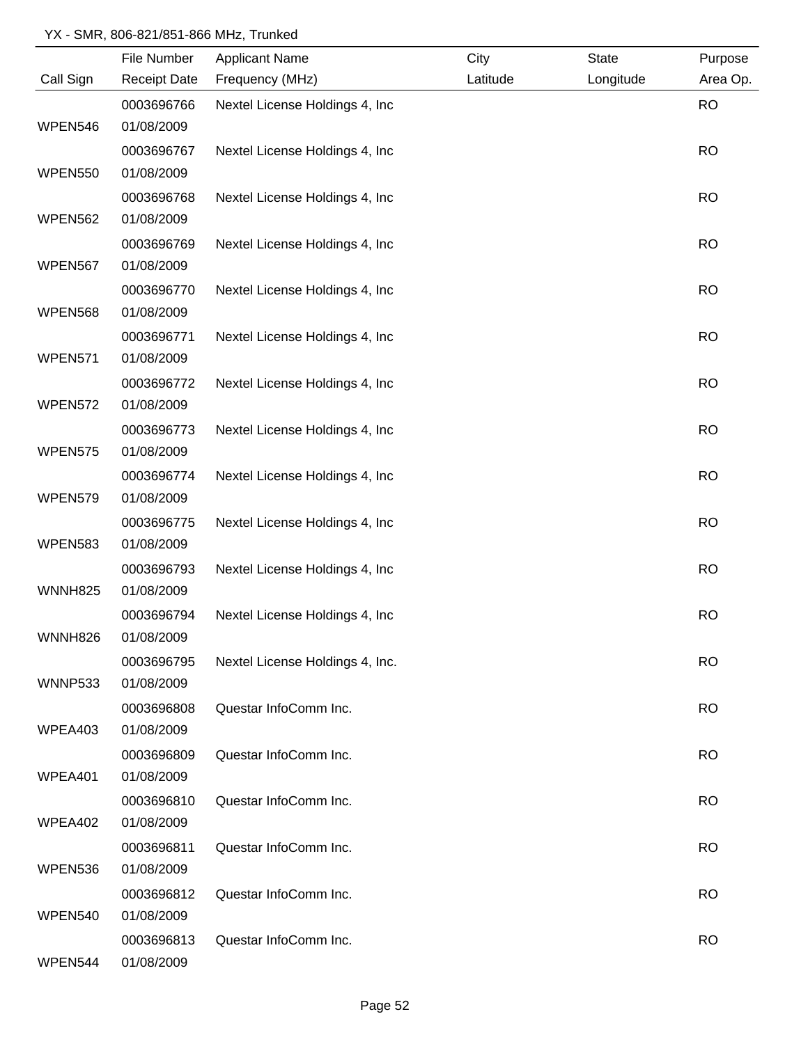YX - SMR, 806-821/851-866 MHz, Trunked

| Call Sign | File Number / Receipt Date | Applicant Name / Frequency (MHz) | City / Latitude | State / Longitude | Purpose / Area Op. |
|---|---|---|---|---|---|
| WPEN546 | 0003696766 / 01/08/2009 | Nextel License Holdings 4, Inc | | | RO |
| WPEN550 | 0003696767 / 01/08/2009 | Nextel License Holdings 4, Inc | | | RO |
| WPEN562 | 0003696768 / 01/08/2009 | Nextel License Holdings 4, Inc | | | RO |
| WPEN567 | 0003696769 / 01/08/2009 | Nextel License Holdings 4, Inc | | | RO |
| WPEN568 | 0003696770 / 01/08/2009 | Nextel License Holdings 4, Inc | | | RO |
| WPEN571 | 0003696771 / 01/08/2009 | Nextel License Holdings 4, Inc | | | RO |
| WPEN572 | 0003696772 / 01/08/2009 | Nextel License Holdings 4, Inc | | | RO |
| WPEN575 | 0003696773 / 01/08/2009 | Nextel License Holdings 4, Inc | | | RO |
| WPEN579 | 0003696774 / 01/08/2009 | Nextel License Holdings 4, Inc | | | RO |
| WPEN583 | 0003696775 / 01/08/2009 | Nextel License Holdings 4, Inc | | | RO |
| WNNH825 | 0003696793 / 01/08/2009 | Nextel License Holdings 4, Inc | | | RO |
| WNNH826 | 0003696794 / 01/08/2009 | Nextel License Holdings 4, Inc | | | RO |
| WNNP533 | 0003696795 / 01/08/2009 | Nextel License Holdings 4, Inc. | | | RO |
| WPEA403 | 0003696808 / 01/08/2009 | Questar InfoComm Inc. | | | RO |
| WPEA401 | 0003696809 / 01/08/2009 | Questar InfoComm Inc. | | | RO |
| WPEA402 | 0003696810 / 01/08/2009 | Questar InfoComm Inc. | | | RO |
| WPEN536 | 0003696811 / 01/08/2009 | Questar InfoComm Inc. | | | RO |
| WPEN540 | 0003696812 / 01/08/2009 | Questar InfoComm Inc. | | | RO |
| WPEN544 | 0003696813 / 01/08/2009 | Questar InfoComm Inc. | | | RO |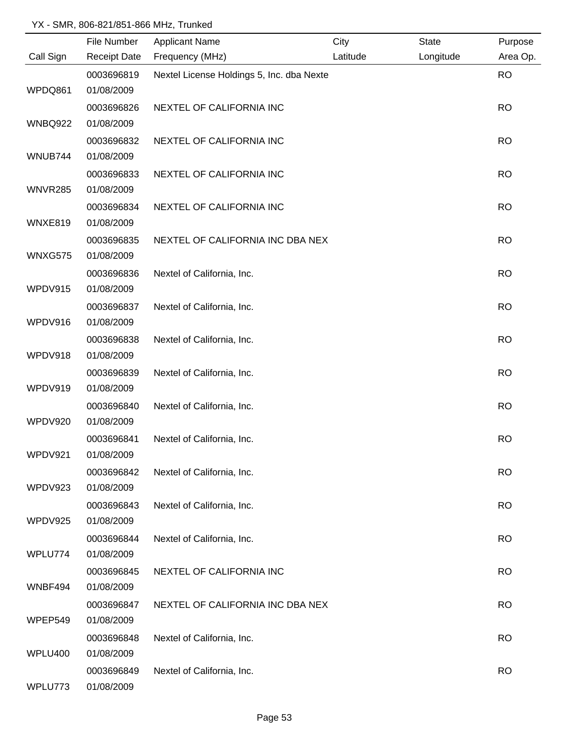YX - SMR, 806-821/851-866 MHz, Trunked

| Call Sign | File Number / Receipt Date | Applicant Name / Frequency (MHz) | City / Latitude | State / Longitude | Purpose / Area Op. |
|---|---|---|---|---|---|
| WPDQ861 | 0003696819 / 01/08/2009 | Nextel License Holdings 5, Inc. dba Nexte | | | RO |
| WNBQ922 | 0003696826 / 01/08/2009 | NEXTEL OF CALIFORNIA INC | | | RO |
| WNUB744 | 0003696832 / 01/08/2009 | NEXTEL OF CALIFORNIA INC | | | RO |
| WNVR285 | 0003696833 / 01/08/2009 | NEXTEL OF CALIFORNIA INC | | | RO |
| WNXE819 | 0003696834 / 01/08/2009 | NEXTEL OF CALIFORNIA INC | | | RO |
| WNXG575 | 0003696835 / 01/08/2009 | NEXTEL OF CALIFORNIA INC DBA NEX | | | RO |
| WPDV915 | 0003696836 / 01/08/2009 | Nextel of California, Inc. | | | RO |
| WPDV916 | 0003696837 / 01/08/2009 | Nextel of California, Inc. | | | RO |
| WPDV918 | 0003696838 / 01/08/2009 | Nextel of California, Inc. | | | RO |
| WPDV919 | 0003696839 / 01/08/2009 | Nextel of California, Inc. | | | RO |
| WPDV920 | 0003696840 / 01/08/2009 | Nextel of California, Inc. | | | RO |
| WPDV921 | 0003696841 / 01/08/2009 | Nextel of California, Inc. | | | RO |
| WPDV923 | 0003696842 / 01/08/2009 | Nextel of California, Inc. | | | RO |
| WPDV925 | 0003696843 / 01/08/2009 | Nextel of California, Inc. | | | RO |
| WPLU774 | 0003696844 / 01/08/2009 | Nextel of California, Inc. | | | RO |
| WNBF494 | 0003696845 / 01/08/2009 | NEXTEL OF CALIFORNIA INC | | | RO |
| WPEP549 | 0003696847 / 01/08/2009 | NEXTEL OF CALIFORNIA INC DBA NEX | | | RO |
| WPLU400 | 0003696848 / 01/08/2009 | Nextel of California, Inc. | | | RO |
| WPLU773 | 0003696849 / 01/08/2009 | Nextel of California, Inc. | | | RO |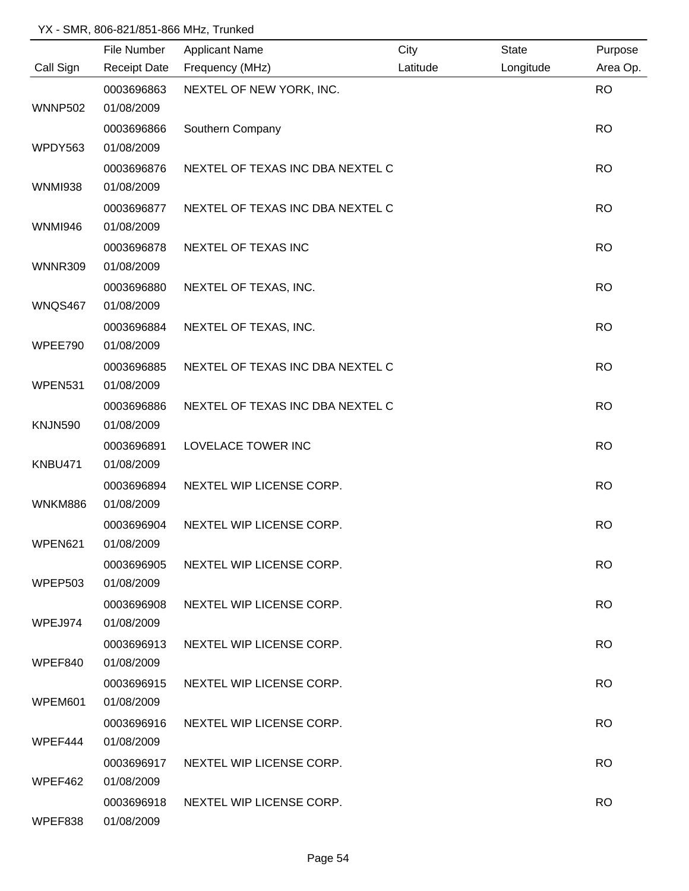YX - SMR, 806-821/851-866 MHz, Trunked

| Call Sign | File Number / Receipt Date | Applicant Name / Frequency (MHz) | City / Latitude | State / Longitude | Purpose / Area Op. |
|---|---|---|---|---|---|
| WNNP502 | 0003696863 01/08/2009 | NEXTEL OF NEW YORK, INC. | | | RO |
| WPDY563 | 0003696866 01/08/2009 | Southern Company | | | RO |
| WNMI938 | 0003696876 01/08/2009 | NEXTEL OF TEXAS INC DBA NEXTEL C | | | RO |
| WNMI946 | 0003696877 01/08/2009 | NEXTEL OF TEXAS INC DBA NEXTEL C | | | RO |
| WNNR309 | 0003696878 01/08/2009 | NEXTEL OF TEXAS INC | | | RO |
| WNQS467 | 0003696880 01/08/2009 | NEXTEL OF TEXAS, INC. | | | RO |
| WPEE790 | 0003696884 01/08/2009 | NEXTEL OF TEXAS, INC. | | | RO |
| WPEN531 | 0003696885 01/08/2009 | NEXTEL OF TEXAS INC DBA NEXTEL C | | | RO |
| KNJN590 | 0003696886 01/08/2009 | NEXTEL OF TEXAS INC DBA NEXTEL C | | | RO |
| KNBU471 | 0003696891 01/08/2009 | LOVELACE TOWER INC | | | RO |
| WNKM886 | 0003696894 01/08/2009 | NEXTEL WIP LICENSE CORP. | | | RO |
| WPEN621 | 0003696904 01/08/2009 | NEXTEL WIP LICENSE CORP. | | | RO |
| WPEP503 | 0003696905 01/08/2009 | NEXTEL WIP LICENSE CORP. | | | RO |
| WPEJ974 | 0003696908 01/08/2009 | NEXTEL WIP LICENSE CORP. | | | RO |
| WPEF840 | 0003696913 01/08/2009 | NEXTEL WIP LICENSE CORP. | | | RO |
| WPEM601 | 0003696915 01/08/2009 | NEXTEL WIP LICENSE CORP. | | | RO |
| WPEF444 | 0003696916 01/08/2009 | NEXTEL WIP LICENSE CORP. | | | RO |
| WPEF462 | 0003696917 01/08/2009 | NEXTEL WIP LICENSE CORP. | | | RO |
| WPEF838 | 0003696918 01/08/2009 | NEXTEL WIP LICENSE CORP. | | | RO |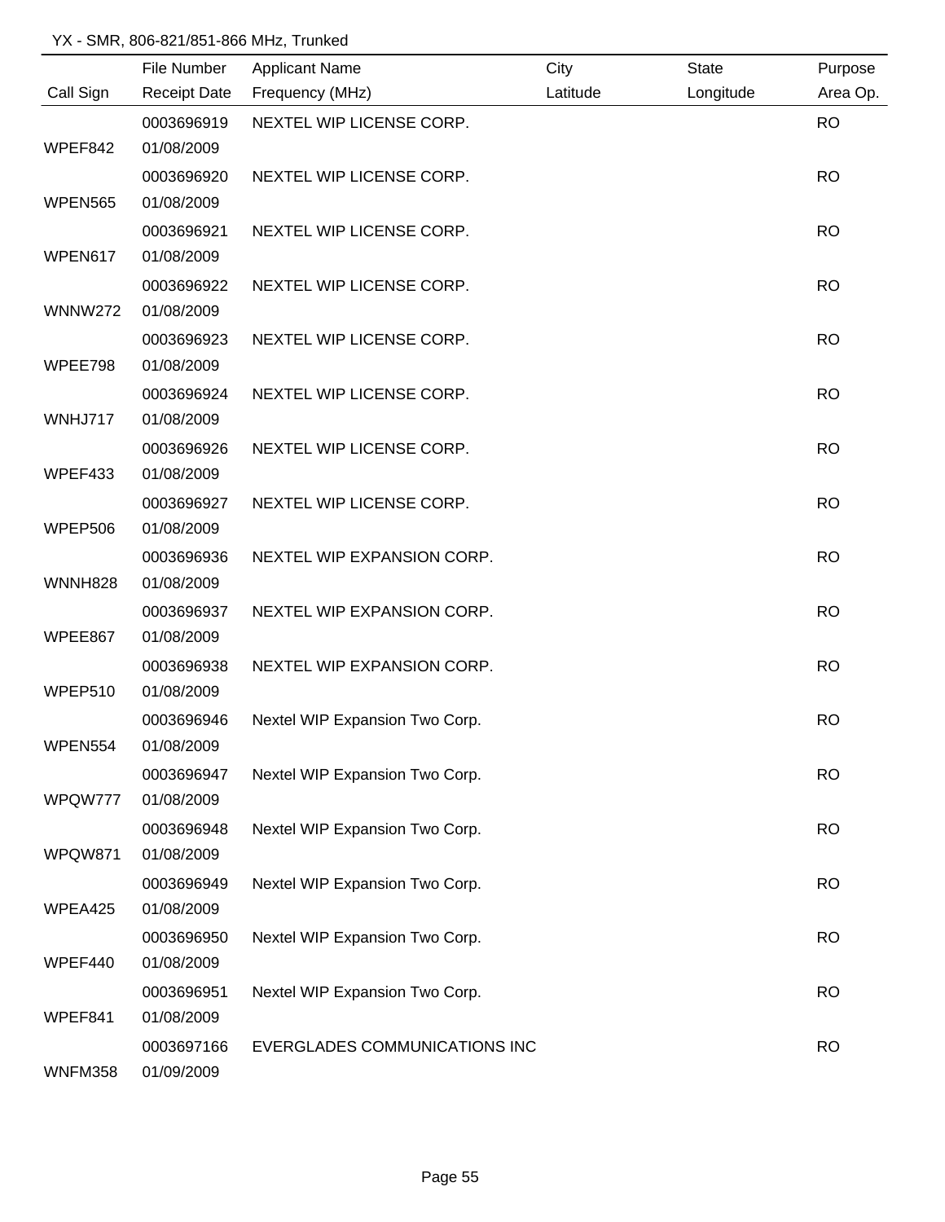YX - SMR, 806-821/851-866 MHz, Trunked

| Call Sign | File Number / Receipt Date | Applicant Name / Frequency (MHz) | City / Latitude | State / Longitude | Purpose / Area Op. |
|---|---|---|---|---|---|
| WPEF842 | 0003696919 / 01/08/2009 | NEXTEL WIP LICENSE CORP. | | | RO |
| WPEN565 | 0003696920 / 01/08/2009 | NEXTEL WIP LICENSE CORP. | | | RO |
| WPEN617 | 0003696921 / 01/08/2009 | NEXTEL WIP LICENSE CORP. | | | RO |
| WNNW272 | 0003696922 / 01/08/2009 | NEXTEL WIP LICENSE CORP. | | | RO |
| WPEE798 | 0003696923 / 01/08/2009 | NEXTEL WIP LICENSE CORP. | | | RO |
| WNHJ717 | 0003696924 / 01/08/2009 | NEXTEL WIP LICENSE CORP. | | | RO |
| WPEF433 | 0003696926 / 01/08/2009 | NEXTEL WIP LICENSE CORP. | | | RO |
| WPEP506 | 0003696927 / 01/08/2009 | NEXTEL WIP LICENSE CORP. | | | RO |
| WNNH828 | 0003696936 / 01/08/2009 | NEXTEL WIP EXPANSION CORP. | | | RO |
| WPEE867 | 0003696937 / 01/08/2009 | NEXTEL WIP EXPANSION CORP. | | | RO |
| WPEP510 | 0003696938 / 01/08/2009 | NEXTEL WIP EXPANSION CORP. | | | RO |
| WPEN554 | 0003696946 / 01/08/2009 | Nextel WIP Expansion Two Corp. | | | RO |
| WPQW777 | 0003696947 / 01/08/2009 | Nextel WIP Expansion Two Corp. | | | RO |
| WPQW871 | 0003696948 / 01/08/2009 | Nextel WIP Expansion Two Corp. | | | RO |
| WPEA425 | 0003696949 / 01/08/2009 | Nextel WIP Expansion Two Corp. | | | RO |
| WPEF440 | 0003696950 / 01/08/2009 | Nextel WIP Expansion Two Corp. | | | RO |
| WPEF841 | 0003696951 / 01/08/2009 | Nextel WIP Expansion Two Corp. | | | RO |
| WNFM358 | 0003697166 / 01/09/2009 | EVERGLADES COMMUNICATIONS INC | | | RO |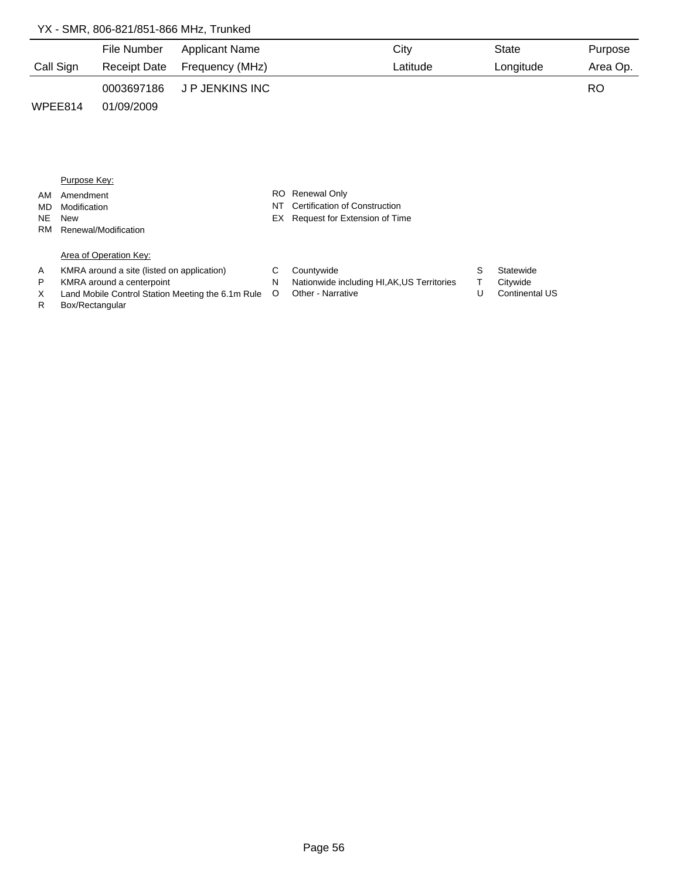YX - SMR, 806-821/851-866 MHz, Trunked

| Call Sign | File Number / Receipt Date | Applicant Name / Frequency (MHz) | City / Latitude | State / Longitude | Purpose / Area Op. |
|---|---|---|---|---|---|
| WPEE814 | 0003697186 / 01/09/2009 | J P JENKINS INC | | | RO |

Purpose Key:

- AM Amendment
- MD Modification
- NE New
- RM Renewal/Modification
- RO Renewal Only
- NT Certification of Construction
- EX Request for Extension of Time

Area of Operation Key:

- A KMRA around a site (listed on application)
- P KMRA around a centerpoint
- X Land Mobile Control Station Meeting the 6.1m Rule
- R Box/Rectangular
- C Countywide
- N Nationwide including HI,AK,US Territories
- O Other - Narrative
- S Statewide
- T Citywide
- U Continental US